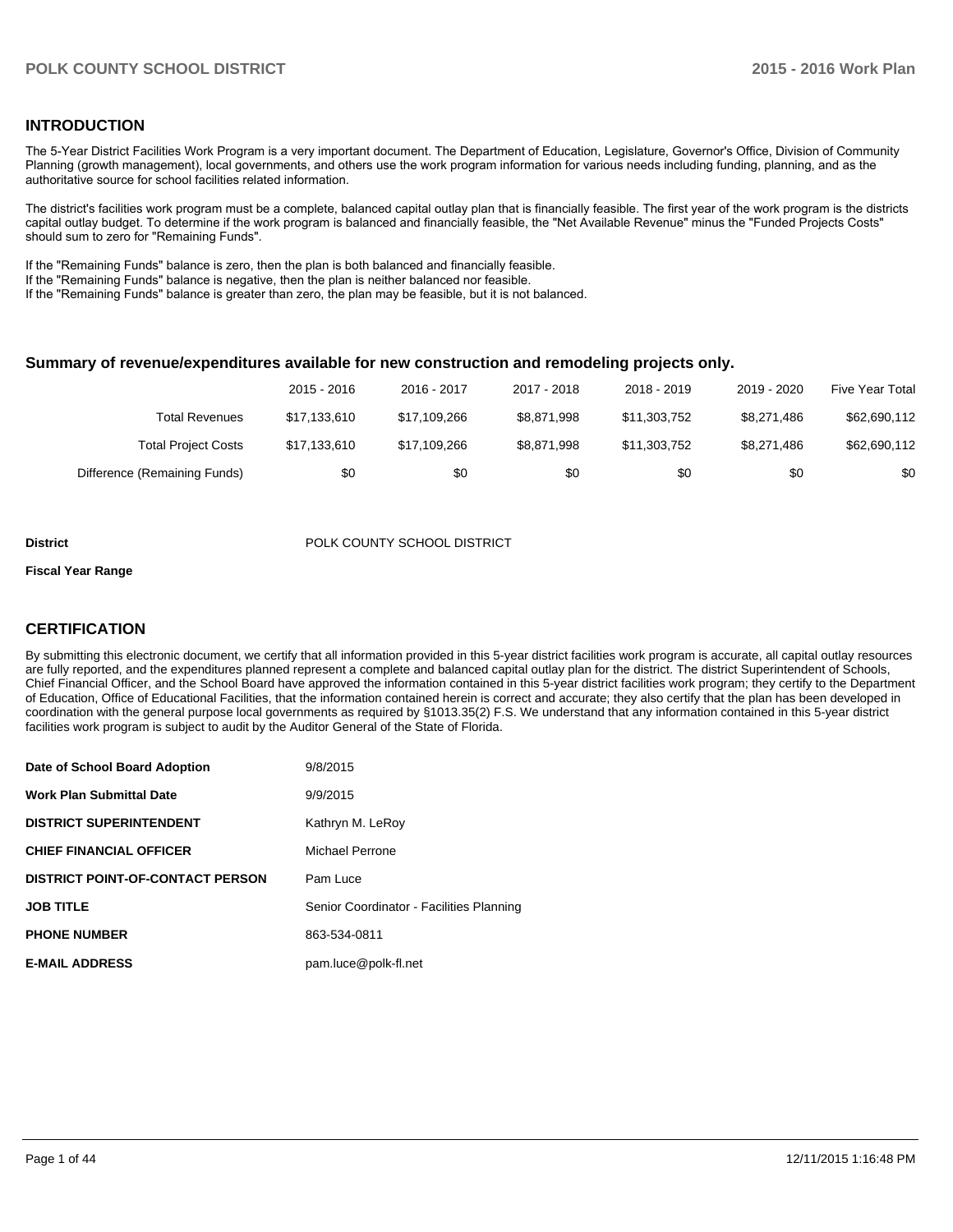## INTRODUCTION

The 5-Year District Facilities Work Program is a very important document. The Department of Education, Legislature, Governor's Office, Division of Community Planning (growth management), local governments, and others use the work program information for various needs including funding, planning, and as the authoritative source for school facilities related information.

The district's facilities work program must be a complete, balanced capital outlay plan that is financially feasible. The first year of the work program is the districts capital outlay budget. To determine if the work program is balanced and financially feasible, the "Net Available Revenue" minus the "Funded Projects Costs" should sum to zero for "Remaining Funds".

If the "Remaining Funds" balance is zero, then the plan is both balanced and financially feasible.
If the "Remaining Funds" balance is negative, then the plan is neither balanced nor feasible.
If the "Remaining Funds" balance is greater than zero, the plan may be feasible, but it is not balanced.

### Summary of revenue/expenditures available for new construction and remodeling projects only.

| | 2015 - 2016 | 2016 - 2017 | 2017 - 2018 | 2018 - 2019 | 2019 - 2020 | Five Year Total |
|---|---|---|---|---|---|---|
| Total Revenues | $17,133,610 | $17,109,266 | $8,871,998 | $11,303,752 | $8,271,486 | $62,690,112 |
| Total Project Costs | $17,133,610 | $17,109,266 | $8,871,998 | $11,303,752 | $8,271,486 | $62,690,112 |
| Difference (Remaining Funds) | $0 | $0 | $0 | $0 | $0 | $0 |

**District** POLK COUNTY SCHOOL DISTRICT

**Fiscal Year Range**

## CERTIFICATION

By submitting this electronic document, we certify that all information provided in this 5-year district facilities work program is accurate, all capital outlay resources are fully reported, and the expenditures planned represent a complete and balanced capital outlay plan for the district. The district Superintendent of Schools, Chief Financial Officer, and the School Board have approved the information contained in this 5-year district facilities work program; they certify to the Department of Education, Office of Educational Facilities, that the information contained herein is correct and accurate; they also certify that the plan has been developed in coordination with the general purpose local governments as required by §1013.35(2) F.S. We understand that any information contained in this 5-year district facilities work program is subject to audit by the Auditor General of the State of Florida.

| | |
|---|---|
| **Date of School Board Adoption** | 9/8/2015 |
| **Work Plan Submittal Date** | 9/9/2015 |
| **DISTRICT SUPERINTENDENT** | Kathryn M. LeRoy |
| **CHIEF FINANCIAL OFFICER** | Michael Perrone |
| **DISTRICT POINT-OF-CONTACT PERSON** | Pam Luce |
| **JOB TITLE** | Senior Coordinator - Facilities Planning |
| **PHONE NUMBER** | 863-534-0811 |
| **E-MAIL ADDRESS** | pam.luce@polk-fl.net |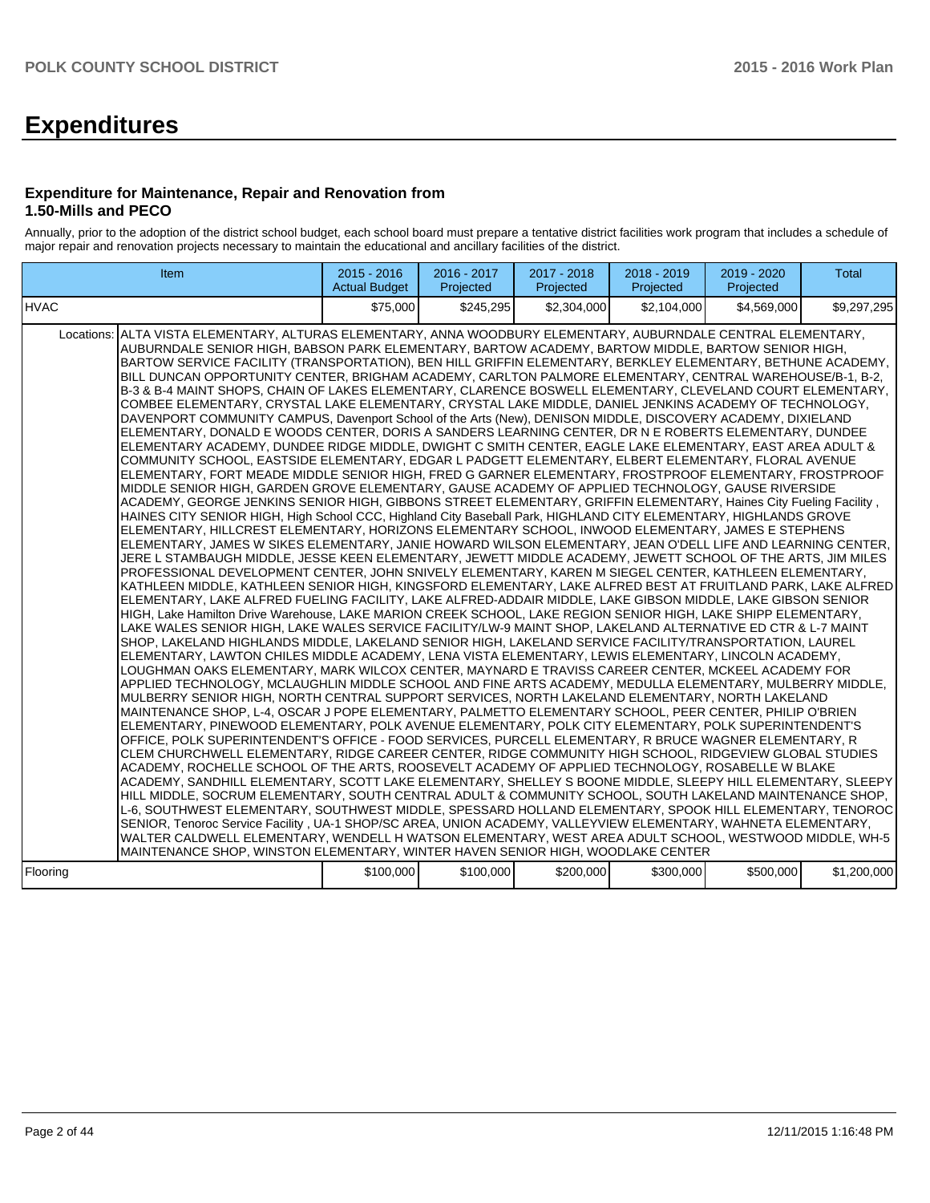# Expenditures

### Expenditure for Maintenance, Repair and Renovation from 1.50-Mills and PECO

Annually, prior to the adoption of the district school budget, each school board must prepare a tentative district facilities work program that includes a schedule of major repair and renovation projects necessary to maintain the educational and ancillary facilities of the district.

| Item | | 2015 - 2016 Actual Budget | 2016 - 2017 Projected | 2017 - 2018 Projected | 2018 - 2019 Projected | 2019 - 2020 Projected | Total |
|---|---|---|---|---|---|---|---|
| HVAC | | $75,000 | $245,295 | $2,304,000 | $2,104,000 | $4,569,000 | $9,297,295 |
| Locations: | ALTA VISTA ELEMENTARY, ALTURAS ELEMENTARY, ANNA WOODBURY ELEMENTARY, AUBURNDALE CENTRAL ELEMENTARY, AUBURNDALE SENIOR HIGH, BABSON PARK ELEMENTARY, BARTOW ACADEMY, BARTOW MIDDLE, BARTOW SENIOR HIGH, BARTOW SERVICE FACILITY (TRANSPORTATION), BEN HILL GRIFFIN ELEMENTARY, BERKLEY ELEMENTARY, BETHUNE ACADEMY, BILL DUNCAN OPPORTUNITY CENTER, BRIGHAM ACADEMY, CARLTON PALMORE ELEMENTARY, CENTRAL WAREHOUSE/B-1, B-2, B-3 & B-4 MAINT SHOPS, CHAIN OF LAKES ELEMENTARY, CLARENCE BOSWELL ELEMENTARY, CLEVELAND COURT ELEMENTARY, COMBEE ELEMENTARY, CRYSTAL LAKE ELEMENTARY, CRYSTAL LAKE MIDDLE, DANIEL JENKINS ACADEMY OF TECHNOLOGY, DAVENPORT COMMUNITY CAMPUS, Davenport School of the Arts (New), DENISON MIDDLE, DISCOVERY ACADEMY, DIXIELAND ELEMENTARY, DONALD E WOODS CENTER, DORIS A SANDERS LEARNING CENTER, DR N E ROBERTS ELEMENTARY, DUNDEE ELEMENTARY ACADEMY, DUNDEE RIDGE MIDDLE, DWIGHT C SMITH CENTER, EAGLE LAKE ELEMENTARY, EAST AREA ADULT & COMMUNITY SCHOOL, EASTSIDE ELEMENTARY, EDGAR L PADGETT ELEMENTARY, ELBERT ELEMENTARY, FLORAL AVENUE ELEMENTARY, FORT MEADE MIDDLE SENIOR HIGH, FRED G GARNER ELEMENTARY, FROSTPROOF ELEMENTARY, FROSTPROOF MIDDLE SENIOR HIGH, GARDEN GROVE ELEMENTARY, GAUSE ACADEMY OF APPLIED TECHNOLOGY, GAUSE RIVERSIDE ACADEMY, GEORGE JENKINS SENIOR HIGH, GIBBONS STREET ELEMENTARY, GRIFFIN ELEMENTARY, Haines City Fueling Facility , HAINES CITY SENIOR HIGH, High School CCC, Highland City Baseball Park, HIGHLAND CITY ELEMENTARY, HIGHLANDS GROVE ELEMENTARY, HILLCREST ELEMENTARY, HORIZONS ELEMENTARY SCHOOL, INWOOD ELEMENTARY, JAMES E STEPHENS ELEMENTARY, JAMES W SIKES ELEMENTARY, JANIE HOWARD WILSON ELEMENTARY, JEAN O'DELL LIFE AND LEARNING CENTER, JERE L STAMBAUGH MIDDLE, JESSE KEEN ELEMENTARY, JEWETT MIDDLE ACADEMY, JEWETT SCHOOL OF THE ARTS, JIM MILES PROFESSIONAL DEVELOPMENT CENTER, JOHN SNIVELY ELEMENTARY, KAREN M SIEGEL CENTER, KATHLEEN ELEMENTARY, KATHLEEN MIDDLE, KATHLEEN SENIOR HIGH, KINGSFORD ELEMENTARY, LAKE ALFRED BEST AT FRUITLAND PARK, LAKE ALFRED ELEMENTARY, LAKE ALFRED FUELING FACILITY, LAKE ALFRED-ADDAIR MIDDLE, LAKE GIBSON MIDDLE, LAKE GIBSON SENIOR HIGH, Lake Hamilton Drive Warehouse, LAKE MARION CREEK SCHOOL, LAKE REGION SENIOR HIGH, LAKE SHIPP ELEMENTARY, LAKE WALES SENIOR HIGH, LAKE WALES SERVICE FACILITY/LW-9 MAINT SHOP, LAKELAND ALTERNATIVE ED CTR & L-7 MAINT SHOP, LAKELAND HIGHLANDS MIDDLE, LAKELAND SENIOR HIGH, LAKELAND SERVICE FACILITY/TRANSPORTATION, LAUREL ELEMENTARY, LAWTON CHILES MIDDLE ACADEMY, LENA VISTA ELEMENTARY, LEWIS ELEMENTARY, LINCOLN ACADEMY, LOUGHMAN OAKS ELEMENTARY, MARK WILCOX CENTER, MAYNARD E TRAVISS CAREER CENTER, MCKEEL ACADEMY FOR APPLIED TECHNOLOGY, MCLAUGHLIN MIDDLE SCHOOL AND FINE ARTS ACADEMY, MEDULLA ELEMENTARY, MULBERRY MIDDLE, MULBERRY SENIOR HIGH, NORTH CENTRAL SUPPORT SERVICES, NORTH LAKELAND ELEMENTARY, NORTH LAKELAND MAINTENANCE SHOP, L-4, OSCAR J POPE ELEMENTARY, PALMETTO ELEMENTARY SCHOOL, PEER CENTER, PHILIP O'BRIEN ELEMENTARY, PINEWOOD ELEMENTARY, POLK AVENUE ELEMENTARY, POLK CITY ELEMENTARY, POLK SUPERINTENDENT'S OFFICE, POLK SUPERINTENDENT'S OFFICE - FOOD SERVICES, PURCELL ELEMENTARY, R BRUCE WAGNER ELEMENTARY, R CLEM CHURCHWELL ELEMENTARY, RIDGE CAREER CENTER, RIDGE COMMUNITY HIGH SCHOOL, RIDGEVIEW GLOBAL STUDIES ACADEMY, ROCHELLE SCHOOL OF THE ARTS, ROOSEVELT ACADEMY OF APPLIED TECHNOLOGY, ROSABELLE W BLAKE ACADEMY, SANDHILL ELEMENTARY, SCOTT LAKE ELEMENTARY, SHELLEY S BOONE MIDDLE, SLEEPY HILL ELEMENTARY, SLEEPY HILL MIDDLE, SOCRUM ELEMENTARY, SOUTH CENTRAL ADULT & COMMUNITY SCHOOL, SOUTH LAKELAND MAINTENANCE SHOP, L-6, SOUTHWEST ELEMENTARY, SOUTHWEST MIDDLE, SPESSARD HOLLAND ELEMENTARY, SPOOK HILL ELEMENTARY, TENOROC SENIOR, Tenoroc Service Facility , UA-1 SHOP/SC AREA, UNION ACADEMY, VALLEYVIEW ELEMENTARY, WAHNETA ELEMENTARY, WALTER CALDWELL ELEMENTARY, WENDELL H WATSON ELEMENTARY, WEST AREA ADULT SCHOOL, WESTWOOD MIDDLE, WH-5 MAINTENANCE SHOP, WINSTON ELEMENTARY, WINTER HAVEN SENIOR HIGH, WOODLAKE CENTER | | | | | | |
| Flooring | | $100,000 | $100,000 | $200,000 | $300,000 | $500,000 | $1,200,000 |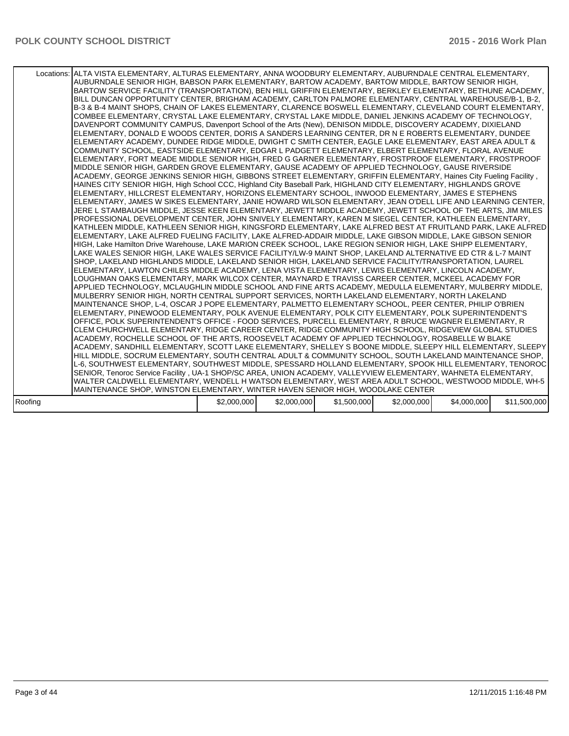| | | | | | | |
|---|---|---|---|---|---|---|
| Locations: | ALTA VISTA ELEMENTARY, ALTURAS ELEMENTARY, ANNA WOODBURY ELEMENTARY, AUBURNDALE CENTRAL ELEMENTARY, AUBURNDALE SENIOR HIGH, BABSON PARK ELEMENTARY, BARTOW ACADEMY, BARTOW MIDDLE, BARTOW SENIOR HIGH, BARTOW SERVICE FACILITY (TRANSPORTATION), BEN HILL GRIFFIN ELEMENTARY, BERKLEY ELEMENTARY, BETHUNE ACADEMY, BILL DUNCAN OPPORTUNITY CENTER, BRIGHAM ACADEMY, CARLTON PALMORE ELEMENTARY, CENTRAL WAREHOUSE/B-1, B-2, B-3 & B-4 MAINT SHOPS, CHAIN OF LAKES ELEMENTARY, CLARENCE BOSWELL ELEMENTARY, CLEVELAND COURT ELEMENTARY, COMBEE ELEMENTARY, CRYSTAL LAKE ELEMENTARY, CRYSTAL LAKE MIDDLE, DANIEL JENKINS ACADEMY OF TECHNOLOGY, DAVENPORT COMMUNITY CAMPUS, Davenport School of the Arts (New), DENISON MIDDLE, DISCOVERY ACADEMY, DIXIELAND ELEMENTARY, DONALD E WOODS CENTER, DORIS A SANDERS LEARNING CENTER, DR N E ROBERTS ELEMENTARY, DUNDEE ELEMENTARY ACADEMY, DUNDEE RIDGE MIDDLE, DWIGHT C SMITH CENTER, EAGLE LAKE ELEMENTARY, EAST AREA ADULT & COMMUNITY SCHOOL, EASTSIDE ELEMENTARY, EDGAR L PADGETT ELEMENTARY, ELBERT ELEMENTARY, FLORAL AVENUE ELEMENTARY, FORT MEADE MIDDLE SENIOR HIGH, FRED G GARNER ELEMENTARY, FROSTPROOF ELEMENTARY, FROSTPROOF MIDDLE SENIOR HIGH, GARDEN GROVE ELEMENTARY, GAUSE ACADEMY OF APPLIED TECHNOLOGY, GAUSE RIVERSIDE ACADEMY, GEORGE JENKINS SENIOR HIGH, GIBBONS STREET ELEMENTARY, GRIFFIN ELEMENTARY, Haines City Fueling Facility , HAINES CITY SENIOR HIGH, High School CCC, Highland City Baseball Park, HIGHLAND CITY ELEMENTARY, HIGHLANDS GROVE ELEMENTARY, HILLCREST ELEMENTARY, HORIZONS ELEMENTARY SCHOOL, INWOOD ELEMENTARY, JAMES E STEPHENS ELEMENTARY, JAMES W SIKES ELEMENTARY, JANIE HOWARD WILSON ELEMENTARY, JEAN O'DELL LIFE AND LEARNING CENTER, JERE L STAMBAUGH MIDDLE, JESSE KEEN ELEMENTARY, JEWETT MIDDLE ACADEMY, JEWETT SCHOOL OF THE ARTS, JIM MILES PROFESSIONAL DEVELOPMENT CENTER, JOHN SNIVELY ELEMENTARY, KAREN M SIEGEL CENTER, KATHLEEN ELEMENTARY, KATHLEEN MIDDLE, KATHLEEN SENIOR HIGH, KINGSFORD ELEMENTARY, LAKE ALFRED BEST AT FRUITLAND PARK, LAKE ALFRED ELEMENTARY, LAKE ALFRED FUELING FACILITY, LAKE ALFRED-ADDAIR MIDDLE, LAKE GIBSON MIDDLE, LAKE GIBSON SENIOR HIGH, Lake Hamilton Drive Warehouse, LAKE MARION CREEK SCHOOL, LAKE REGION SENIOR HIGH, LAKE SHIPP ELEMENTARY, LAKE WALES SENIOR HIGH, LAKE WALES SERVICE FACILITY/LW-9 MAINT SHOP, LAKELAND ALTERNATIVE ED CTR & L-7 MAINT SHOP, LAKELAND HIGHLANDS MIDDLE, LAKELAND SENIOR HIGH, LAKELAND SERVICE FACILITY/TRANSPORTATION, LAUREL ELEMENTARY, LAWTON CHILES MIDDLE ACADEMY, LENA VISTA ELEMENTARY, LEWIS ELEMENTARY, LINCOLN ACADEMY, LOUGHMAN OAKS ELEMENTARY, MARK WILCOX CENTER, MAYNARD E TRAVISS CAREER CENTER, MCKEEL ACADEMY FOR APPLIED TECHNOLOGY, MCLAUGHLIN MIDDLE SCHOOL AND FINE ARTS ACADEMY, MEDULLA ELEMENTARY, MULBERRY MIDDLE, MULBERRY SENIOR HIGH, NORTH CENTRAL SUPPORT SERVICES, NORTH LAKELAND ELEMENTARY, NORTH LAKELAND MAINTENANCE SHOP, L-4, OSCAR J POPE ELEMENTARY, PALMETTO ELEMENTARY SCHOOL, PEER CENTER, PHILIP O'BRIEN ELEMENTARY, PINEWOOD ELEMENTARY, POLK AVENUE ELEMENTARY, POLK CITY ELEMENTARY, POLK SUPERINTENDENT'S OFFICE, POLK SUPERINTENDENT'S OFFICE - FOOD SERVICES, PURCELL ELEMENTARY, R BRUCE WAGNER ELEMENTARY, R CLEM CHURCHWELL ELEMENTARY, RIDGE CAREER CENTER, RIDGE COMMUNITY HIGH SCHOOL, RIDGEVIEW GLOBAL STUDIES ACADEMY, ROCHELLE SCHOOL OF THE ARTS, ROOSEVELT ACADEMY OF APPLIED TECHNOLOGY, ROSABELLE W BLAKE ACADEMY, SANDHILL ELEMENTARY, SCOTT LAKE ELEMENTARY, SHELLEY S BOONE MIDDLE, SLEEPY HILL ELEMENTARY, SLEEPY HILL MIDDLE, SOCRUM ELEMENTARY, SOUTH CENTRAL ADULT & COMMUNITY SCHOOL, SOUTH LAKELAND MAINTENANCE SHOP, L-6, SOUTHWEST ELEMENTARY, SOUTHWEST MIDDLE, SPESSARD HOLLAND ELEMENTARY, SPOOK HILL ELEMENTARY, TENOROC SENIOR, Tenoroc Service Facility , UA-1 SHOP/SC AREA, UNION ACADEMY, VALLEYVIEW ELEMENTARY, WAHNETA ELEMENTARY, WALTER CALDWELL ELEMENTARY, WENDELL H WATSON ELEMENTARY, WEST AREA ADULT SCHOOL, WESTWOOD MIDDLE, WH-5 MAINTENANCE SHOP, WINSTON ELEMENTARY, WINTER HAVEN SENIOR HIGH, WOODLAKE CENTER | | | | | |
| Roofing | $2,000,000 | $2,000,000 | $1,500,000 | $2,000,000 | $4,000,000 | $11,500,000 |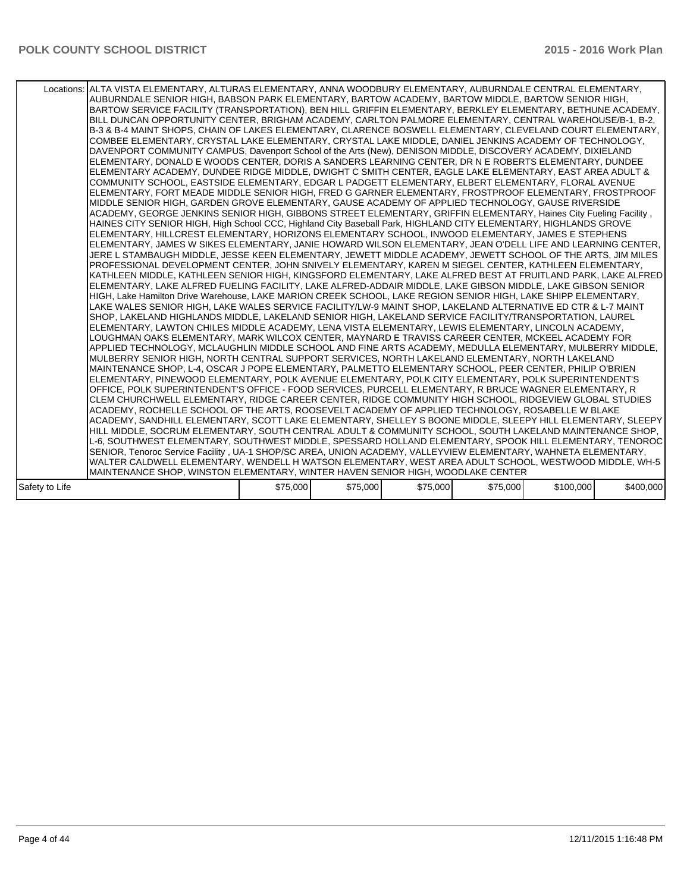| | | | | | | |
|---|---|---|---|---|---|---|
| Locations: | ALTA VISTA ELEMENTARY, ALTURAS ELEMENTARY, ANNA WOODBURY ELEMENTARY, AUBURNDALE CENTRAL ELEMENTARY, AUBURNDALE SENIOR HIGH, BABSON PARK ELEMENTARY, BARTOW ACADEMY, BARTOW MIDDLE, BARTOW SENIOR HIGH, BARTOW SERVICE FACILITY (TRANSPORTATION), BEN HILL GRIFFIN ELEMENTARY, BERKLEY ELEMENTARY, BETHUNE ACADEMY, BILL DUNCAN OPPORTUNITY CENTER, BRIGHAM ACADEMY, CARLTON PALMORE ELEMENTARY, CENTRAL WAREHOUSE/B-1, B-2, B-3 & B-4 MAINT SHOPS, CHAIN OF LAKES ELEMENTARY, CLARENCE BOSWELL ELEMENTARY, CLEVELAND COURT ELEMENTARY, COMBEE ELEMENTARY, CRYSTAL LAKE ELEMENTARY, CRYSTAL LAKE MIDDLE, DANIEL JENKINS ACADEMY OF TECHNOLOGY, DAVENPORT COMMUNITY CAMPUS, Davenport School of the Arts (New), DENISON MIDDLE, DISCOVERY ACADEMY, DIXIELAND ELEMENTARY, DONALD E WOODS CENTER, DORIS A SANDERS LEARNING CENTER, DR N E ROBERTS ELEMENTARY, DUNDEE ELEMENTARY ACADEMY, DUNDEE RIDGE MIDDLE, DWIGHT C SMITH CENTER, EAGLE LAKE ELEMENTARY, EAST AREA ADULT & COMMUNITY SCHOOL, EASTSIDE ELEMENTARY, EDGAR L PADGETT ELEMENTARY, ELBERT ELEMENTARY, FLORAL AVENUE ELEMENTARY, FORT MEADE MIDDLE SENIOR HIGH, FRED G GARNER ELEMENTARY, FROSTPROOF ELEMENTARY, FROSTPROOF MIDDLE SENIOR HIGH, GARDEN GROVE ELEMENTARY, GAUSE ACADEMY OF APPLIED TECHNOLOGY, GAUSE RIVERSIDE ACADEMY, GEORGE JENKINS SENIOR HIGH, GIBBONS STREET ELEMENTARY, GRIFFIN ELEMENTARY, Haines City Fueling Facility , HAINES CITY SENIOR HIGH, High School CCC, Highland City Baseball Park, HIGHLAND CITY ELEMENTARY, HIGHLANDS GROVE ELEMENTARY, HILLCREST ELEMENTARY, HORIZONS ELEMENTARY SCHOOL, INWOOD ELEMENTARY, JAMES E STEPHENS ELEMENTARY, JAMES W SIKES ELEMENTARY, JANIE HOWARD WILSON ELEMENTARY, JEAN O'DELL LIFE AND LEARNING CENTER, JERE L STAMBAUGH MIDDLE, JESSE KEEN ELEMENTARY, JEWETT MIDDLE ACADEMY, JEWETT SCHOOL OF THE ARTS, JIM MILES PROFESSIONAL DEVELOPMENT CENTER, JOHN SNIVELY ELEMENTARY, KAREN M SIEGEL CENTER, KATHLEEN ELEMENTARY, KATHLEEN MIDDLE, KATHLEEN SENIOR HIGH, KINGSFORD ELEMENTARY, LAKE ALFRED BEST AT FRUITLAND PARK, LAKE ALFRED ELEMENTARY, LAKE ALFRED FUELING FACILITY, LAKE ALFRED-ADDAIR MIDDLE, LAKE GIBSON MIDDLE, LAKE GIBSON SENIOR HIGH, Lake Hamilton Drive Warehouse, LAKE MARION CREEK SCHOOL, LAKE REGION SENIOR HIGH, LAKE SHIPP ELEMENTARY, LAKE WALES SENIOR HIGH, LAKE WALES SERVICE FACILITY/LW-9 MAINT SHOP, LAKELAND ALTERNATIVE ED CTR & L-7 MAINT SHOP, LAKELAND HIGHLANDS MIDDLE, LAKELAND SENIOR HIGH, LAKELAND SERVICE FACILITY/TRANSPORTATION, LAUREL ELEMENTARY, LAWTON CHILES MIDDLE ACADEMY, LENA VISTA ELEMENTARY, LEWIS ELEMENTARY, LINCOLN ACADEMY, LOUGHMAN OAKS ELEMENTARY, MARK WILCOX CENTER, MAYNARD E TRAVISS CAREER CENTER, MCKEEL ACADEMY FOR APPLIED TECHNOLOGY, MCLAUGHLIN MIDDLE SCHOOL AND FINE ARTS ACADEMY, MEDULLA ELEMENTARY, MULBERRY MIDDLE, MULBERRY SENIOR HIGH, NORTH CENTRAL SUPPORT SERVICES, NORTH LAKELAND ELEMENTARY, NORTH LAKELAND MAINTENANCE SHOP, L-4, OSCAR J POPE ELEMENTARY, PALMETTO ELEMENTARY SCHOOL, PEER CENTER, PHILIP O'BRIEN ELEMENTARY, PINEWOOD ELEMENTARY, POLK AVENUE ELEMENTARY, POLK CITY ELEMENTARY, POLK SUPERINTENDENT'S OFFICE, POLK SUPERINTENDENT'S OFFICE - FOOD SERVICES, PURCELL ELEMENTARY, R BRUCE WAGNER ELEMENTARY, R CLEM CHURCHWELL ELEMENTARY, RIDGE CAREER CENTER, RIDGE COMMUNITY HIGH SCHOOL, RIDGEVIEW GLOBAL STUDIES ACADEMY, ROCHELLE SCHOOL OF THE ARTS, ROOSEVELT ACADEMY OF APPLIED TECHNOLOGY, ROSABELLE W BLAKE ACADEMY, SANDHILL ELEMENTARY, SCOTT LAKE ELEMENTARY, SHELLEY S BOONE MIDDLE, SLEEPY HILL ELEMENTARY, SLEEPY HILL MIDDLE, SOCRUM ELEMENTARY, SOUTH CENTRAL ADULT & COMMUNITY SCHOOL, SOUTH LAKELAND MAINTENANCE SHOP, L-6, SOUTHWEST ELEMENTARY, SOUTHWEST MIDDLE, SPESSARD HOLLAND ELEMENTARY, SPOOK HILL ELEMENTARY, TENOROC SENIOR, Tenoroc Service Facility , UA-1 SHOP/SC AREA, UNION ACADEMY, VALLEYVIEW ELEMENTARY, WAHNETA ELEMENTARY, WALTER CALDWELL ELEMENTARY, WENDELL H WATSON ELEMENTARY, WEST AREA ADULT SCHOOL, WESTWOOD MIDDLE, WH-5 MAINTENANCE SHOP, WINSTON ELEMENTARY, WINTER HAVEN SENIOR HIGH, WOODLAKE CENTER | | | | | |
| Safety to Life | $75,000 | $75,000 | $75,000 | $75,000 | $100,000 | $400,000 |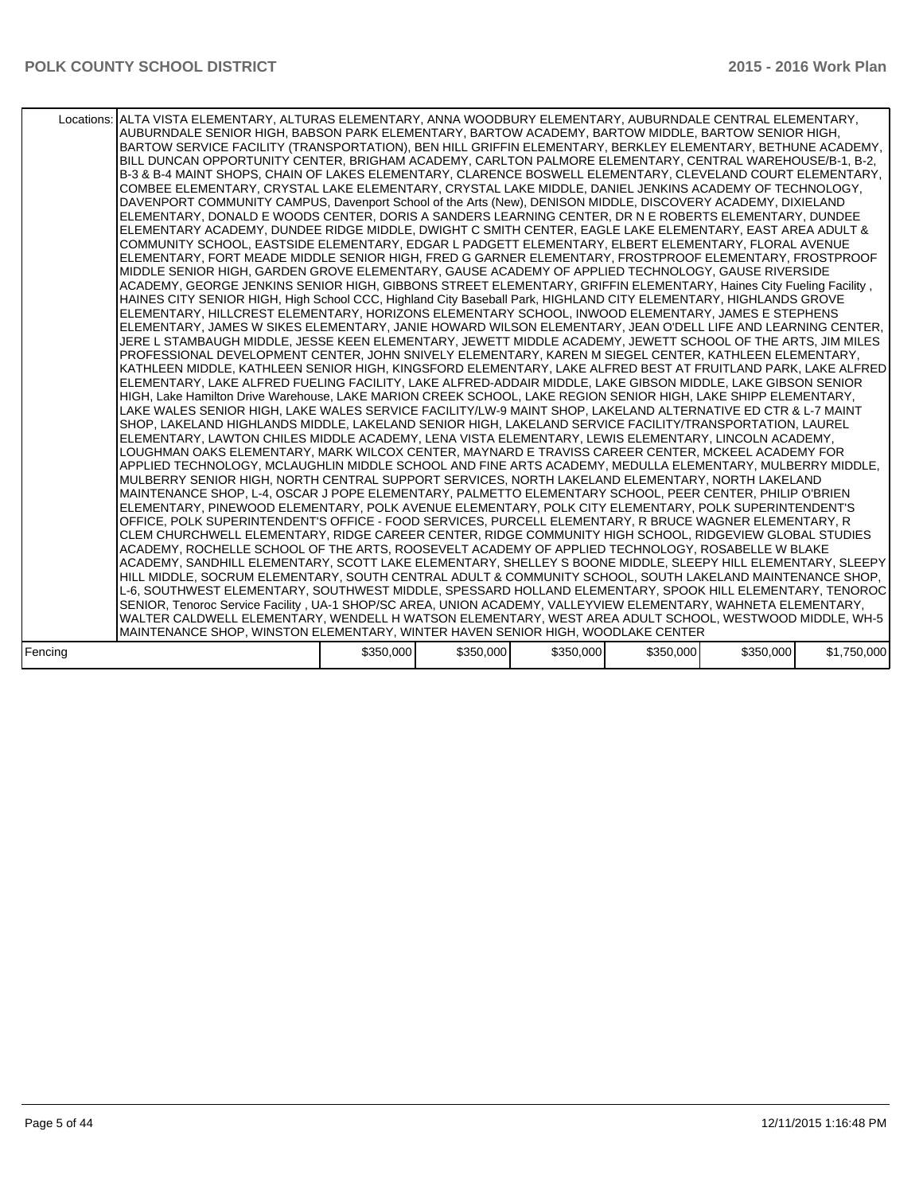| | | | | | | |
|---|---|---|---|---|---|---|
| Locations: | ALTA VISTA ELEMENTARY, ALTURAS ELEMENTARY, ANNA WOODBURY ELEMENTARY, AUBURNDALE CENTRAL ELEMENTARY, AUBURNDALE SENIOR HIGH, BABSON PARK ELEMENTARY, BARTOW ACADEMY, BARTOW MIDDLE, BARTOW SENIOR HIGH, BARTOW SERVICE FACILITY (TRANSPORTATION), BEN HILL GRIFFIN ELEMENTARY, BERKLEY ELEMENTARY, BETHUNE ACADEMY, BILL DUNCAN OPPORTUNITY CENTER, BRIGHAM ACADEMY, CARLTON PALMORE ELEMENTARY, CENTRAL WAREHOUSE/B-1, B-2, B-3 & B-4 MAINT SHOPS, CHAIN OF LAKES ELEMENTARY, CLARENCE BOSWELL ELEMENTARY, CLEVELAND COURT ELEMENTARY, COMBEE ELEMENTARY, CRYSTAL LAKE ELEMENTARY, CRYSTAL LAKE MIDDLE, DANIEL JENKINS ACADEMY OF TECHNOLOGY, DAVENPORT COMMUNITY CAMPUS, Davenport School of the Arts (New), DENISON MIDDLE, DISCOVERY ACADEMY, DIXIELAND ELEMENTARY, DONALD E WOODS CENTER, DORIS A SANDERS LEARNING CENTER, DR N E ROBERTS ELEMENTARY, DUNDEE ELEMENTARY ACADEMY, DUNDEE RIDGE MIDDLE, DWIGHT C SMITH CENTER, EAGLE LAKE ELEMENTARY, EAST AREA ADULT & COMMUNITY SCHOOL, EASTSIDE ELEMENTARY, EDGAR L PADGETT ELEMENTARY, ELBERT ELEMENTARY, FLORAL AVENUE ELEMENTARY, FORT MEADE MIDDLE SENIOR HIGH, FRED G GARNER ELEMENTARY, FROSTPROOF ELEMENTARY, FROSTPROOF MIDDLE SENIOR HIGH, GARDEN GROVE ELEMENTARY, GAUSE ACADEMY OF APPLIED TECHNOLOGY, GAUSE RIVERSIDE ACADEMY, GEORGE JENKINS SENIOR HIGH, GIBBONS STREET ELEMENTARY, GRIFFIN ELEMENTARY, Haines City Fueling Facility , HAINES CITY SENIOR HIGH, High School CCC, Highland City Baseball Park, HIGHLAND CITY ELEMENTARY, HIGHLANDS GROVE ELEMENTARY, HILLCREST ELEMENTARY, HORIZONS ELEMENTARY SCHOOL, INWOOD ELEMENTARY, JAMES E STEPHENS ELEMENTARY, JAMES W SIKES ELEMENTARY, JANIE HOWARD WILSON ELEMENTARY, JEAN O'DELL LIFE AND LEARNING CENTER, JERE L STAMBAUGH MIDDLE, JESSE KEEN ELEMENTARY, JEWETT MIDDLE ACADEMY, JEWETT SCHOOL OF THE ARTS, JIM MILES PROFESSIONAL DEVELOPMENT CENTER, JOHN SNIVELY ELEMENTARY, KAREN M SIEGEL CENTER, KATHLEEN ELEMENTARY, KATHLEEN MIDDLE, KATHLEEN SENIOR HIGH, KINGSFORD ELEMENTARY, LAKE ALFRED BEST AT FRUITLAND PARK, LAKE ALFRED ELEMENTARY, LAKE ALFRED FUELING FACILITY, LAKE ALFRED-ADDAIR MIDDLE, LAKE GIBSON MIDDLE, LAKE GIBSON SENIOR HIGH, Lake Hamilton Drive Warehouse, LAKE MARION CREEK SCHOOL, LAKE REGION SENIOR HIGH, LAKE SHIPP ELEMENTARY, LAKE WALES SENIOR HIGH, LAKE WALES SERVICE FACILITY/LW-9 MAINT SHOP, LAKELAND ALTERNATIVE ED CTR & L-7 MAINT SHOP, LAKELAND HIGHLANDS MIDDLE, LAKELAND SENIOR HIGH, LAKELAND SERVICE FACILITY/TRANSPORTATION, LAUREL ELEMENTARY, LAWTON CHILES MIDDLE ACADEMY, LENA VISTA ELEMENTARY, LEWIS ELEMENTARY, LINCOLN ACADEMY, LOUGHMAN OAKS ELEMENTARY, MARK WILCOX CENTER, MAYNARD E TRAVISS CAREER CENTER, MCKEEL ACADEMY FOR APPLIED TECHNOLOGY, MCLAUGHLIN MIDDLE SCHOOL AND FINE ARTS ACADEMY, MEDULLA ELEMENTARY, MULBERRY MIDDLE, MULBERRY SENIOR HIGH, NORTH CENTRAL SUPPORT SERVICES, NORTH LAKELAND ELEMENTARY, NORTH LAKELAND MAINTENANCE SHOP, L-4, OSCAR J POPE ELEMENTARY, PALMETTO ELEMENTARY SCHOOL, PEER CENTER, PHILIP O'BRIEN ELEMENTARY, PINEWOOD ELEMENTARY, POLK AVENUE ELEMENTARY, POLK CITY ELEMENTARY, POLK SUPERINTENDENT'S OFFICE, POLK SUPERINTENDENT'S OFFICE - FOOD SERVICES, PURCELL ELEMENTARY, R BRUCE WAGNER ELEMENTARY, R CLEM CHURCHWELL ELEMENTARY, RIDGE CAREER CENTER, RIDGE COMMUNITY HIGH SCHOOL, RIDGEVIEW GLOBAL STUDIES ACADEMY, ROCHELLE SCHOOL OF THE ARTS, ROOSEVELT ACADEMY OF APPLIED TECHNOLOGY, ROSABELLE W BLAKE ACADEMY, SANDHILL ELEMENTARY, SCOTT LAKE ELEMENTARY, SHELLEY S BOONE MIDDLE, SLEEPY HILL ELEMENTARY, SLEEPY HILL MIDDLE, SOCRUM ELEMENTARY, SOUTH CENTRAL ADULT & COMMUNITY SCHOOL, SOUTH LAKELAND MAINTENANCE SHOP, L-6, SOUTHWEST ELEMENTARY, SOUTHWEST MIDDLE, SPESSARD HOLLAND ELEMENTARY, SPOOK HILL ELEMENTARY, TENOROC SENIOR, Tenoroc Service Facility , UA-1 SHOP/SC AREA, UNION ACADEMY, VALLEYVIEW ELEMENTARY, WAHNETA ELEMENTARY, WALTER CALDWELL ELEMENTARY, WENDELL H WATSON ELEMENTARY, WEST AREA ADULT SCHOOL, WESTWOOD MIDDLE, WH-5 MAINTENANCE SHOP, WINSTON ELEMENTARY, WINTER HAVEN SENIOR HIGH, WOODLAKE CENTER | | | | | |
| Fencing | $350,000 | $350,000 | $350,000 | $350,000 | $350,000 | $1,750,000 |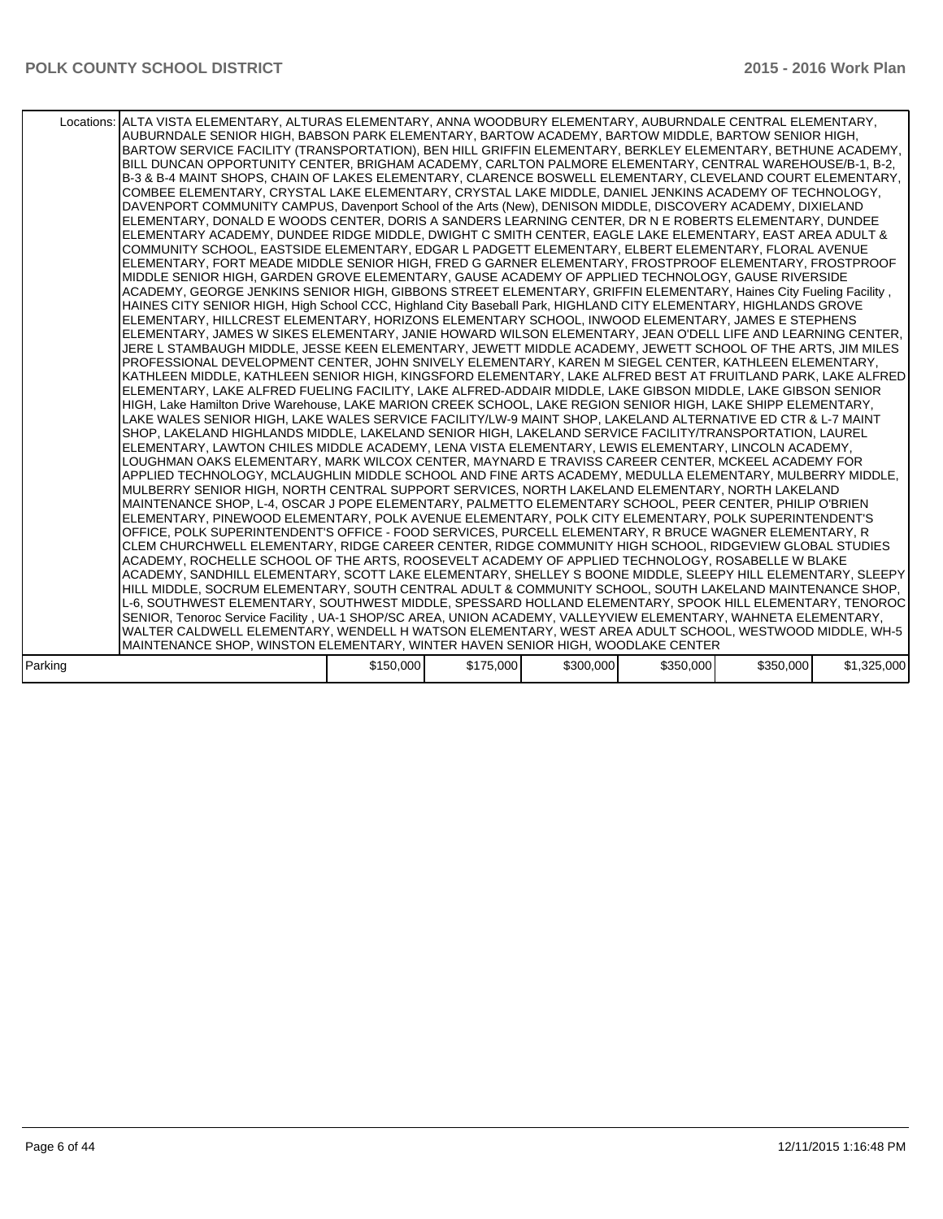| | | | | | | |
|---|---|---|---|---|---|---|
| Locations: | ALTA VISTA ELEMENTARY, ALTURAS ELEMENTARY, ANNA WOODBURY ELEMENTARY, AUBURNDALE CENTRAL ELEMENTARY, AUBURNDALE SENIOR HIGH, BABSON PARK ELEMENTARY, BARTOW ACADEMY, BARTOW MIDDLE, BARTOW SENIOR HIGH, BARTOW SERVICE FACILITY (TRANSPORTATION), BEN HILL GRIFFIN ELEMENTARY, BERKLEY ELEMENTARY, BETHUNE ACADEMY, BILL DUNCAN OPPORTUNITY CENTER, BRIGHAM ACADEMY, CARLTON PALMORE ELEMENTARY, CENTRAL WAREHOUSE/B-1, B-2, B-3 & B-4 MAINT SHOPS, CHAIN OF LAKES ELEMENTARY, CLARENCE BOSWELL ELEMENTARY, CLEVELAND COURT ELEMENTARY, COMBEE ELEMENTARY, CRYSTAL LAKE ELEMENTARY, CRYSTAL LAKE MIDDLE, DANIEL JENKINS ACADEMY OF TECHNOLOGY, DAVENPORT COMMUNITY CAMPUS, Davenport School of the Arts (New), DENISON MIDDLE, DISCOVERY ACADEMY, DIXIELAND ELEMENTARY, DONALD E WOODS CENTER, DORIS A SANDERS LEARNING CENTER, DR N E ROBERTS ELEMENTARY, DUNDEE ELEMENTARY ACADEMY, DUNDEE RIDGE MIDDLE, DWIGHT C SMITH CENTER, EAGLE LAKE ELEMENTARY, EAST AREA ADULT & COMMUNITY SCHOOL, EASTSIDE ELEMENTARY, EDGAR L PADGETT ELEMENTARY, ELBERT ELEMENTARY, FLORAL AVENUE ELEMENTARY, FORT MEADE MIDDLE SENIOR HIGH, FRED G GARNER ELEMENTARY, FROSTPROOF ELEMENTARY, FROSTPROOF MIDDLE SENIOR HIGH, GARDEN GROVE ELEMENTARY, GAUSE ACADEMY OF APPLIED TECHNOLOGY, GAUSE RIVERSIDE ACADEMY, GEORGE JENKINS SENIOR HIGH, GIBBONS STREET ELEMENTARY, GRIFFIN ELEMENTARY, Haines City Fueling Facility , HAINES CITY SENIOR HIGH, High School CCC, Highland City Baseball Park, HIGHLAND CITY ELEMENTARY, HIGHLANDS GROVE ELEMENTARY, HILLCREST ELEMENTARY, HORIZONS ELEMENTARY SCHOOL, INWOOD ELEMENTARY, JAMES E STEPHENS ELEMENTARY, JAMES W SIKES ELEMENTARY, JANIE HOWARD WILSON ELEMENTARY, JEAN O'DELL LIFE AND LEARNING CENTER, JERE L STAMBAUGH MIDDLE, JESSE KEEN ELEMENTARY, JEWETT MIDDLE ACADEMY, JEWETT SCHOOL OF THE ARTS, JIM MILES PROFESSIONAL DEVELOPMENT CENTER, JOHN SNIVELY ELEMENTARY, KAREN M SIEGEL CENTER, KATHLEEN ELEMENTARY, KATHLEEN MIDDLE, KATHLEEN SENIOR HIGH, KINGSFORD ELEMENTARY, LAKE ALFRED BEST AT FRUITLAND PARK, LAKE ALFRED ELEMENTARY, LAKE ALFRED FUELING FACILITY, LAKE ALFRED-ADDAIR MIDDLE, LAKE GIBSON MIDDLE, LAKE GIBSON SENIOR HIGH, Lake Hamilton Drive Warehouse, LAKE MARION CREEK SCHOOL, LAKE REGION SENIOR HIGH, LAKE SHIPP ELEMENTARY, LAKE WALES SENIOR HIGH, LAKE WALES SERVICE FACILITY/LW-9 MAINT SHOP, LAKELAND ALTERNATIVE ED CTR & L-7 MAINT SHOP, LAKELAND HIGHLANDS MIDDLE, LAKELAND SENIOR HIGH, LAKELAND SERVICE FACILITY/TRANSPORTATION, LAUREL ELEMENTARY, LAWTON CHILES MIDDLE ACADEMY, LENA VISTA ELEMENTARY, LEWIS ELEMENTARY, LINCOLN ACADEMY, LOUGHMAN OAKS ELEMENTARY, MARK WILCOX CENTER, MAYNARD E TRAVISS CAREER CENTER, MCKEEL ACADEMY FOR APPLIED TECHNOLOGY, MCLAUGHLIN MIDDLE SCHOOL AND FINE ARTS ACADEMY, MEDULLA ELEMENTARY, MULBERRY MIDDLE, MULBERRY SENIOR HIGH, NORTH CENTRAL SUPPORT SERVICES, NORTH LAKELAND ELEMENTARY, NORTH LAKELAND MAINTENANCE SHOP, L-4, OSCAR J POPE ELEMENTARY, PALMETTO ELEMENTARY SCHOOL, PEER CENTER, PHILIP O'BRIEN ELEMENTARY, PINEWOOD ELEMENTARY, POLK AVENUE ELEMENTARY, POLK CITY ELEMENTARY, POLK SUPERINTENDENT'S OFFICE, POLK SUPERINTENDENT'S OFFICE - FOOD SERVICES, PURCELL ELEMENTARY, R BRUCE WAGNER ELEMENTARY, R CLEM CHURCHWELL ELEMENTARY, RIDGE CAREER CENTER, RIDGE COMMUNITY HIGH SCHOOL, RIDGEVIEW GLOBAL STUDIES ACADEMY, ROCHELLE SCHOOL OF THE ARTS, ROOSEVELT ACADEMY OF APPLIED TECHNOLOGY, ROSABELLE W BLAKE ACADEMY, SANDHILL ELEMENTARY, SCOTT LAKE ELEMENTARY, SHELLEY S BOONE MIDDLE, SLEEPY HILL ELEMENTARY, SLEEPY HILL MIDDLE, SOCRUM ELEMENTARY, SOUTH CENTRAL ADULT & COMMUNITY SCHOOL, SOUTH LAKELAND MAINTENANCE SHOP, L-6, SOUTHWEST ELEMENTARY, SOUTHWEST MIDDLE, SPESSARD HOLLAND ELEMENTARY, SPOOK HILL ELEMENTARY, TENOROC SENIOR, Tenoroc Service Facility , UA-1 SHOP/SC AREA, UNION ACADEMY, VALLEYVIEW ELEMENTARY, WAHNETA ELEMENTARY, WALTER CALDWELL ELEMENTARY, WENDELL H WATSON ELEMENTARY, WEST AREA ADULT SCHOOL, WESTWOOD MIDDLE, WH-5 MAINTENANCE SHOP, WINSTON ELEMENTARY, WINTER HAVEN SENIOR HIGH, WOODLAKE CENTER | | | | | |
| Parking | | $150,000 | $175,000 | $300,000 | $350,000 | $350,000 | $1,325,000 |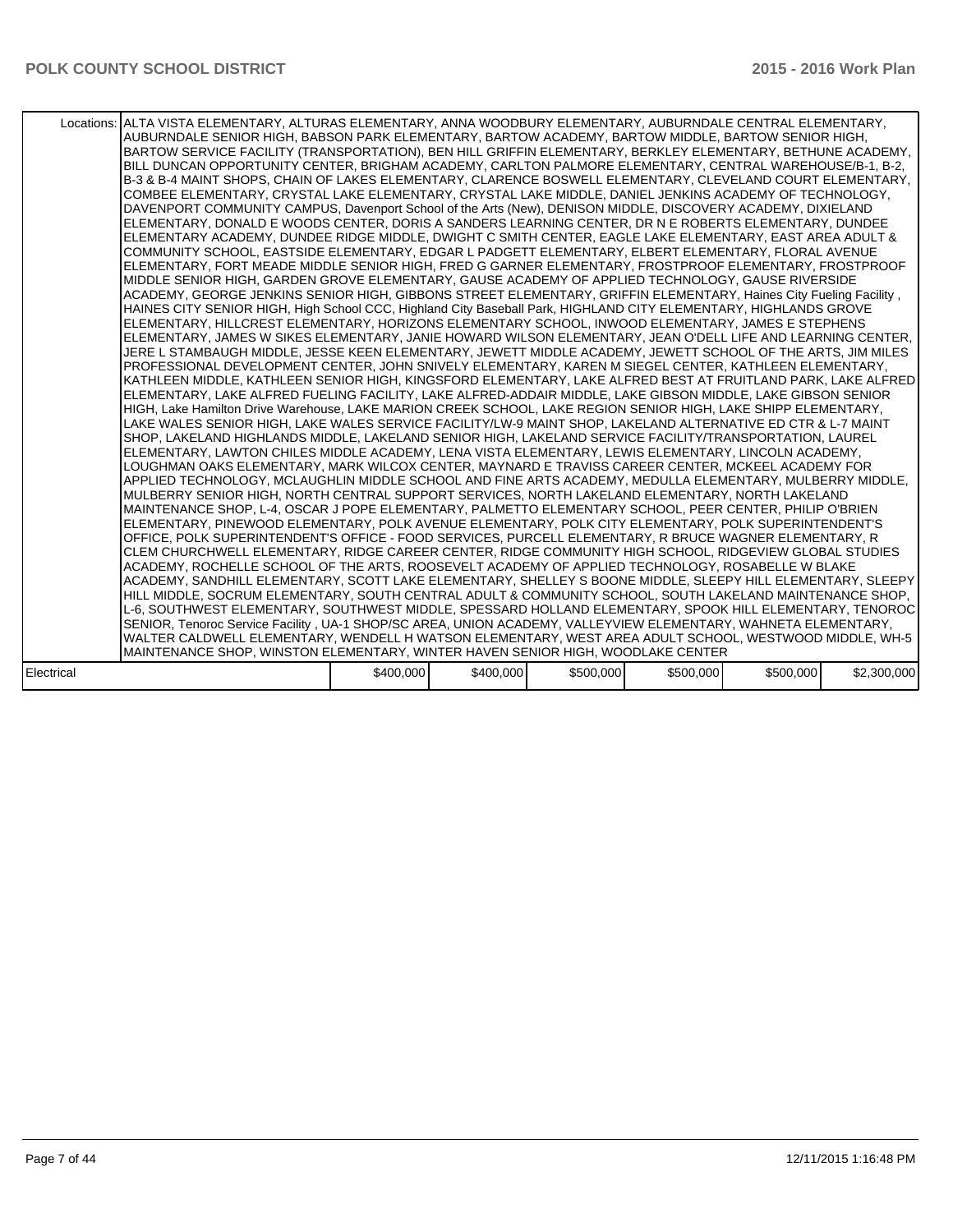| | | | | | | |
|---|---|---|---|---|---|---|
| Locations: | ALTA VISTA ELEMENTARY, ALTURAS ELEMENTARY, ANNA WOODBURY ELEMENTARY, AUBURNDALE CENTRAL ELEMENTARY, AUBURNDALE SENIOR HIGH, BABSON PARK ELEMENTARY, BARTOW ACADEMY, BARTOW MIDDLE, BARTOW SENIOR HIGH, BARTOW SERVICE FACILITY (TRANSPORTATION), BEN HILL GRIFFIN ELEMENTARY, BERKLEY ELEMENTARY, BETHUNE ACADEMY, BILL DUNCAN OPPORTUNITY CENTER, BRIGHAM ACADEMY, CARLTON PALMORE ELEMENTARY, CENTRAL WAREHOUSE/B-1, B-2, B-3 & B-4 MAINT SHOPS, CHAIN OF LAKES ELEMENTARY, CLARENCE BOSWELL ELEMENTARY, CLEVELAND COURT ELEMENTARY, COMBEE ELEMENTARY, CRYSTAL LAKE ELEMENTARY, CRYSTAL LAKE MIDDLE, DANIEL JENKINS ACADEMY OF TECHNOLOGY, DAVENPORT COMMUNITY CAMPUS, Davenport School of the Arts (New), DENISON MIDDLE, DISCOVERY ACADEMY, DIXIELAND ELEMENTARY, DONALD E WOODS CENTER, DORIS A SANDERS LEARNING CENTER, DR N E ROBERTS ELEMENTARY, DUNDEE ELEMENTARY ACADEMY, DUNDEE RIDGE MIDDLE, DWIGHT C SMITH CENTER, EAGLE LAKE ELEMENTARY, EAST AREA ADULT & COMMUNITY SCHOOL, EASTSIDE ELEMENTARY, EDGAR L PADGETT ELEMENTARY, ELBERT ELEMENTARY, FLORAL AVENUE ELEMENTARY, FORT MEADE MIDDLE SENIOR HIGH, FRED G GARNER ELEMENTARY, FROSTPROOF ELEMENTARY, FROSTPROOF MIDDLE SENIOR HIGH, GARDEN GROVE ELEMENTARY, GAUSE ACADEMY OF APPLIED TECHNOLOGY, GAUSE RIVERSIDE ACADEMY, GEORGE JENKINS SENIOR HIGH, GIBBONS STREET ELEMENTARY, GRIFFIN ELEMENTARY, Haines City Fueling Facility , HAINES CITY SENIOR HIGH, High School CCC, Highland City Baseball Park, HIGHLAND CITY ELEMENTARY, HIGHLANDS GROVE ELEMENTARY, HILLCREST ELEMENTARY, HORIZONS ELEMENTARY SCHOOL, INWOOD ELEMENTARY, JAMES E STEPHENS ELEMENTARY, JAMES W SIKES ELEMENTARY, JANIE HOWARD WILSON ELEMENTARY, JEAN O'DELL LIFE AND LEARNING CENTER, JERE L STAMBAUGH MIDDLE, JESSE KEEN ELEMENTARY, JEWETT MIDDLE ACADEMY, JEWETT SCHOOL OF THE ARTS, JIM MILES PROFESSIONAL DEVELOPMENT CENTER, JOHN SNIVELY ELEMENTARY, KAREN M SIEGEL CENTER, KATHLEEN ELEMENTARY, KATHLEEN MIDDLE, KATHLEEN SENIOR HIGH, KINGSFORD ELEMENTARY, LAKE ALFRED BEST AT FRUITLAND PARK, LAKE ALFRED ELEMENTARY, LAKE ALFRED FUELING FACILITY, LAKE ALFRED-ADDAIR MIDDLE, LAKE GIBSON MIDDLE, LAKE GIBSON SENIOR HIGH, Lake Hamilton Drive Warehouse, LAKE MARION CREEK SCHOOL, LAKE REGION SENIOR HIGH, LAKE SHIPP ELEMENTARY, LAKE WALES SENIOR HIGH, LAKE WALES SERVICE FACILITY/LW-9 MAINT SHOP, LAKELAND ALTERNATIVE ED CTR & L-7 MAINT SHOP, LAKELAND HIGHLANDS MIDDLE, LAKELAND SENIOR HIGH, LAKELAND SERVICE FACILITY/TRANSPORTATION, LAUREL ELEMENTARY, LAWTON CHILES MIDDLE ACADEMY, LENA VISTA ELEMENTARY, LEWIS ELEMENTARY, LINCOLN ACADEMY, LOUGHMAN OAKS ELEMENTARY, MARK WILCOX CENTER, MAYNARD E TRAVISS CAREER CENTER, MCKEEL ACADEMY FOR APPLIED TECHNOLOGY, MCLAUGHLIN MIDDLE SCHOOL AND FINE ARTS ACADEMY, MEDULLA ELEMENTARY, MULBERRY MIDDLE, MULBERRY SENIOR HIGH, NORTH CENTRAL SUPPORT SERVICES, NORTH LAKELAND ELEMENTARY, NORTH LAKELAND MAINTENANCE SHOP, L-4, OSCAR J POPE ELEMENTARY, PALMETTO ELEMENTARY SCHOOL, PEER CENTER, PHILIP O'BRIEN ELEMENTARY, PINEWOOD ELEMENTARY, POLK AVENUE ELEMENTARY, POLK CITY ELEMENTARY, POLK SUPERINTENDENT'S OFFICE, POLK SUPERINTENDENT'S OFFICE - FOOD SERVICES, PURCELL ELEMENTARY, R BRUCE WAGNER ELEMENTARY, R CLEM CHURCHWELL ELEMENTARY, RIDGE CAREER CENTER, RIDGE COMMUNITY HIGH SCHOOL, RIDGEVIEW GLOBAL STUDIES ACADEMY, ROCHELLE SCHOOL OF THE ARTS, ROOSEVELT ACADEMY OF APPLIED TECHNOLOGY, ROSABELLE W BLAKE ACADEMY, SANDHILL ELEMENTARY, SCOTT LAKE ELEMENTARY, SHELLEY S BOONE MIDDLE, SLEEPY HILL ELEMENTARY, SLEEPY HILL MIDDLE, SOCRUM ELEMENTARY, SOUTH CENTRAL ADULT & COMMUNITY SCHOOL, SOUTH LAKELAND MAINTENANCE SHOP, L-6, SOUTHWEST ELEMENTARY, SOUTHWEST MIDDLE, SPESSARD HOLLAND ELEMENTARY, SPOOK HILL ELEMENTARY, TENOROC SENIOR, Tenoroc Service Facility , UA-1 SHOP/SC AREA, UNION ACADEMY, VALLEYVIEW ELEMENTARY, WAHNETA ELEMENTARY, WALTER CALDWELL ELEMENTARY, WENDELL H WATSON ELEMENTARY, WEST AREA ADULT SCHOOL, WESTWOOD MIDDLE, WH-5 MAINTENANCE SHOP, WINSTON ELEMENTARY, WINTER HAVEN SENIOR HIGH, WOODLAKE CENTER | | | | | |
| Electrical | | $400,000 | $400,000 | $500,000 | $500,000 | $500,000 | $2,300,000 |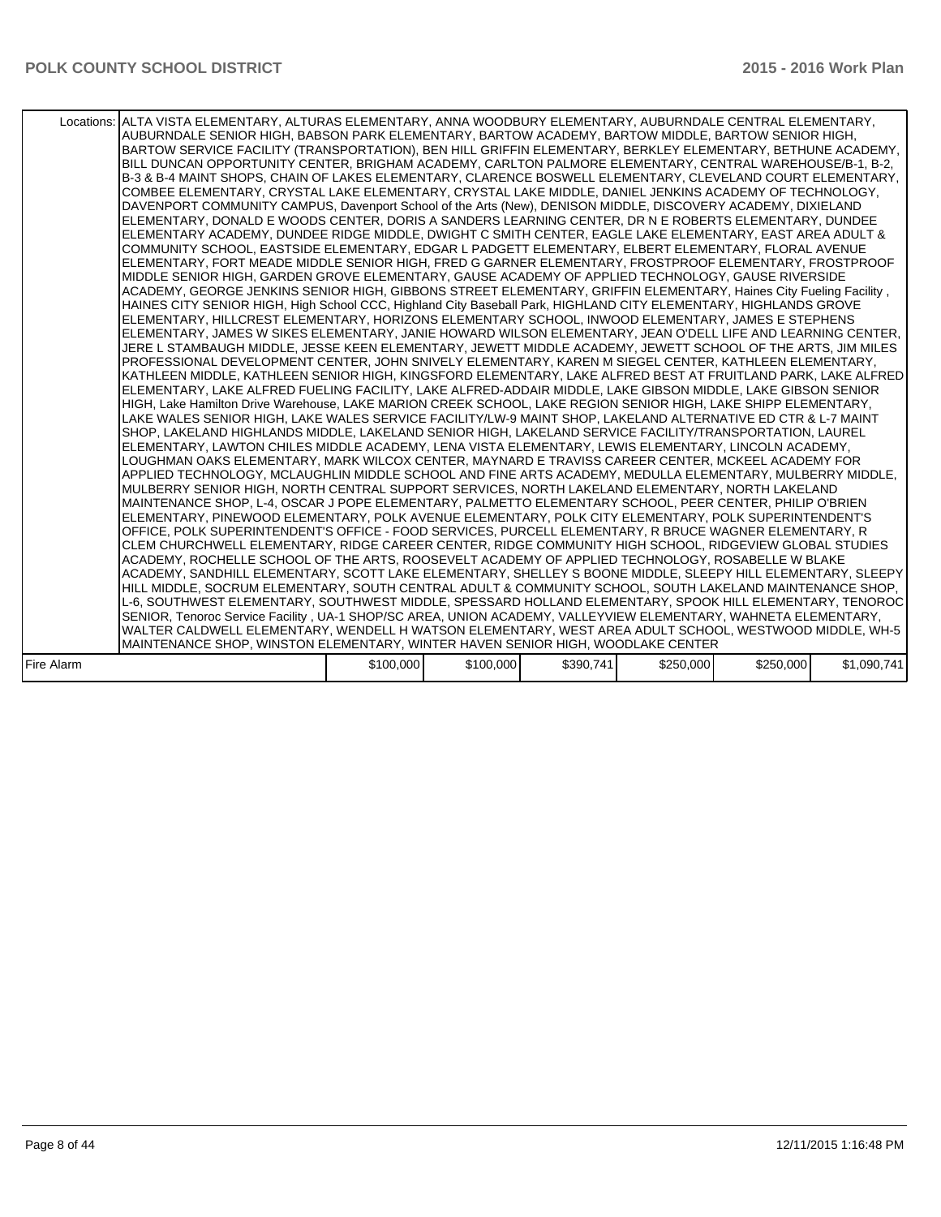| | | | | | | |
|---|---|---|---|---|---|---|
| Locations: | ALTA VISTA ELEMENTARY, ALTURAS ELEMENTARY, ANNA WOODBURY ELEMENTARY, AUBURNDALE CENTRAL ELEMENTARY, AUBURNDALE SENIOR HIGH, BABSON PARK ELEMENTARY, BARTOW ACADEMY, BARTOW MIDDLE, BARTOW SENIOR HIGH, BARTOW SERVICE FACILITY (TRANSPORTATION), BEN HILL GRIFFIN ELEMENTARY, BERKLEY ELEMENTARY, BETHUNE ACADEMY, BILL DUNCAN OPPORTUNITY CENTER, BRIGHAM ACADEMY, CARLTON PALMORE ELEMENTARY, CENTRAL WAREHOUSE/B-1, B-2, B-3 & B-4 MAINT SHOPS, CHAIN OF LAKES ELEMENTARY, CLARENCE BOSWELL ELEMENTARY, CLEVELAND COURT ELEMENTARY, COMBEE ELEMENTARY, CRYSTAL LAKE ELEMENTARY, CRYSTAL LAKE MIDDLE, DANIEL JENKINS ACADEMY OF TECHNOLOGY, DAVENPORT COMMUNITY CAMPUS, Davenport School of the Arts (New), DENISON MIDDLE, DISCOVERY ACADEMY, DIXIELAND ELEMENTARY, DONALD E WOODS CENTER, DORIS A SANDERS LEARNING CENTER, DR N E ROBERTS ELEMENTARY, DUNDEE ELEMENTARY ACADEMY, DUNDEE RIDGE MIDDLE, DWIGHT C SMITH CENTER, EAGLE LAKE ELEMENTARY, EAST AREA ADULT & COMMUNITY SCHOOL, EASTSIDE ELEMENTARY, EDGAR L PADGETT ELEMENTARY, ELBERT ELEMENTARY, FLORAL AVENUE ELEMENTARY, FORT MEADE MIDDLE SENIOR HIGH, FRED G GARNER ELEMENTARY, FROSTPROOF ELEMENTARY, FROSTPROOF MIDDLE SENIOR HIGH, GARDEN GROVE ELEMENTARY, GAUSE ACADEMY OF APPLIED TECHNOLOGY, GAUSE RIVERSIDE ACADEMY, GEORGE JENKINS SENIOR HIGH, GIBBONS STREET ELEMENTARY, GRIFFIN ELEMENTARY, Haines City Fueling Facility , HAINES CITY SENIOR HIGH, High School CCC, Highland City Baseball Park, HIGHLAND CITY ELEMENTARY, HIGHLANDS GROVE ELEMENTARY, HILLCREST ELEMENTARY, HORIZONS ELEMENTARY SCHOOL, INWOOD ELEMENTARY, JAMES E STEPHENS ELEMENTARY, JAMES W SIKES ELEMENTARY, JANIE HOWARD WILSON ELEMENTARY, JEAN O'DELL LIFE AND LEARNING CENTER, JERE L STAMBAUGH MIDDLE, JESSE KEEN ELEMENTARY, JEWETT MIDDLE ACADEMY, JEWETT SCHOOL OF THE ARTS, JIM MILES PROFESSIONAL DEVELOPMENT CENTER, JOHN SNIVELY ELEMENTARY, KAREN M SIEGEL CENTER, KATHLEEN ELEMENTARY, KATHLEEN MIDDLE, KATHLEEN SENIOR HIGH, KINGSFORD ELEMENTARY, LAKE ALFRED BEST AT FRUITLAND PARK, LAKE ALFRED ELEMENTARY, LAKE ALFRED FUELING FACILITY, LAKE ALFRED-ADDAIR MIDDLE, LAKE GIBSON MIDDLE, LAKE GIBSON SENIOR HIGH, Lake Hamilton Drive Warehouse, LAKE MARION CREEK SCHOOL, LAKE REGION SENIOR HIGH, LAKE SHIPP ELEMENTARY, LAKE WALES SENIOR HIGH, LAKE WALES SERVICE FACILITY/LW-9 MAINT SHOP, LAKELAND ALTERNATIVE ED CTR & L-7 MAINT SHOP, LAKELAND HIGHLANDS MIDDLE, LAKELAND SENIOR HIGH, LAKELAND SERVICE FACILITY/TRANSPORTATION, LAUREL ELEMENTARY, LAWTON CHILES MIDDLE ACADEMY, LENA VISTA ELEMENTARY, LEWIS ELEMENTARY, LINCOLN ACADEMY, LOUGHMAN OAKS ELEMENTARY, MARK WILCOX CENTER, MAYNARD E TRAVISS CAREER CENTER, MCKEEL ACADEMY FOR APPLIED TECHNOLOGY, MCLAUGHLIN MIDDLE SCHOOL AND FINE ARTS ACADEMY, MEDULLA ELEMENTARY, MULBERRY MIDDLE, MULBERRY SENIOR HIGH, NORTH CENTRAL SUPPORT SERVICES, NORTH LAKELAND ELEMENTARY, NORTH LAKELAND MAINTENANCE SHOP, L-4, OSCAR J POPE ELEMENTARY, PALMETTO ELEMENTARY SCHOOL, PEER CENTER, PHILIP O'BRIEN ELEMENTARY, PINEWOOD ELEMENTARY, POLK AVENUE ELEMENTARY, POLK CITY ELEMENTARY, POLK SUPERINTENDENT'S OFFICE, POLK SUPERINTENDENT'S OFFICE - FOOD SERVICES, PURCELL ELEMENTARY, R BRUCE WAGNER ELEMENTARY, R CLEM CHURCHWELL ELEMENTARY, RIDGE CAREER CENTER, RIDGE COMMUNITY HIGH SCHOOL, RIDGEVIEW GLOBAL STUDIES ACADEMY, ROCHELLE SCHOOL OF THE ARTS, ROOSEVELT ACADEMY OF APPLIED TECHNOLOGY, ROSABELLE W BLAKE ACADEMY, SANDHILL ELEMENTARY, SCOTT LAKE ELEMENTARY, SHELLEY S BOONE MIDDLE, SLEEPY HILL ELEMENTARY, SLEEPY HILL MIDDLE, SOCRUM ELEMENTARY, SOUTH CENTRAL ADULT & COMMUNITY SCHOOL, SOUTH LAKELAND MAINTENANCE SHOP, L-6, SOUTHWEST ELEMENTARY, SOUTHWEST MIDDLE, SPESSARD HOLLAND ELEMENTARY, SPOOK HILL ELEMENTARY, TENOROC SENIOR, Tenoroc Service Facility , UA-1 SHOP/SC AREA, UNION ACADEMY, VALLEYVIEW ELEMENTARY, WAHNETA ELEMENTARY, WALTER CALDWELL ELEMENTARY, WENDELL H WATSON ELEMENTARY, WEST AREA ADULT SCHOOL, WESTWOOD MIDDLE, WH-5 MAINTENANCE SHOP, WINSTON ELEMENTARY, WINTER HAVEN SENIOR HIGH, WOODLAKE CENTER | | | | | |
| Fire Alarm | $100,000 | $100,000 | $390,741 | $250,000 | $250,000 | $1,090,741 |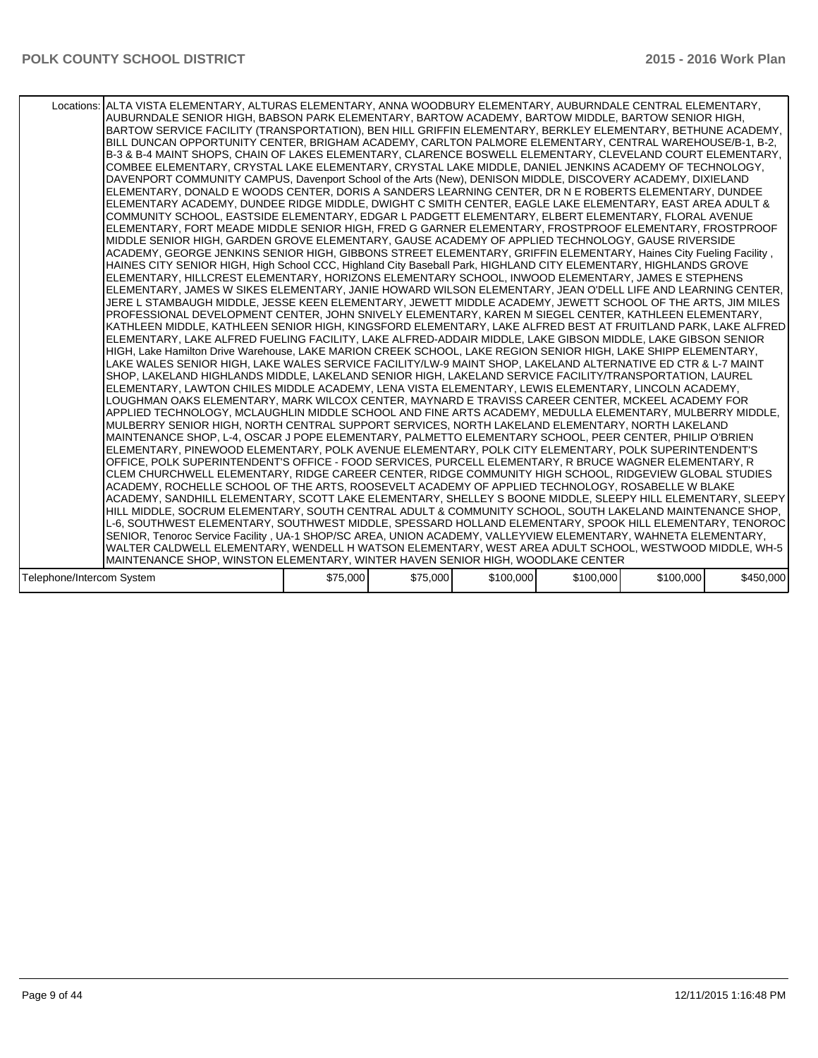| | | | | | | |
|---|---|---|---|---|---|---|
| Locations: | ALTA VISTA ELEMENTARY, ALTURAS ELEMENTARY, ANNA WOODBURY ELEMENTARY, AUBURNDALE CENTRAL ELEMENTARY, AUBURNDALE SENIOR HIGH, BABSON PARK ELEMENTARY, BARTOW ACADEMY, BARTOW MIDDLE, BARTOW SENIOR HIGH, BARTOW SERVICE FACILITY (TRANSPORTATION), BEN HILL GRIFFIN ELEMENTARY, BERKLEY ELEMENTARY, BETHUNE ACADEMY, BILL DUNCAN OPPORTUNITY CENTER, BRIGHAM ACADEMY, CARLTON PALMORE ELEMENTARY, CENTRAL WAREHOUSE/B-1, B-2, B-3 & B-4 MAINT SHOPS, CHAIN OF LAKES ELEMENTARY, CLARENCE BOSWELL ELEMENTARY, CLEVELAND COURT ELEMENTARY, COMBEE ELEMENTARY, CRYSTAL LAKE ELEMENTARY, CRYSTAL LAKE MIDDLE, DANIEL JENKINS ACADEMY OF TECHNOLOGY, DAVENPORT COMMUNITY CAMPUS, Davenport School of the Arts (New), DENISON MIDDLE, DISCOVERY ACADEMY, DIXIELAND ELEMENTARY, DONALD E WOODS CENTER, DORIS A SANDERS LEARNING CENTER, DR N E ROBERTS ELEMENTARY, DUNDEE ELEMENTARY ACADEMY, DUNDEE RIDGE MIDDLE, DWIGHT C SMITH CENTER, EAGLE LAKE ELEMENTARY, EAST AREA ADULT & COMMUNITY SCHOOL, EASTSIDE ELEMENTARY, EDGAR L PADGETT ELEMENTARY, ELBERT ELEMENTARY, FLORAL AVENUE ELEMENTARY, FORT MEADE MIDDLE SENIOR HIGH, FRED G GARNER ELEMENTARY, FROSTPROOF ELEMENTARY, FROSTPROOF MIDDLE SENIOR HIGH, GARDEN GROVE ELEMENTARY, GAUSE ACADEMY OF APPLIED TECHNOLOGY, GAUSE RIVERSIDE ACADEMY, GEORGE JENKINS SENIOR HIGH, GIBBONS STREET ELEMENTARY, GRIFFIN ELEMENTARY, Haines City Fueling Facility , HAINES CITY SENIOR HIGH, High School CCC, Highland City Baseball Park, HIGHLAND CITY ELEMENTARY, HIGHLANDS GROVE ELEMENTARY, HILLCREST ELEMENTARY, HORIZONS ELEMENTARY SCHOOL, INWOOD ELEMENTARY, JAMES E STEPHENS ELEMENTARY, JAMES W SIKES ELEMENTARY, JANIE HOWARD WILSON ELEMENTARY, JEAN O'DELL LIFE AND LEARNING CENTER, JERE L STAMBAUGH MIDDLE, JESSE KEEN ELEMENTARY, JEWETT MIDDLE ACADEMY, JEWETT SCHOOL OF THE ARTS, JIM MILES PROFESSIONAL DEVELOPMENT CENTER, JOHN SNIVELY ELEMENTARY, KAREN M SIEGEL CENTER, KATHLEEN ELEMENTARY, KATHLEEN MIDDLE, KATHLEEN SENIOR HIGH, KINGSFORD ELEMENTARY, LAKE ALFRED BEST AT FRUITLAND PARK, LAKE ALFRED ELEMENTARY, LAKE ALFRED FUELING FACILITY, LAKE ALFRED-ADDAIR MIDDLE, LAKE GIBSON MIDDLE, LAKE GIBSON SENIOR HIGH, Lake Hamilton Drive Warehouse, LAKE MARION CREEK SCHOOL, LAKE REGION SENIOR HIGH, LAKE SHIPP ELEMENTARY, LAKE WALES SENIOR HIGH, LAKE WALES SERVICE FACILITY/LW-9 MAINT SHOP, LAKELAND ALTERNATIVE ED CTR & L-7 MAINT SHOP, LAKELAND HIGHLANDS MIDDLE, LAKELAND SENIOR HIGH, LAKELAND SERVICE FACILITY/TRANSPORTATION, LAUREL ELEMENTARY, LAWTON CHILES MIDDLE ACADEMY, LENA VISTA ELEMENTARY, LEWIS ELEMENTARY, LINCOLN ACADEMY, LOUGHMAN OAKS ELEMENTARY, MARK WILCOX CENTER, MAYNARD E TRAVISS CAREER CENTER, MCKEEL ACADEMY FOR APPLIED TECHNOLOGY, MCLAUGHLIN MIDDLE SCHOOL AND FINE ARTS ACADEMY, MEDULLA ELEMENTARY, MULBERRY MIDDLE, MULBERRY SENIOR HIGH, NORTH CENTRAL SUPPORT SERVICES, NORTH LAKELAND ELEMENTARY, NORTH LAKELAND MAINTENANCE SHOP, L-4, OSCAR J POPE ELEMENTARY, PALMETTO ELEMENTARY SCHOOL, PEER CENTER, PHILIP O'BRIEN ELEMENTARY, PINEWOOD ELEMENTARY, POLK AVENUE ELEMENTARY, POLK CITY ELEMENTARY, POLK SUPERINTENDENT'S OFFICE, POLK SUPERINTENDENT'S OFFICE - FOOD SERVICES, PURCELL ELEMENTARY, R BRUCE WAGNER ELEMENTARY, R CLEM CHURCHWELL ELEMENTARY, RIDGE CAREER CENTER, RIDGE COMMUNITY HIGH SCHOOL, RIDGEVIEW GLOBAL STUDIES ACADEMY, ROCHELLE SCHOOL OF THE ARTS, ROOSEVELT ACADEMY OF APPLIED TECHNOLOGY, ROSABELLE W BLAKE ACADEMY, SANDHILL ELEMENTARY, SCOTT LAKE ELEMENTARY, SHELLEY S BOONE MIDDLE, SLEEPY HILL ELEMENTARY, SLEEPY HILL MIDDLE, SOCRUM ELEMENTARY, SOUTH CENTRAL ADULT & COMMUNITY SCHOOL, SOUTH LAKELAND MAINTENANCE SHOP, L-6, SOUTHWEST ELEMENTARY, SOUTHWEST MIDDLE, SPESSARD HOLLAND ELEMENTARY, SPOOK HILL ELEMENTARY, TENOROC SENIOR, Tenoroc Service Facility , UA-1 SHOP/SC AREA, UNION ACADEMY, VALLEYVIEW ELEMENTARY, WAHNETA ELEMENTARY, WALTER CALDWELL ELEMENTARY, WENDELL H WATSON ELEMENTARY, WEST AREA ADULT SCHOOL, WESTWOOD MIDDLE, WH-5 MAINTENANCE SHOP, WINSTON ELEMENTARY, WINTER HAVEN SENIOR HIGH, WOODLAKE CENTER | | | | | |
| Telephone/Intercom System | $75,000 | $75,000 | $100,000 | $100,000 | $100,000 | $450,000 |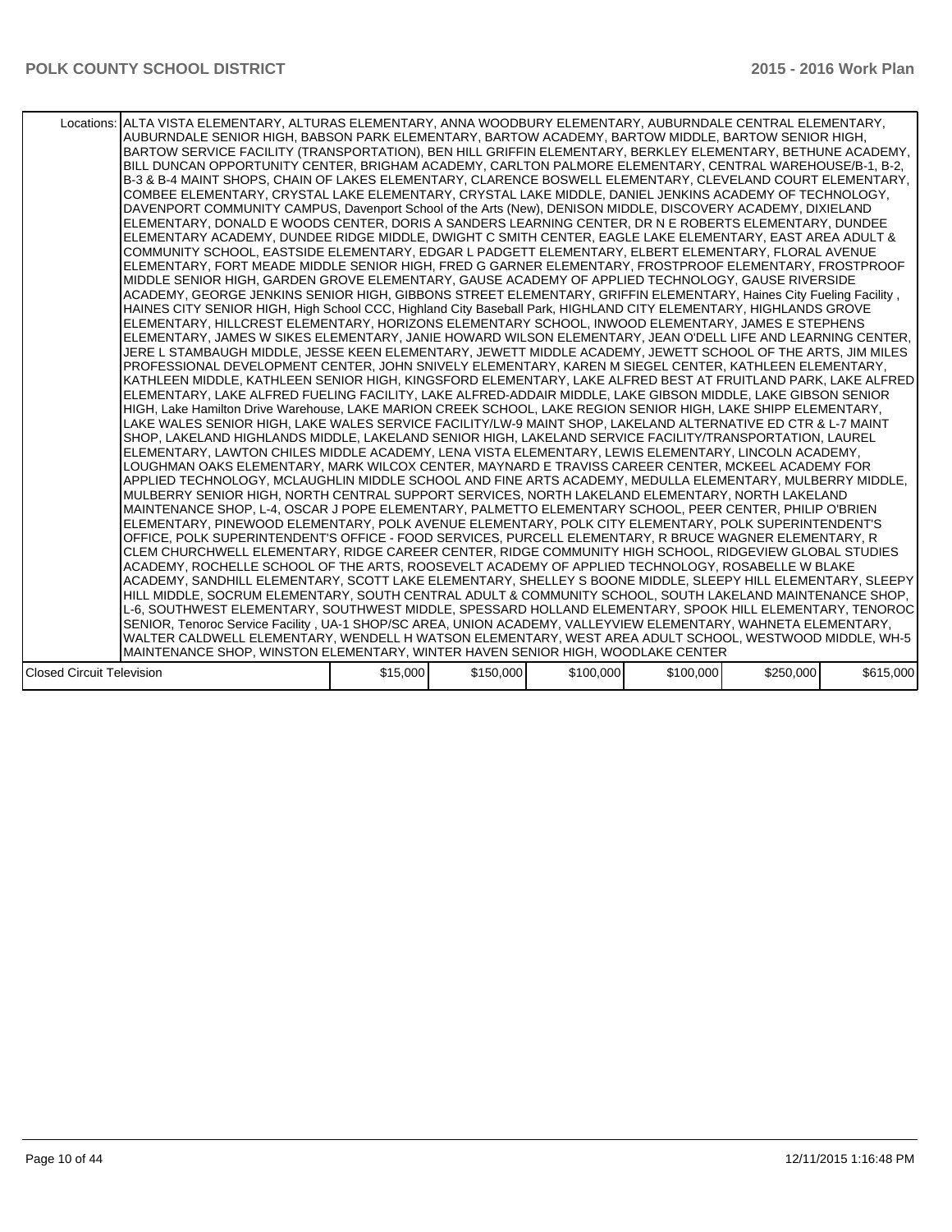| | | | | | | |
|---|---|---|---|---|---|---|
| Locations: | ALTA VISTA ELEMENTARY, ALTURAS ELEMENTARY, ANNA WOODBURY ELEMENTARY, AUBURNDALE CENTRAL ELEMENTARY, AUBURNDALE SENIOR HIGH, BABSON PARK ELEMENTARY, BARTOW ACADEMY, BARTOW MIDDLE, BARTOW SENIOR HIGH, BARTOW SERVICE FACILITY (TRANSPORTATION), BEN HILL GRIFFIN ELEMENTARY, BERKLEY ELEMENTARY, BETHUNE ACADEMY, BILL DUNCAN OPPORTUNITY CENTER, BRIGHAM ACADEMY, CARLTON PALMORE ELEMENTARY, CENTRAL WAREHOUSE/B-1, B-2, B-3 & B-4 MAINT SHOPS, CHAIN OF LAKES ELEMENTARY, CLARENCE BOSWELL ELEMENTARY, CLEVELAND COURT ELEMENTARY, COMBEE ELEMENTARY, CRYSTAL LAKE ELEMENTARY, CRYSTAL LAKE MIDDLE, DANIEL JENKINS ACADEMY OF TECHNOLOGY, DAVENPORT COMMUNITY CAMPUS, Davenport School of the Arts (New), DENISON MIDDLE, DISCOVERY ACADEMY, DIXIELAND ELEMENTARY, DONALD E WOODS CENTER, DORIS A SANDERS LEARNING CENTER, DR N E ROBERTS ELEMENTARY, DUNDEE ELEMENTARY ACADEMY, DUNDEE RIDGE MIDDLE, DWIGHT C SMITH CENTER, EAGLE LAKE ELEMENTARY, EAST AREA ADULT & COMMUNITY SCHOOL, EASTSIDE ELEMENTARY, EDGAR L PADGETT ELEMENTARY, ELBERT ELEMENTARY, FLORAL AVENUE ELEMENTARY, FORT MEADE MIDDLE SENIOR HIGH, FRED G GARNER ELEMENTARY, FROSTPROOF ELEMENTARY, FROSTPROOF MIDDLE SENIOR HIGH, GARDEN GROVE ELEMENTARY, GAUSE ACADEMY OF APPLIED TECHNOLOGY, GAUSE RIVERSIDE ACADEMY, GEORGE JENKINS SENIOR HIGH, GIBBONS STREET ELEMENTARY, GRIFFIN ELEMENTARY, Haines City Fueling Facility , HAINES CITY SENIOR HIGH, High School CCC, Highland City Baseball Park, HIGHLAND CITY ELEMENTARY, HIGHLANDS GROVE ELEMENTARY, HILLCREST ELEMENTARY, HORIZONS ELEMENTARY SCHOOL, INWOOD ELEMENTARY, JAMES E STEPHENS ELEMENTARY, JAMES W SIKES ELEMENTARY, JANIE HOWARD WILSON ELEMENTARY, JEAN O'DELL LIFE AND LEARNING CENTER, JERE L STAMBAUGH MIDDLE, JESSE KEEN ELEMENTARY, JEWETT MIDDLE ACADEMY, JEWETT SCHOOL OF THE ARTS, JIM MILES PROFESSIONAL DEVELOPMENT CENTER, JOHN SNIVELY ELEMENTARY, KAREN M SIEGEL CENTER, KATHLEEN ELEMENTARY, KATHLEEN MIDDLE, KATHLEEN SENIOR HIGH, KINGSFORD ELEMENTARY, LAKE ALFRED BEST AT FRUITLAND PARK, LAKE ALFRED ELEMENTARY, LAKE ALFRED FUELING FACILITY, LAKE ALFRED-ADDAIR MIDDLE, LAKE GIBSON MIDDLE, LAKE GIBSON SENIOR HIGH, Lake Hamilton Drive Warehouse, LAKE MARION CREEK SCHOOL, LAKE REGION SENIOR HIGH, LAKE SHIPP ELEMENTARY, LAKE WALES SENIOR HIGH, LAKE WALES SERVICE FACILITY/LW-9 MAINT SHOP, LAKELAND ALTERNATIVE ED CTR & L-7 MAINT SHOP, LAKELAND HIGHLANDS MIDDLE, LAKELAND SENIOR HIGH, LAKELAND SERVICE FACILITY/TRANSPORTATION, LAUREL ELEMENTARY, LAWTON CHILES MIDDLE ACADEMY, LENA VISTA ELEMENTARY, LEWIS ELEMENTARY, LINCOLN ACADEMY, LOUGHMAN OAKS ELEMENTARY, MARK WILCOX CENTER, MAYNARD E TRAVISS CAREER CENTER, MCKEEL ACADEMY FOR APPLIED TECHNOLOGY, MCLAUGHLIN MIDDLE SCHOOL AND FINE ARTS ACADEMY, MEDULLA ELEMENTARY, MULBERRY MIDDLE, MULBERRY SENIOR HIGH, NORTH CENTRAL SUPPORT SERVICES, NORTH LAKELAND ELEMENTARY, NORTH LAKELAND MAINTENANCE SHOP, L-4, OSCAR J POPE ELEMENTARY, PALMETTO ELEMENTARY SCHOOL, PEER CENTER, PHILIP O'BRIEN ELEMENTARY, PINEWOOD ELEMENTARY, POLK AVENUE ELEMENTARY, POLK CITY ELEMENTARY, POLK SUPERINTENDENT'S OFFICE, POLK SUPERINTENDENT'S OFFICE - FOOD SERVICES, PURCELL ELEMENTARY, R BRUCE WAGNER ELEMENTARY, R CLEM CHURCHWELL ELEMENTARY, RIDGE CAREER CENTER, RIDGE COMMUNITY HIGH SCHOOL, RIDGEVIEW GLOBAL STUDIES ACADEMY, ROCHELLE SCHOOL OF THE ARTS, ROOSEVELT ACADEMY OF APPLIED TECHNOLOGY, ROSABELLE W BLAKE ACADEMY, SANDHILL ELEMENTARY, SCOTT LAKE ELEMENTARY, SHELLEY S BOONE MIDDLE, SLEEPY HILL ELEMENTARY, SLEEPY HILL MIDDLE, SOCRUM ELEMENTARY, SOUTH CENTRAL ADULT & COMMUNITY SCHOOL, SOUTH LAKELAND MAINTENANCE SHOP, L-6, SOUTHWEST ELEMENTARY, SOUTHWEST MIDDLE, SPESSARD HOLLAND ELEMENTARY, SPOOK HILL ELEMENTARY, TENOROC SENIOR, Tenoroc Service Facility , UA-1 SHOP/SC AREA, UNION ACADEMY, VALLEYVIEW ELEMENTARY, WAHNETA ELEMENTARY, WALTER CALDWELL ELEMENTARY, WENDELL H WATSON ELEMENTARY, WEST AREA ADULT SCHOOL, WESTWOOD MIDDLE, WH-5 MAINTENANCE SHOP, WINSTON ELEMENTARY, WINTER HAVEN SENIOR HIGH, WOODLAKE CENTER | | | | | |
| Closed Circuit Television | | $15,000 | $150,000 | $100,000 | $100,000 | $250,000 | $615,000 |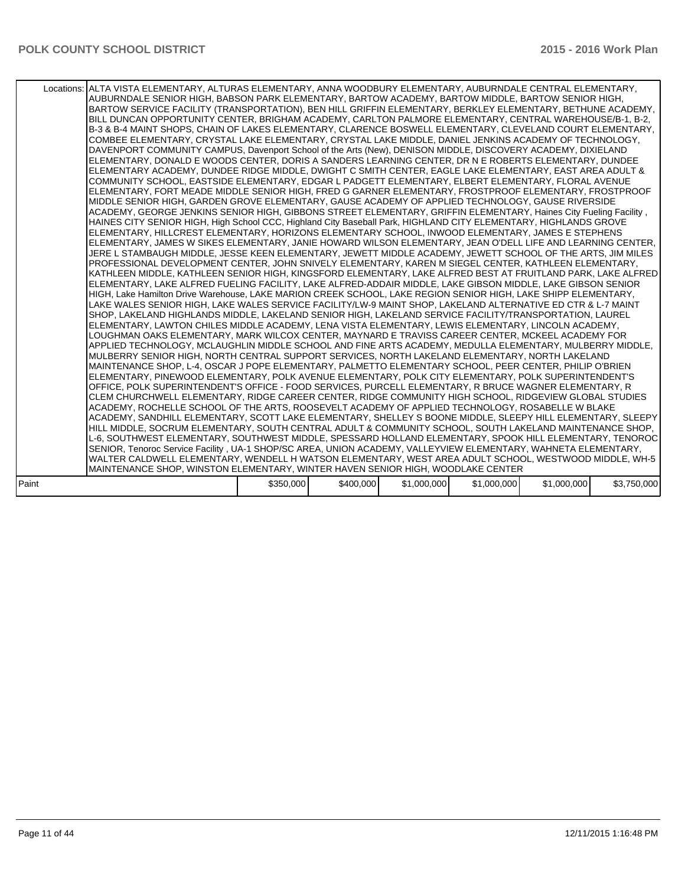| | | | | | | |
|---|---|---|---|---|---|---|
| Locations: | ALTA VISTA ELEMENTARY, ALTURAS ELEMENTARY, ANNA WOODBURY ELEMENTARY, AUBURNDALE CENTRAL ELEMENTARY, AUBURNDALE SENIOR HIGH, BABSON PARK ELEMENTARY, BARTOW ACADEMY, BARTOW MIDDLE, BARTOW SENIOR HIGH, BARTOW SERVICE FACILITY (TRANSPORTATION), BEN HILL GRIFFIN ELEMENTARY, BERKLEY ELEMENTARY, BETHUNE ACADEMY, BILL DUNCAN OPPORTUNITY CENTER, BRIGHAM ACADEMY, CARLTON PALMORE ELEMENTARY, CENTRAL WAREHOUSE/B-1, B-2, B-3 & B-4 MAINT SHOPS, CHAIN OF LAKES ELEMENTARY, CLARENCE BOSWELL ELEMENTARY, CLEVELAND COURT ELEMENTARY, COMBEE ELEMENTARY, CRYSTAL LAKE ELEMENTARY, CRYSTAL LAKE MIDDLE, DANIEL JENKINS ACADEMY OF TECHNOLOGY, DAVENPORT COMMUNITY CAMPUS, Davenport School of the Arts (New), DENISON MIDDLE, DISCOVERY ACADEMY, DIXIELAND ELEMENTARY, DONALD E WOODS CENTER, DORIS A SANDERS LEARNING CENTER, DR N E ROBERTS ELEMENTARY, DUNDEE ELEMENTARY ACADEMY, DUNDEE RIDGE MIDDLE, DWIGHT C SMITH CENTER, EAGLE LAKE ELEMENTARY, EAST AREA ADULT & COMMUNITY SCHOOL, EASTSIDE ELEMENTARY, EDGAR L PADGETT ELEMENTARY, ELBERT ELEMENTARY, FLORAL AVENUE ELEMENTARY, FORT MEADE MIDDLE SENIOR HIGH, FRED G GARNER ELEMENTARY, FROSTPROOF ELEMENTARY, FROSTPROOF MIDDLE SENIOR HIGH, GARDEN GROVE ELEMENTARY, GAUSE ACADEMY OF APPLIED TECHNOLOGY, GAUSE RIVERSIDE ACADEMY, GEORGE JENKINS SENIOR HIGH, GIBBONS STREET ELEMENTARY, GRIFFIN ELEMENTARY, Haines City Fueling Facility , HAINES CITY SENIOR HIGH, High School CCC, Highland City Baseball Park, HIGHLAND CITY ELEMENTARY, HIGHLANDS GROVE ELEMENTARY, HILLCREST ELEMENTARY, HORIZONS ELEMENTARY SCHOOL, INWOOD ELEMENTARY, JAMES E STEPHENS ELEMENTARY, JAMES W SIKES ELEMENTARY, JANIE HOWARD WILSON ELEMENTARY, JEAN O'DELL LIFE AND LEARNING CENTER, JERE L STAMBAUGH MIDDLE, JESSE KEEN ELEMENTARY, JEWETT MIDDLE ACADEMY, JEWETT SCHOOL OF THE ARTS, JIM MILES PROFESSIONAL DEVELOPMENT CENTER, JOHN SNIVELY ELEMENTARY, KAREN M SIEGEL CENTER, KATHLEEN ELEMENTARY, KATHLEEN MIDDLE, KATHLEEN SENIOR HIGH, KINGSFORD ELEMENTARY, LAKE ALFRED BEST AT FRUITLAND PARK, LAKE ALFRED ELEMENTARY, LAKE ALFRED FUELING FACILITY, LAKE ALFRED-ADDAIR MIDDLE, LAKE GIBSON MIDDLE, LAKE GIBSON SENIOR HIGH, Lake Hamilton Drive Warehouse, LAKE MARION CREEK SCHOOL, LAKE REGION SENIOR HIGH, LAKE SHIPP ELEMENTARY, LAKE WALES SENIOR HIGH, LAKE WALES SERVICE FACILITY/LW-9 MAINT SHOP, LAKELAND ALTERNATIVE ED CTR & L-7 MAINT SHOP, LAKELAND HIGHLANDS MIDDLE, LAKELAND SENIOR HIGH, LAKELAND SERVICE FACILITY/TRANSPORTATION, LAUREL ELEMENTARY, LAWTON CHILES MIDDLE ACADEMY, LENA VISTA ELEMENTARY, LEWIS ELEMENTARY, LINCOLN ACADEMY, LOUGHMAN OAKS ELEMENTARY, MARK WILCOX CENTER, MAYNARD E TRAVISS CAREER CENTER, MCKEEL ACADEMY FOR APPLIED TECHNOLOGY, MCLAUGHLIN MIDDLE SCHOOL AND FINE ARTS ACADEMY, MEDULLA ELEMENTARY, MULBERRY MIDDLE, MULBERRY SENIOR HIGH, NORTH CENTRAL SUPPORT SERVICES, NORTH LAKELAND ELEMENTARY, NORTH LAKELAND MAINTENANCE SHOP, L-4, OSCAR J POPE ELEMENTARY, PALMETTO ELEMENTARY SCHOOL, PEER CENTER, PHILIP O'BRIEN ELEMENTARY, PINEWOOD ELEMENTARY, POLK AVENUE ELEMENTARY, POLK CITY ELEMENTARY, POLK SUPERINTENDENT'S OFFICE, POLK SUPERINTENDENT'S OFFICE - FOOD SERVICES, PURCELL ELEMENTARY, R BRUCE WAGNER ELEMENTARY, R CLEM CHURCHWELL ELEMENTARY, RIDGE CAREER CENTER, RIDGE COMMUNITY HIGH SCHOOL, RIDGEVIEW GLOBAL STUDIES ACADEMY, ROCHELLE SCHOOL OF THE ARTS, ROOSEVELT ACADEMY OF APPLIED TECHNOLOGY, ROSABELLE W BLAKE ACADEMY, SANDHILL ELEMENTARY, SCOTT LAKE ELEMENTARY, SHELLEY S BOONE MIDDLE, SLEEPY HILL ELEMENTARY, SLEEPY HILL MIDDLE, SOCRUM ELEMENTARY, SOUTH CENTRAL ADULT & COMMUNITY SCHOOL, SOUTH LAKELAND MAINTENANCE SHOP, L-6, SOUTHWEST ELEMENTARY, SOUTHWEST MIDDLE, SPESSARD HOLLAND ELEMENTARY, SPOOK HILL ELEMENTARY, TENOROC SENIOR, Tenoroc Service Facility , UA-1 SHOP/SC AREA, UNION ACADEMY, VALLEYVIEW ELEMENTARY, WAHNETA ELEMENTARY, WALTER CALDWELL ELEMENTARY, WENDELL H WATSON ELEMENTARY, WEST AREA ADULT SCHOOL, WESTWOOD MIDDLE, WH-5 MAINTENANCE SHOP, WINSTON ELEMENTARY, WINTER HAVEN SENIOR HIGH, WOODLAKE CENTER | | | | | |
| Paint | | $350,000 | $400,000 | $1,000,000 | $1,000,000 | $1,000,000 | $3,750,000 |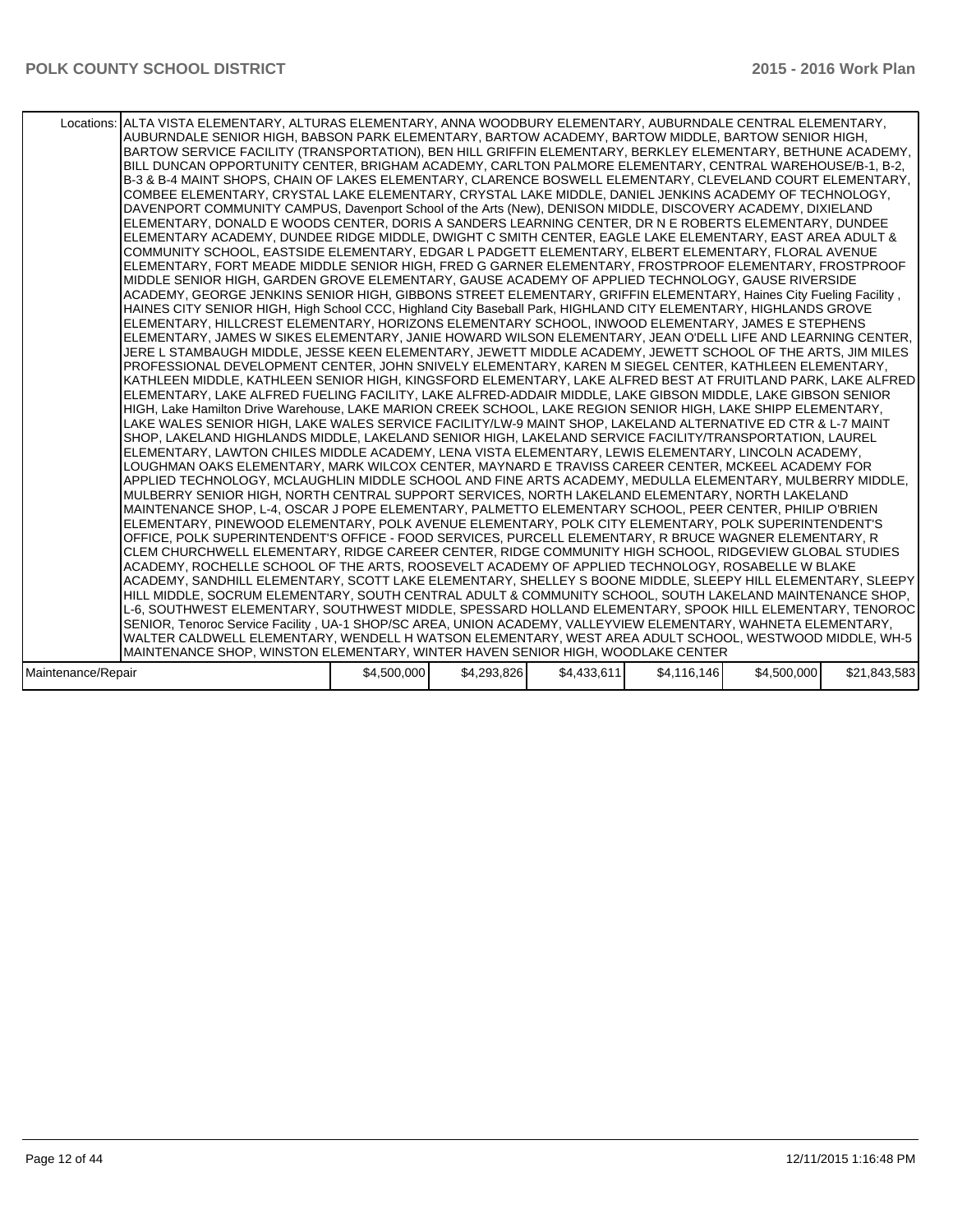| | | | | | | |
|---|---|---|---|---|---|---|
| Locations: | ALTA VISTA ELEMENTARY, ALTURAS ELEMENTARY, ANNA WOODBURY ELEMENTARY, AUBURNDALE CENTRAL ELEMENTARY, AUBURNDALE SENIOR HIGH, BABSON PARK ELEMENTARY, BARTOW ACADEMY, BARTOW MIDDLE, BARTOW SENIOR HIGH, BARTOW SERVICE FACILITY (TRANSPORTATION), BEN HILL GRIFFIN ELEMENTARY, BERKLEY ELEMENTARY, BETHUNE ACADEMY, BILL DUNCAN OPPORTUNITY CENTER, BRIGHAM ACADEMY, CARLTON PALMORE ELEMENTARY, CENTRAL WAREHOUSE/B-1, B-2, B-3 & B-4 MAINT SHOPS, CHAIN OF LAKES ELEMENTARY, CLARENCE BOSWELL ELEMENTARY, CLEVELAND COURT ELEMENTARY, COMBEE ELEMENTARY, CRYSTAL LAKE ELEMENTARY, CRYSTAL LAKE MIDDLE, DANIEL JENKINS ACADEMY OF TECHNOLOGY, DAVENPORT COMMUNITY CAMPUS, Davenport School of the Arts (New), DENISON MIDDLE, DISCOVERY ACADEMY, DIXIELAND ELEMENTARY, DONALD E WOODS CENTER, DORIS A SANDERS LEARNING CENTER, DR N E ROBERTS ELEMENTARY, DUNDEE ELEMENTARY ACADEMY, DUNDEE RIDGE MIDDLE, DWIGHT C SMITH CENTER, EAGLE LAKE ELEMENTARY, EAST AREA ADULT & COMMUNITY SCHOOL, EASTSIDE ELEMENTARY, EDGAR L PADGETT ELEMENTARY, ELBERT ELEMENTARY, FLORAL AVENUE ELEMENTARY, FORT MEADE MIDDLE SENIOR HIGH, FRED G GARNER ELEMENTARY, FROSTPROOF ELEMENTARY, FROSTPROOF MIDDLE SENIOR HIGH, GARDEN GROVE ELEMENTARY, GAUSE ACADEMY OF APPLIED TECHNOLOGY, GAUSE RIVERSIDE ACADEMY, GEORGE JENKINS SENIOR HIGH, GIBBONS STREET ELEMENTARY, GRIFFIN ELEMENTARY, Haines City Fueling Facility , HAINES CITY SENIOR HIGH, High School CCC, Highland City Baseball Park, HIGHLAND CITY ELEMENTARY, HIGHLANDS GROVE ELEMENTARY, HILLCREST ELEMENTARY, HORIZONS ELEMENTARY SCHOOL, INWOOD ELEMENTARY, JAMES E STEPHENS ELEMENTARY, JAMES W SIKES ELEMENTARY, JANIE HOWARD WILSON ELEMENTARY, JEAN O'DELL LIFE AND LEARNING CENTER, JERE L STAMBAUGH MIDDLE, JESSE KEEN ELEMENTARY, JEWETT MIDDLE ACADEMY, JEWETT SCHOOL OF THE ARTS, JIM MILES PROFESSIONAL DEVELOPMENT CENTER, JOHN SNIVELY ELEMENTARY, KAREN M SIEGEL CENTER, KATHLEEN ELEMENTARY, KATHLEEN MIDDLE, KATHLEEN SENIOR HIGH, KINGSFORD ELEMENTARY, LAKE ALFRED BEST AT FRUITLAND PARK, LAKE ALFRED ELEMENTARY, LAKE ALFRED FUELING FACILITY, LAKE ALFRED-ADDAIR MIDDLE, LAKE GIBSON MIDDLE, LAKE GIBSON SENIOR HIGH, Lake Hamilton Drive Warehouse, LAKE MARION CREEK SCHOOL, LAKE REGION SENIOR HIGH, LAKE SHIPP ELEMENTARY, LAKE WALES SENIOR HIGH, LAKE WALES SERVICE FACILITY/LW-9 MAINT SHOP, LAKELAND ALTERNATIVE ED CTR & L-7 MAINT SHOP, LAKELAND HIGHLANDS MIDDLE, LAKELAND SENIOR HIGH, LAKELAND SERVICE FACILITY/TRANSPORTATION, LAUREL ELEMENTARY, LAWTON CHILES MIDDLE ACADEMY, LENA VISTA ELEMENTARY, LEWIS ELEMENTARY, LINCOLN ACADEMY, LOUGHMAN OAKS ELEMENTARY, MARK WILCOX CENTER, MAYNARD E TRAVISS CAREER CENTER, MCKEEL ACADEMY FOR APPLIED TECHNOLOGY, MCLAUGHLIN MIDDLE SCHOOL AND FINE ARTS ACADEMY, MEDULLA ELEMENTARY, MULBERRY MIDDLE, MULBERRY SENIOR HIGH, NORTH CENTRAL SUPPORT SERVICES, NORTH LAKELAND ELEMENTARY, NORTH LAKELAND MAINTENANCE SHOP, L-4, OSCAR J POPE ELEMENTARY, PALMETTO ELEMENTARY SCHOOL, PEER CENTER, PHILIP O'BRIEN ELEMENTARY, PINEWOOD ELEMENTARY, POLK AVENUE ELEMENTARY, POLK CITY ELEMENTARY, POLK SUPERINTENDENT'S OFFICE, POLK SUPERINTENDENT'S OFFICE - FOOD SERVICES, PURCELL ELEMENTARY, R BRUCE WAGNER ELEMENTARY, R CLEM CHURCHWELL ELEMENTARY, RIDGE CAREER CENTER, RIDGE COMMUNITY HIGH SCHOOL, RIDGEVIEW GLOBAL STUDIES ACADEMY, ROCHELLE SCHOOL OF THE ARTS, ROOSEVELT ACADEMY OF APPLIED TECHNOLOGY, ROSABELLE W BLAKE ACADEMY, SANDHILL ELEMENTARY, SCOTT LAKE ELEMENTARY, SHELLEY S BOONE MIDDLE, SLEEPY HILL ELEMENTARY, SLEEPY HILL MIDDLE, SOCRUM ELEMENTARY, SOUTH CENTRAL ADULT & COMMUNITY SCHOOL, SOUTH LAKELAND MAINTENANCE SHOP, L-6, SOUTHWEST ELEMENTARY, SOUTHWEST MIDDLE, SPESSARD HOLLAND ELEMENTARY, SPOOK HILL ELEMENTARY, TENOROC SENIOR, Tenoroc Service Facility , UA-1 SHOP/SC AREA, UNION ACADEMY, VALLEYVIEW ELEMENTARY, WAHNETA ELEMENTARY, WALTER CALDWELL ELEMENTARY, WENDELL H WATSON ELEMENTARY, WEST AREA ADULT SCHOOL, WESTWOOD MIDDLE, WH-5 MAINTENANCE SHOP, WINSTON ELEMENTARY, WINTER HAVEN SENIOR HIGH, WOODLAKE CENTER | | | | | |
| Maintenance/Repair | $4,500,000 | $4,293,826 | $4,433,611 | $4,116,146 | $4,500,000 | $21,843,583 |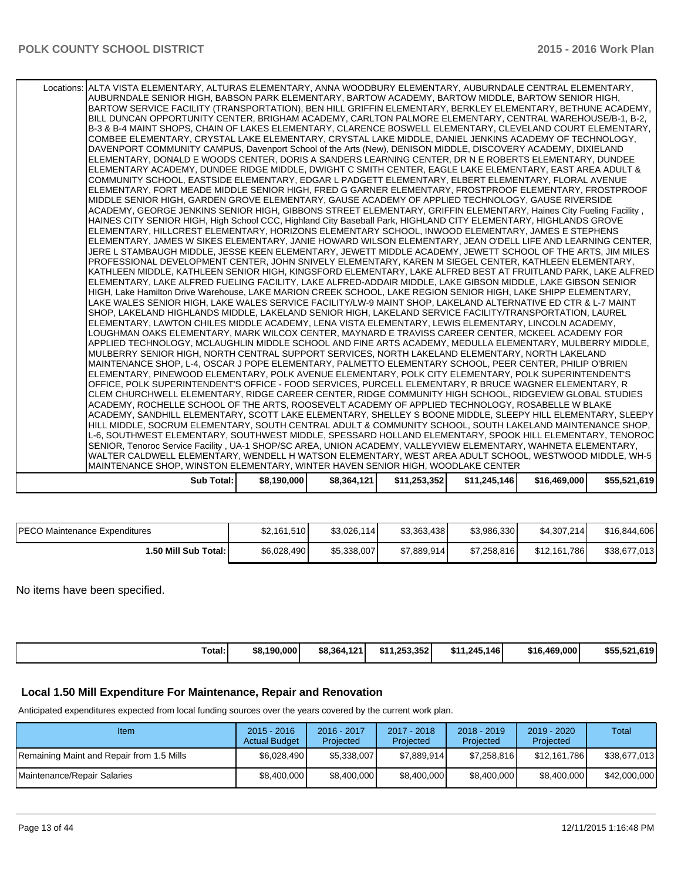| | | | | | | |
|---|---|---|---|---|---|---|
| Locations: | ALTA VISTA ELEMENTARY, ALTURAS ELEMENTARY, ANNA WOODBURY ELEMENTARY, AUBURNDALE CENTRAL ELEMENTARY, AUBURNDALE SENIOR HIGH, BABSON PARK ELEMENTARY, BARTOW ACADEMY, BARTOW MIDDLE, BARTOW SENIOR HIGH, BARTOW SERVICE FACILITY (TRANSPORTATION), BEN HILL GRIFFIN ELEMENTARY, BERKLEY ELEMENTARY, BETHUNE ACADEMY, BILL DUNCAN OPPORTUNITY CENTER, BRIGHAM ACADEMY, CARLTON PALMORE ELEMENTARY, CENTRAL WAREHOUSE/B-1, B-2, B-3 & B-4 MAINT SHOPS, CHAIN OF LAKES ELEMENTARY, CLARENCE BOSWELL ELEMENTARY, CLEVELAND COURT ELEMENTARY, COMBEE ELEMENTARY, CRYSTAL LAKE ELEMENTARY, CRYSTAL LAKE MIDDLE, DANIEL JENKINS ACADEMY OF TECHNOLOGY, DAVENPORT COMMUNITY CAMPUS, Davenport School of the Arts (New), DENISON MIDDLE, DISCOVERY ACADEMY, DIXIELAND ELEMENTARY, DONALD E WOODS CENTER, DORIS A SANDERS LEARNING CENTER, DR N E ROBERTS ELEMENTARY, DUNDEE ELEMENTARY ACADEMY, DUNDEE RIDGE MIDDLE, DWIGHT C SMITH CENTER, EAGLE LAKE ELEMENTARY, EAST AREA ADULT & COMMUNITY SCHOOL, EASTSIDE ELEMENTARY, EDGAR L PADGETT ELEMENTARY, ELBERT ELEMENTARY, FLORAL AVENUE ELEMENTARY, FORT MEADE MIDDLE SENIOR HIGH, FRED G GARNER ELEMENTARY, FROSTPROOF ELEMENTARY, FROSTPROOF MIDDLE SENIOR HIGH, GARDEN GROVE ELEMENTARY, GAUSE ACADEMY OF APPLIED TECHNOLOGY, GAUSE RIVERSIDE ACADEMY, GEORGE JENKINS SENIOR HIGH, GIBBONS STREET ELEMENTARY, GRIFFIN ELEMENTARY, Haines City Fueling Facility , HAINES CITY SENIOR HIGH, High School CCC, Highland City Baseball Park, HIGHLAND CITY ELEMENTARY, HIGHLANDS GROVE ELEMENTARY, HILLCREST ELEMENTARY, HORIZONS ELEMENTARY SCHOOL, INWOOD ELEMENTARY, JAMES E STEPHENS ELEMENTARY, JAMES W SIKES ELEMENTARY, JANIE HOWARD WILSON ELEMENTARY, JEAN O'DELL LIFE AND LEARNING CENTER, JERE L STAMBAUGH MIDDLE, JESSE KEEN ELEMENTARY, JEWETT MIDDLE ACADEMY, JEWETT SCHOOL OF THE ARTS, JIM MILES PROFESSIONAL DEVELOPMENT CENTER, JOHN SNIVELY ELEMENTARY, KAREN M SIEGEL CENTER, KATHLEEN ELEMENTARY, KATHLEEN MIDDLE, KATHLEEN SENIOR HIGH, KINGSFORD ELEMENTARY, LAKE ALFRED BEST AT FRUITLAND PARK, LAKE ALFRED ELEMENTARY, LAKE ALFRED FUELING FACILITY, LAKE ALFRED-ADDAIR MIDDLE, LAKE GIBSON MIDDLE, LAKE GIBSON SENIOR HIGH, Lake Hamilton Drive Warehouse, LAKE MARION CREEK SCHOOL, LAKE REGION SENIOR HIGH, LAKE SHIPP ELEMENTARY, LAKE WALES SENIOR HIGH, LAKE WALES SERVICE FACILITY/LW-9 MAINT SHOP, LAKELAND ALTERNATIVE ED CTR & L-7 MAINT SHOP, LAKELAND HIGHLANDS MIDDLE, LAKELAND SENIOR HIGH, LAKELAND SERVICE FACILITY/TRANSPORTATION, LAUREL ELEMENTARY, LAWTON CHILES MIDDLE ACADEMY, LENA VISTA ELEMENTARY, LEWIS ELEMENTARY, LINCOLN ACADEMY, LOUGHMAN OAKS ELEMENTARY, MARK WILCOX CENTER, MAYNARD E TRAVISS CAREER CENTER, MCKEEL ACADEMY FOR APPLIED TECHNOLOGY, MCLAUGHLIN MIDDLE SCHOOL AND FINE ARTS ACADEMY, MEDULLA ELEMENTARY, MULBERRY MIDDLE, MULBERRY SENIOR HIGH, NORTH CENTRAL SUPPORT SERVICES, NORTH LAKELAND ELEMENTARY, NORTH LAKELAND MAINTENANCE SHOP, L-4, OSCAR J POPE ELEMENTARY, PALMETTO ELEMENTARY SCHOOL, PEER CENTER, PHILIP O'BRIEN ELEMENTARY, PINEWOOD ELEMENTARY, POLK AVENUE ELEMENTARY, POLK CITY ELEMENTARY, POLK SUPERINTENDENT'S OFFICE, POLK SUPERINTENDENT'S OFFICE - FOOD SERVICES, PURCELL ELEMENTARY, R BRUCE WAGNER ELEMENTARY, R CLEM CHURCHWELL ELEMENTARY, RIDGE CAREER CENTER, RIDGE COMMUNITY HIGH SCHOOL, RIDGEVIEW GLOBAL STUDIES ACADEMY, ROCHELLE SCHOOL OF THE ARTS, ROOSEVELT ACADEMY OF APPLIED TECHNOLOGY, ROSABELLE W BLAKE ACADEMY, SANDHILL ELEMENTARY, SCOTT LAKE ELEMENTARY, SHELLEY S BOONE MIDDLE, SLEEPY HILL ELEMENTARY, SLEEPY HILL MIDDLE, SOCRUM ELEMENTARY, SOUTH CENTRAL ADULT & COMMUNITY SCHOOL, SOUTH LAKELAND MAINTENANCE SHOP, L-6, SOUTHWEST ELEMENTARY, SOUTHWEST MIDDLE, SPESSARD HOLLAND ELEMENTARY, SPOOK HILL ELEMENTARY, TENOROC SENIOR, Tenoroc Service Facility , UA-1 SHOP/SC AREA, UNION ACADEMY, VALLEYVIEW ELEMENTARY, WAHNETA ELEMENTARY, WALTER CALDWELL ELEMENTARY, WENDELL H WATSON ELEMENTARY, WEST AREA ADULT SCHOOL, WESTWOOD MIDDLE, WH-5 MAINTENANCE SHOP, WINSTON ELEMENTARY, WINTER HAVEN SENIOR HIGH, WOODLAKE CENTER | | | | | |
| **Sub Total:** | **$8,190,000** | **$8,364,121** | **$11,253,352** | **$11,245,146** | **$16,469,000** | **$55,521,619** |

| | | | | | | |
|---|---|---|---|---|---|---|
| PECO Maintenance Expenditures | $2,161,510 | $3,026,114 | $3,363,438 | $3,986,330 | $4,307,214 | $16,844,606 |
| **1.50 Mill Sub Total:** | $6,028,490 | $5,338,007 | $7,889,914 | $7,258,816 | $12,161,786 | $38,677,013 |

No items have been specified.

| | | | | | | |
|---|---|---|---|---|---|---|
| **Total:** | **$8,190,000** | **$8,364,121** | **$11,253,352** | **$11,245,146** | **$16,469,000** | **$55,521,619** |

## Local 1.50 Mill Expenditure For Maintenance, Repair and Renovation

Anticipated expenditures expected from local funding sources over the years covered by the current work plan.

| Item | 2015 - 2016 Actual Budget | 2016 - 2017 Projected | 2017 - 2018 Projected | 2018 - 2019 Projected | 2019 - 2020 Projected | Total |
|---|---|---|---|---|---|---|
| Remaining Maint and Repair from 1.5 Mills | $6,028,490 | $5,338,007 | $7,889,914 | $7,258,816 | $12,161,786 | $38,677,013 |
| Maintenance/Repair Salaries | $8,400,000 | $8,400,000 | $8,400,000 | $8,400,000 | $8,400,000 | $42,000,000 |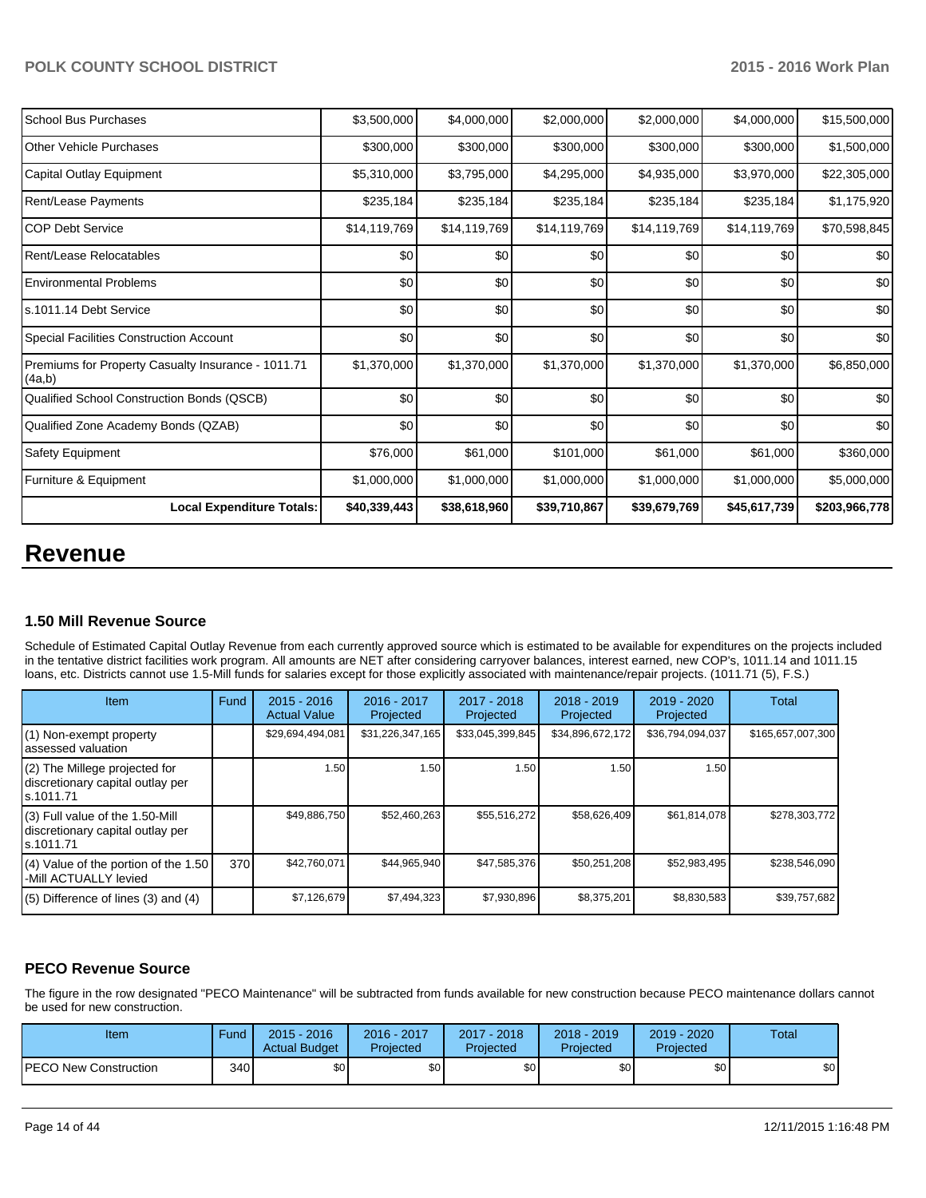| School Bus Purchases | $3,500,000 | $4,000,000 | $2,000,000 | $2,000,000 | $4,000,000 | $15,500,000 |
|---|---|---|---|---|---|---|
| Other Vehicle Purchases | $300,000 | $300,000 | $300,000 | $300,000 | $300,000 | $1,500,000 |
| Capital Outlay Equipment | $5,310,000 | $3,795,000 | $4,295,000 | $4,935,000 | $3,970,000 | $22,305,000 |
| Rent/Lease Payments | $235,184 | $235,184 | $235,184 | $235,184 | $235,184 | $1,175,920 |
| COP Debt Service | $14,119,769 | $14,119,769 | $14,119,769 | $14,119,769 | $14,119,769 | $70,598,845 |
| Rent/Lease Relocatables | $0 | $0 | $0 | $0 | $0 | $0 |
| Environmental Problems | $0 | $0 | $0 | $0 | $0 | $0 |
| s.1011.14 Debt Service | $0 | $0 | $0 | $0 | $0 | $0 |
| Special Facilities Construction Account | $0 | $0 | $0 | $0 | $0 | $0 |
| Premiums for Property Casualty Insurance - 1011.71 (4a,b) | $1,370,000 | $1,370,000 | $1,370,000 | $1,370,000 | $1,370,000 | $6,850,000 |
| Qualified School Construction Bonds (QSCB) | $0 | $0 | $0 | $0 | $0 | $0 |
| Qualified Zone Academy Bonds (QZAB) | $0 | $0 | $0 | $0 | $0 | $0 |
| Safety Equipment | $76,000 | $61,000 | $101,000 | $61,000 | $61,000 | $360,000 |
| Furniture & Equipment | $1,000,000 | $1,000,000 | $1,000,000 | $1,000,000 | $1,000,000 | $5,000,000 |
| **Local Expenditure Totals:** | **$40,339,443** | **$38,618,960** | **$39,710,867** | **$39,679,769** | **$45,617,739** | **$203,966,778** |

# Revenue

### 1.50 Mill Revenue Source

Schedule of Estimated Capital Outlay Revenue from each currently approved source which is estimated to be available for expenditures on the projects included in the tentative district facilities work program. All amounts are NET after considering carryover balances, interest earned, new COP's, 1011.14 and 1011.15 loans, etc. Districts cannot use 1.5-Mill funds for salaries except for those explicitly associated with maintenance/repair projects. (1011.71 (5), F.S.)

| Item | Fund | 2015 - 2016 Actual Value | 2016 - 2017 Projected | 2017 - 2018 Projected | 2018 - 2019 Projected | 2019 - 2020 Projected | Total |
|---|---|---|---|---|---|---|---|
| (1) Non-exempt property assessed valuation | | $29,694,494,081 | $31,226,347,165 | $33,045,399,845 | $34,896,672,172 | $36,794,094,037 | $165,657,007,300 |
| (2) The Millege projected for discretionary capital outlay per s.1011.71 | | 1.50 | 1.50 | 1.50 | 1.50 | 1.50 | |
| (3) Full value of the 1.50-Mill discretionary capital outlay per s.1011.71 | | $49,886,750 | $52,460,263 | $55,516,272 | $58,626,409 | $61,814,078 | $278,303,772 |
| (4) Value of the portion of the 1.50 -Mill ACTUALLY levied | 370 | $42,760,071 | $44,965,940 | $47,585,376 | $50,251,208 | $52,983,495 | $238,546,090 |
| (5) Difference of lines (3) and (4) | | $7,126,679 | $7,494,323 | $7,930,896 | $8,375,201 | $8,830,583 | $39,757,682 |

### PECO Revenue Source

The figure in the row designated "PECO Maintenance" will be subtracted from funds available for new construction because PECO maintenance dollars cannot be used for new construction.

| Item | Fund | 2015 - 2016 Actual Budget | 2016 - 2017 Projected | 2017 - 2018 Projected | 2018 - 2019 Projected | 2019 - 2020 Projected | Total |
|---|---|---|---|---|---|---|---|
| PECO New Construction | 340 | $0 | $0 | $0 | $0 | $0 | $0 |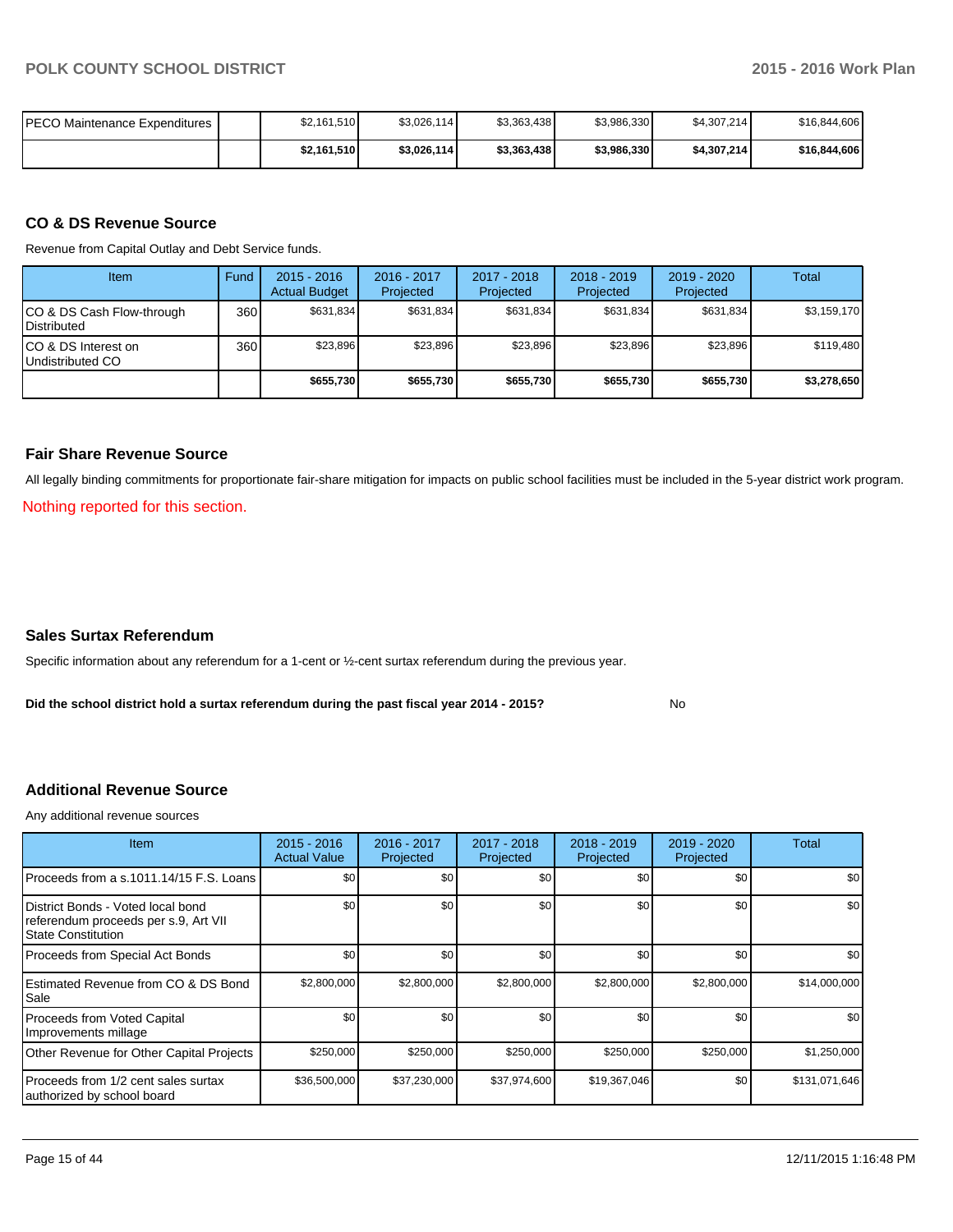| PECO Maintenance Expenditures | | $2,161,510 | $3,026,114 | $3,363,438 | $3,986,330 | $4,307,214 | $16,844,606 |
|---|---|---|---|---|---|---|---|
| | | **$2,161,510** | **$3,026,114** | **$3,363,438** | **$3,986,330** | **$4,307,214** | **$16,844,606** |

## CO & DS Revenue Source

Revenue from Capital Outlay and Debt Service funds.

| Item | Fund | 2015 - 2016 Actual Budget | 2016 - 2017 Projected | 2017 - 2018 Projected | 2018 - 2019 Projected | 2019 - 2020 Projected | Total |
|---|---|---|---|---|---|---|---|
| CO & DS Cash Flow-through Distributed | 360 | $631,834 | $631,834 | $631,834 | $631,834 | $631,834 | $3,159,170 |
| CO & DS Interest on Undistributed CO | 360 | $23,896 | $23,896 | $23,896 | $23,896 | $23,896 | $119,480 |
| | | **$655,730** | **$655,730** | **$655,730** | **$655,730** | **$655,730** | **$3,278,650** |

## Fair Share Revenue Source

All legally binding commitments for proportionate fair-share mitigation for impacts on public school facilities must be included in the 5-year district work program.

Nothing reported for this section.

## Sales Surtax Referendum

Specific information about any referendum for a 1-cent or ½-cent surtax referendum during the previous year.

**Did the school district hold a surtax referendum during the past fiscal year 2014 - 2015?** No

## Additional Revenue Source

Any additional revenue sources

| Item | 2015 - 2016 Actual Value | 2016 - 2017 Projected | 2017 - 2018 Projected | 2018 - 2019 Projected | 2019 - 2020 Projected | Total |
|---|---|---|---|---|---|---|
| Proceeds from a s.1011.14/15 F.S. Loans | $0 | $0 | $0 | $0 | $0 | $0 |
| District Bonds - Voted local bond referendum proceeds per s.9, Art VII State Constitution | $0 | $0 | $0 | $0 | $0 | $0 |
| Proceeds from Special Act Bonds | $0 | $0 | $0 | $0 | $0 | $0 |
| Estimated Revenue from CO & DS Bond Sale | $2,800,000 | $2,800,000 | $2,800,000 | $2,800,000 | $2,800,000 | $14,000,000 |
| Proceeds from Voted Capital Improvements millage | $0 | $0 | $0 | $0 | $0 | $0 |
| Other Revenue for Other Capital Projects | $250,000 | $250,000 | $250,000 | $250,000 | $250,000 | $1,250,000 |
| Proceeds from 1/2 cent sales surtax authorized by school board | $36,500,000 | $37,230,000 | $37,974,600 | $19,367,046 | $0 | $131,071,646 |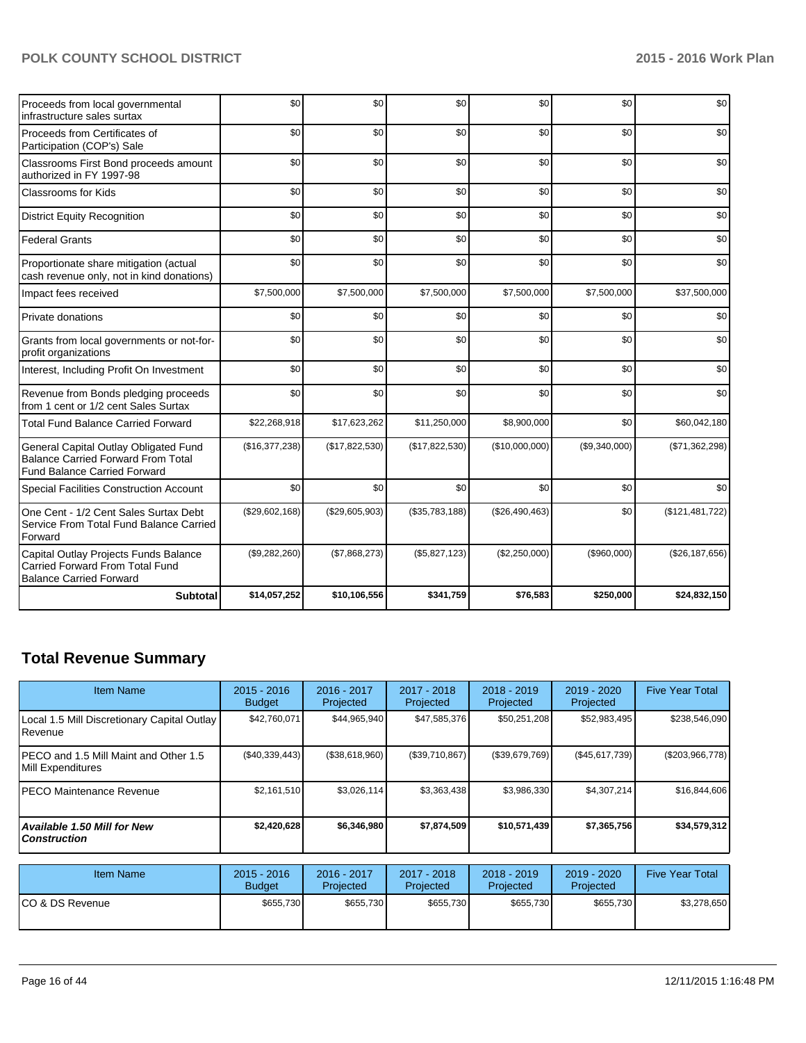| | | | | | | |
|---|---|---|---|---|---|---|
| Proceeds from local governmental infrastructure sales surtax | $0 | $0 | $0 | $0 | $0 | $0 |
| Proceeds from Certificates of Participation (COP's) Sale | $0 | $0 | $0 | $0 | $0 | $0 |
| Classrooms First Bond proceeds amount authorized in FY 1997-98 | $0 | $0 | $0 | $0 | $0 | $0 |
| Classrooms for Kids | $0 | $0 | $0 | $0 | $0 | $0 |
| District Equity Recognition | $0 | $0 | $0 | $0 | $0 | $0 |
| Federal Grants | $0 | $0 | $0 | $0 | $0 | $0 |
| Proportionate share mitigation (actual cash revenue only, not in kind donations) | $0 | $0 | $0 | $0 | $0 | $0 |
| Impact fees received | $7,500,000 | $7,500,000 | $7,500,000 | $7,500,000 | $7,500,000 | $37,500,000 |
| Private donations | $0 | $0 | $0 | $0 | $0 | $0 |
| Grants from local governments or not-for-profit organizations | $0 | $0 | $0 | $0 | $0 | $0 |
| Interest, Including Profit On Investment | $0 | $0 | $0 | $0 | $0 | $0 |
| Revenue from Bonds pledging proceeds from 1 cent or 1/2 cent Sales Surtax | $0 | $0 | $0 | $0 | $0 | $0 |
| Total Fund Balance Carried Forward | $22,268,918 | $17,623,262 | $11,250,000 | $8,900,000 | $0 | $60,042,180 |
| General Capital Outlay Obligated Fund Balance Carried Forward From Total Fund Balance Carried Forward | ($16,377,238) | ($17,822,530) | ($17,822,530) | ($10,000,000) | ($9,340,000) | ($71,362,298) |
| Special Facilities Construction Account | $0 | $0 | $0 | $0 | $0 | $0 |
| One Cent - 1/2 Cent Sales Surtax Debt Service From Total Fund Balance Carried Forward | ($29,602,168) | ($29,605,903) | ($35,783,188) | ($26,490,463) | $0 | ($121,481,722) |
| Capital Outlay Projects Funds Balance Carried Forward From Total Fund Balance Carried Forward | ($9,282,260) | ($7,868,273) | ($5,827,123) | ($2,250,000) | ($960,000) | ($26,187,656) |
| **Subtotal** | **$14,057,252** | **$10,106,556** | **$341,759** | **$76,583** | **$250,000** | **$24,832,150** |

## Total Revenue Summary

| Item Name | 2015 - 2016 Budget | 2016 - 2017 Projected | 2017 - 2018 Projected | 2018 - 2019 Projected | 2019 - 2020 Projected | Five Year Total |
|---|---|---|---|---|---|---|
| Local 1.5 Mill Discretionary Capital Outlay Revenue | $42,760,071 | $44,965,940 | $47,585,376 | $50,251,208 | $52,983,495 | $238,546,090 |
| PECO and 1.5 Mill Maint and Other 1.5 Mill Expenditures | ($40,339,443) | ($38,618,960) | ($39,710,867) | ($39,679,769) | ($45,617,739) | ($203,966,778) |
| PECO Maintenance Revenue | $2,161,510 | $3,026,114 | $3,363,438 | $3,986,330 | $4,307,214 | $16,844,606 |
| ***Available 1.50 Mill for New Construction*** | **$2,420,628** | **$6,346,980** | **$7,874,509** | **$10,571,439** | **$7,365,756** | **$34,579,312** |

| Item Name | 2015 - 2016 Budget | 2016 - 2017 Projected | 2017 - 2018 Projected | 2018 - 2019 Projected | 2019 - 2020 Projected | Five Year Total |
|---|---|---|---|---|---|---|
| CO & DS Revenue | $655,730 | $655,730 | $655,730 | $655,730 | $655,730 | $3,278,650 |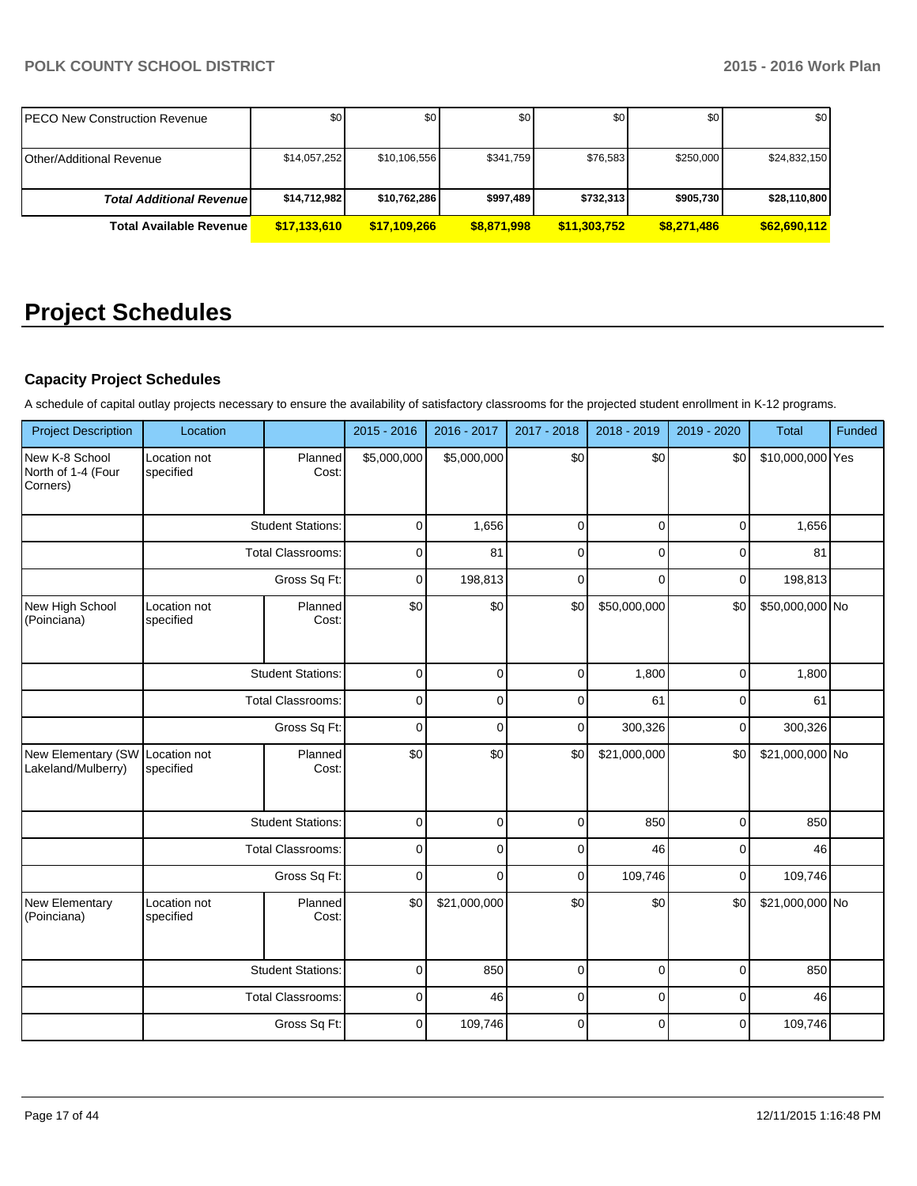| | | | | | | |
|---|---|---|---|---|---|---|
| PECO New Construction Revenue | $0 | $0 | $0 | $0 | $0 | $0 |
| Other/Additional Revenue | $14,057,252 | $10,106,556 | $341,759 | $76,583 | $250,000 | $24,832,150 |
| ***Total Additional Revenue*** | **$14,712,982** | **$10,762,286** | **$997,489** | **$732,313** | **$905,730** | **$28,110,800** |
| **Total Available Revenue** | **$17,133,610** | **$17,109,266** | **$8,871,998** | **$11,303,752** | **$8,271,486** | **$62,690,112** |

# Project Schedules

### Capacity Project Schedules

A schedule of capital outlay projects necessary to ensure the availability of satisfactory classrooms for the projected student enrollment in K-12 programs.

| Project Description | Location | | 2015 - 2016 | 2016 - 2017 | 2017 - 2018 | 2018 - 2019 | 2019 - 2020 | Total | Funded |
|---|---|---|---|---|---|---|---|---|---|
| New K-8 School North of 1-4 (Four Corners) | Location not specified | Planned Cost: | $5,000,000 | $5,000,000 | $0 | $0 | $0 | $10,000,000 | Yes |
| | | Student Stations: | 0 | 1,656 | 0 | 0 | 0 | 1,656 | |
| | | Total Classrooms: | 0 | 81 | 0 | 0 | 0 | 81 | |
| | | Gross Sq Ft: | 0 | 198,813 | 0 | 0 | 0 | 198,813 | |
| New High School (Poinciana) | Location not specified | Planned Cost: | $0 | $0 | $0 | $50,000,000 | $0 | $50,000,000 | No |
| | | Student Stations: | 0 | 0 | 0 | 1,800 | 0 | 1,800 | |
| | | Total Classrooms: | 0 | 0 | 0 | 61 | 0 | 61 | |
| | | Gross Sq Ft: | 0 | 0 | 0 | 300,326 | 0 | 300,326 | |
| New Elementary (SW Lakeland/Mulberry) | Location not specified | Planned Cost: | $0 | $0 | $0 | $21,000,000 | $0 | $21,000,000 | No |
| | | Student Stations: | 0 | 0 | 0 | 850 | 0 | 850 | |
| | | Total Classrooms: | 0 | 0 | 0 | 46 | 0 | 46 | |
| | | Gross Sq Ft: | 0 | 0 | 0 | 109,746 | 0 | 109,746 | |
| New Elementary (Poinciana) | Location not specified | Planned Cost: | $0 | $21,000,000 | $0 | $0 | $0 | $21,000,000 | No |
| | | Student Stations: | 0 | 850 | 0 | 0 | 0 | 850 | |
| | | Total Classrooms: | 0 | 46 | 0 | 0 | 0 | 46 | |
| | | Gross Sq Ft: | 0 | 109,746 | 0 | 0 | 0 | 109,746 | |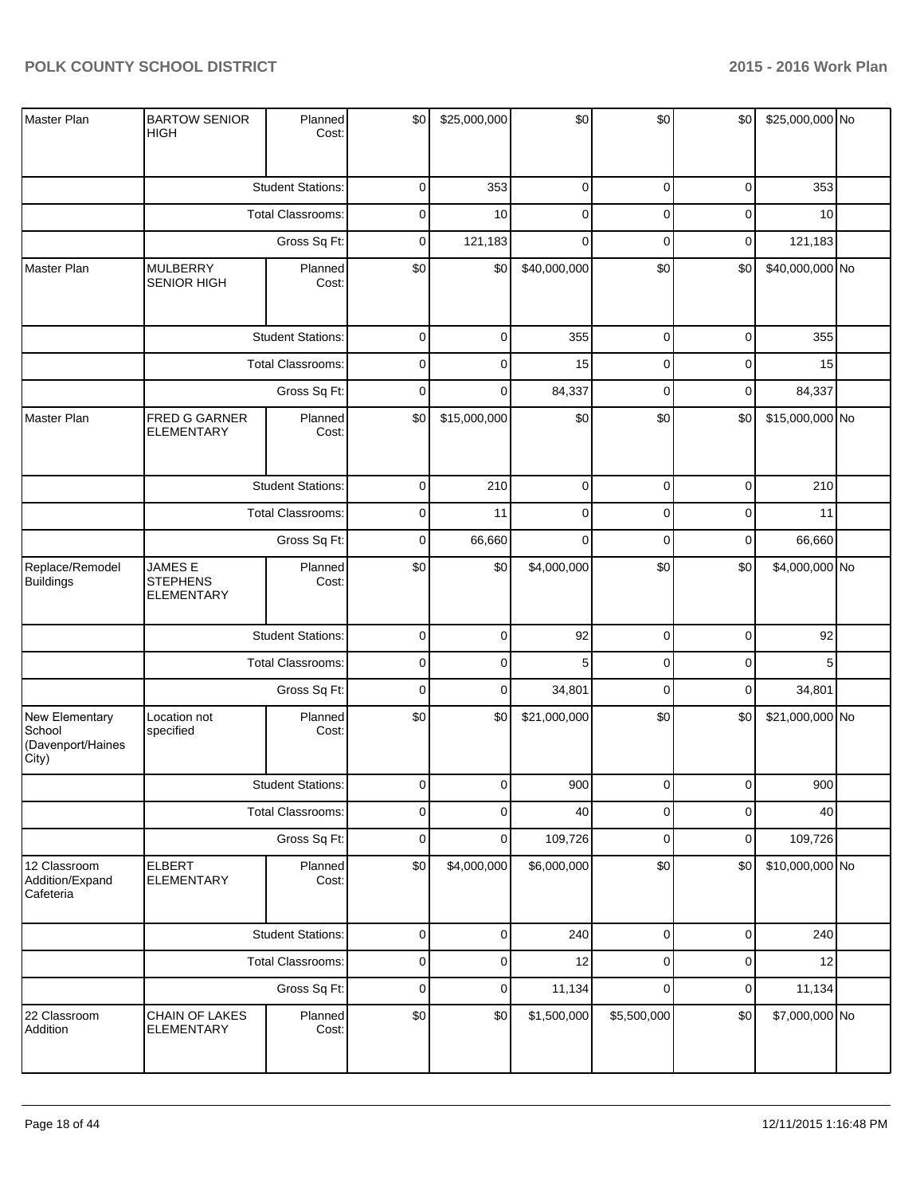| | | | | | | | | | |
|---|---|---|---|---|---|---|---|---|---|
| Master Plan | BARTOW SENIOR HIGH | Planned Cost: | $0 | $25,000,000 | $0 | $0 | $0 | $25,000,000 | No |
| | | Student Stations: | 0 | 353 | 0 | 0 | 0 | 353 | |
| | | Total Classrooms: | 0 | 10 | 0 | 0 | 0 | 10 | |
| | | Gross Sq Ft: | 0 | 121,183 | 0 | 0 | 0 | 121,183 | |
| Master Plan | MULBERRY SENIOR HIGH | Planned Cost: | $0 | $0 | $40,000,000 | $0 | $0 | $40,000,000 | No |
| | | Student Stations: | 0 | 0 | 355 | 0 | 0 | 355 | |
| | | Total Classrooms: | 0 | 0 | 15 | 0 | 0 | 15 | |
| | | Gross Sq Ft: | 0 | 0 | 84,337 | 0 | 0 | 84,337 | |
| Master Plan | FRED G GARNER ELEMENTARY | Planned Cost: | $0 | $15,000,000 | $0 | $0 | $0 | $15,000,000 | No |
| | | Student Stations: | 0 | 210 | 0 | 0 | 0 | 210 | |
| | | Total Classrooms: | 0 | 11 | 0 | 0 | 0 | 11 | |
| | | Gross Sq Ft: | 0 | 66,660 | 0 | 0 | 0 | 66,660 | |
| Replace/Remodel Buildings | JAMES E STEPHENS ELEMENTARY | Planned Cost: | $0 | $0 | $4,000,000 | $0 | $0 | $4,000,000 | No |
| | | Student Stations: | 0 | 0 | 92 | 0 | 0 | 92 | |
| | | Total Classrooms: | 0 | 0 | 5 | 0 | 0 | 5 | |
| | | Gross Sq Ft: | 0 | 0 | 34,801 | 0 | 0 | 34,801 | |
| New Elementary School (Davenport/Haines City) | Location not specified | Planned Cost: | $0 | $0 | $21,000,000 | $0 | $0 | $21,000,000 | No |
| | | Student Stations: | 0 | 0 | 900 | 0 | 0 | 900 | |
| | | Total Classrooms: | 0 | 0 | 40 | 0 | 0 | 40 | |
| | | Gross Sq Ft: | 0 | 0 | 109,726 | 0 | 0 | 109,726 | |
| 12 Classroom Addition/Expand Cafeteria | ELBERT ELEMENTARY | Planned Cost: | $0 | $4,000,000 | $6,000,000 | $0 | $0 | $10,000,000 | No |
| | | Student Stations: | 0 | 0 | 240 | 0 | 0 | 240 | |
| | | Total Classrooms: | 0 | 0 | 12 | 0 | 0 | 12 | |
| | | Gross Sq Ft: | 0 | 0 | 11,134 | 0 | 0 | 11,134 | |
| 22 Classroom Addition | CHAIN OF LAKES ELEMENTARY | Planned Cost: | $0 | $0 | $1,500,000 | $5,500,000 | $0 | $7,000,000 | No |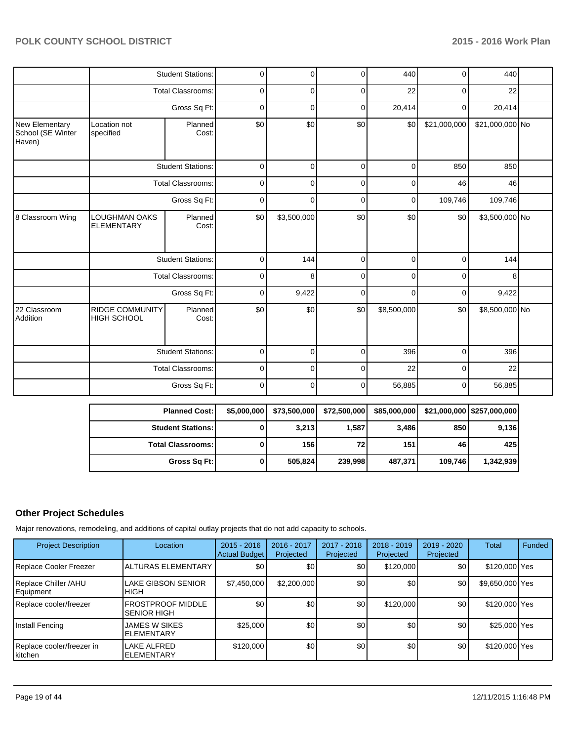| | | | | | | | | | |
|---|---|---|---|---|---|---|---|---|---|
| | | Student Stations: | 0 | 0 | 0 | 440 | 0 | 440 | |
| | | Total Classrooms: | 0 | 0 | 0 | 22 | 0 | 22 | |
| | | Gross Sq Ft: | 0 | 0 | 0 | 20,414 | 0 | 20,414 | |
| New Elementary School (SE Winter Haven) | Location not specified | Planned Cost: | $0 | $0 | $0 | $0 | $21,000,000 | $21,000,000 | No |
| | | Student Stations: | 0 | 0 | 0 | 0 | 850 | 850 | |
| | | Total Classrooms: | 0 | 0 | 0 | 0 | 46 | 46 | |
| | | Gross Sq Ft: | 0 | 0 | 0 | 0 | 109,746 | 109,746 | |
| 8 Classroom Wing | LOUGHMAN OAKS ELEMENTARY | Planned Cost: | $0 | $3,500,000 | $0 | $0 | $0 | $3,500,000 | No |
| | | Student Stations: | 0 | 144 | 0 | 0 | 0 | 144 | |
| | | Total Classrooms: | 0 | 8 | 0 | 0 | 0 | 8 | |
| | | Gross Sq Ft: | 0 | 9,422 | 0 | 0 | 0 | 9,422 | |
| 22 Classroom Addition | RIDGE COMMUNITY HIGH SCHOOL | Planned Cost: | $0 | $0 | $0 | $8,500,000 | $0 | $8,500,000 | No |
| | | Student Stations: | 0 | 0 | 0 | 396 | 0 | 396 | |
| | | Total Classrooms: | 0 | 0 | 0 | 22 | 0 | 22 | |
| | | Gross Sq Ft: | 0 | 0 | 0 | 56,885 | 0 | 56,885 | |

| | | | | | | |
|---|---|---|---|---|---|---|
| **Planned Cost:** | **$5,000,000** | **$73,500,000** | **$72,500,000** | **$85,000,000** | **$21,000,000** | **$257,000,000** |
| **Student Stations:** | **0** | **3,213** | **1,587** | **3,486** | **850** | **9,136** |
| **Total Classrooms:** | **0** | **156** | **72** | **151** | **46** | **425** |
| **Gross Sq Ft:** | **0** | **505,824** | **239,998** | **487,371** | **109,746** | **1,342,939** |

## Other Project Schedules

Major renovations, remodeling, and additions of capital outlay projects that do not add capacity to schools.

| Project Description | Location | 2015 - 2016 Actual Budget | 2016 - 2017 Projected | 2017 - 2018 Projected | 2018 - 2019 Projected | 2019 - 2020 Projected | Total | Funded |
|---|---|---|---|---|---|---|---|---|
| Replace Cooler Freezer | ALTURAS ELEMENTARY | $0 | $0 | $0 | $120,000 | $0 | $120,000 | Yes |
| Replace Chiller /AHU Equipment | LAKE GIBSON SENIOR HIGH | $7,450,000 | $2,200,000 | $0 | $0 | $0 | $9,650,000 | Yes |
| Replace cooler/freezer | FROSTPROOF MIDDLE SENIOR HIGH | $0 | $0 | $0 | $120,000 | $0 | $120,000 | Yes |
| Install Fencing | JAMES W SIKES ELEMENTARY | $25,000 | $0 | $0 | $0 | $0 | $25,000 | Yes |
| Replace cooler/freezer in kitchen | LAKE ALFRED ELEMENTARY | $120,000 | $0 | $0 | $0 | $0 | $120,000 | Yes |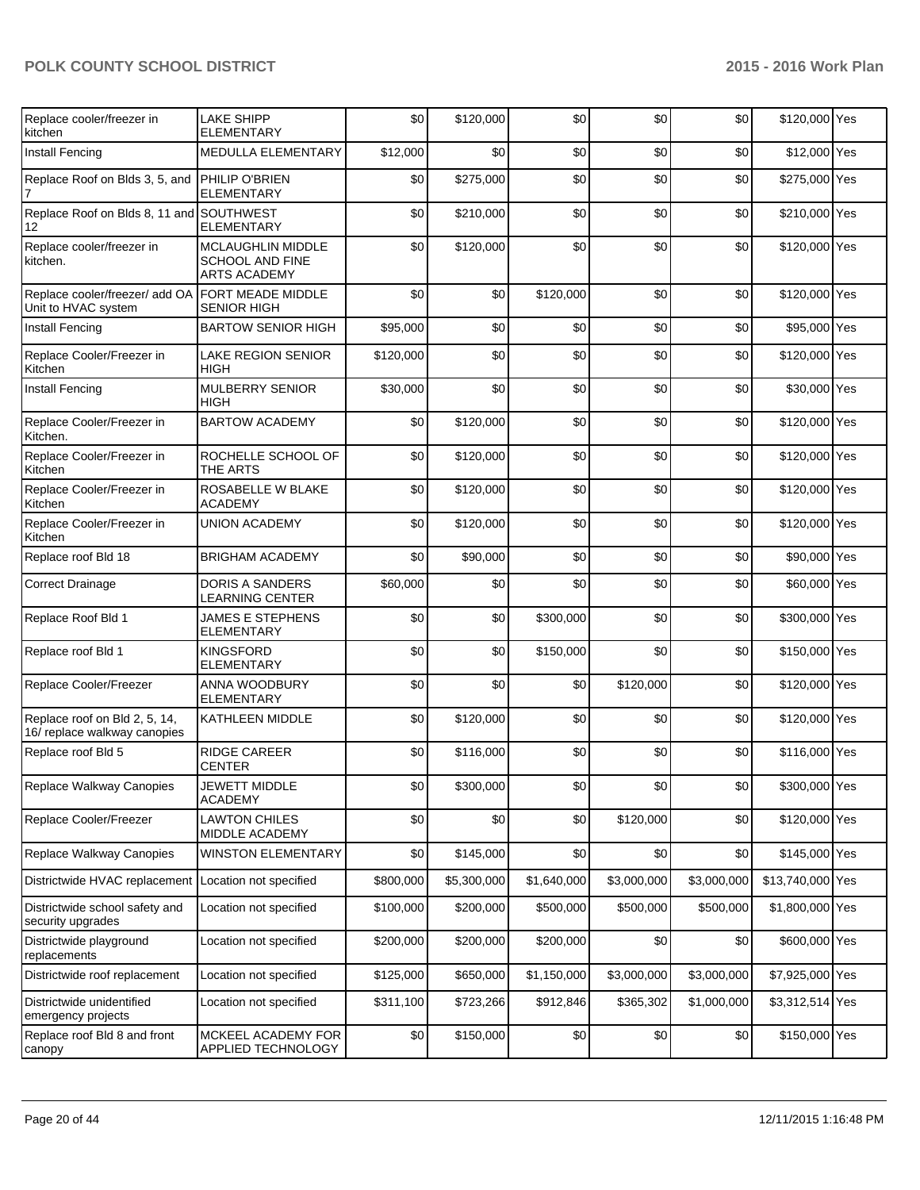| Replace cooler/freezer in kitchen | LAKE SHIPP ELEMENTARY | $0 | $120,000 | $0 | $0 | $0 | $120,000 | Yes |
|---|---|---|---|---|---|---|---|---|
| Install Fencing | MEDULLA ELEMENTARY | $12,000 | $0 | $0 | $0 | $0 | $12,000 | Yes |
| Replace Roof on Blds 3, 5, and 7 | PHILIP O'BRIEN ELEMENTARY | $0 | $275,000 | $0 | $0 | $0 | $275,000 | Yes |
| Replace Roof on Blds 8, 11 and 12 | SOUTHWEST ELEMENTARY | $0 | $210,000 | $0 | $0 | $0 | $210,000 | Yes |
| Replace cooler/freezer in kitchen. | MCLAUGHLIN MIDDLE SCHOOL AND FINE ARTS ACADEMY | $0 | $120,000 | $0 | $0 | $0 | $120,000 | Yes |
| Replace cooler/freezer/ add OA Unit to HVAC system | FORT MEADE MIDDLE SENIOR HIGH | $0 | $0 | $120,000 | $0 | $0 | $120,000 | Yes |
| Install Fencing | BARTOW SENIOR HIGH | $95,000 | $0 | $0 | $0 | $0 | $95,000 | Yes |
| Replace Cooler/Freezer in Kitchen | LAKE REGION SENIOR HIGH | $120,000 | $0 | $0 | $0 | $0 | $120,000 | Yes |
| Install Fencing | MULBERRY SENIOR HIGH | $30,000 | $0 | $0 | $0 | $0 | $30,000 | Yes |
| Replace Cooler/Freezer in Kitchen. | BARTOW ACADEMY | $0 | $120,000 | $0 | $0 | $0 | $120,000 | Yes |
| Replace Cooler/Freezer in Kitchen | ROCHELLE SCHOOL OF THE ARTS | $0 | $120,000 | $0 | $0 | $0 | $120,000 | Yes |
| Replace Cooler/Freezer in Kitchen | ROSABELLE W BLAKE ACADEMY | $0 | $120,000 | $0 | $0 | $0 | $120,000 | Yes |
| Replace Cooler/Freezer in Kitchen | UNION ACADEMY | $0 | $120,000 | $0 | $0 | $0 | $120,000 | Yes |
| Replace roof Bld 18 | BRIGHAM ACADEMY | $0 | $90,000 | $0 | $0 | $0 | $90,000 | Yes |
| Correct Drainage | DORIS A SANDERS LEARNING CENTER | $60,000 | $0 | $0 | $0 | $0 | $60,000 | Yes |
| Replace Roof Bld 1 | JAMES E STEPHENS ELEMENTARY | $0 | $0 | $300,000 | $0 | $0 | $300,000 | Yes |
| Replace roof Bld 1 | KINGSFORD ELEMENTARY | $0 | $0 | $150,000 | $0 | $0 | $150,000 | Yes |
| Replace Cooler/Freezer | ANNA WOODBURY ELEMENTARY | $0 | $0 | $0 | $120,000 | $0 | $120,000 | Yes |
| Replace roof on Bld 2, 5, 14, 16/ replace walkway canopies | KATHLEEN MIDDLE | $0 | $120,000 | $0 | $0 | $0 | $120,000 | Yes |
| Replace roof Bld 5 | RIDGE CAREER CENTER | $0 | $116,000 | $0 | $0 | $0 | $116,000 | Yes |
| Replace Walkway Canopies | JEWETT MIDDLE ACADEMY | $0 | $300,000 | $0 | $0 | $0 | $300,000 | Yes |
| Replace Cooler/Freezer | LAWTON CHILES MIDDLE ACADEMY | $0 | $0 | $0 | $120,000 | $0 | $120,000 | Yes |
| Replace Walkway Canopies | WINSTON ELEMENTARY | $0 | $145,000 | $0 | $0 | $0 | $145,000 | Yes |
| Districtwide HVAC replacement | Location not specified | $800,000 | $5,300,000 | $1,640,000 | $3,000,000 | $3,000,000 | $13,740,000 | Yes |
| Districtwide school safety and security upgrades | Location not specified | $100,000 | $200,000 | $500,000 | $500,000 | $500,000 | $1,800,000 | Yes |
| Districtwide playground replacements | Location not specified | $200,000 | $200,000 | $200,000 | $0 | $0 | $600,000 | Yes |
| Districtwide roof replacement | Location not specified | $125,000 | $650,000 | $1,150,000 | $3,000,000 | $3,000,000 | $7,925,000 | Yes |
| Districtwide unidentified emergency projects | Location not specified | $311,100 | $723,266 | $912,846 | $365,302 | $1,000,000 | $3,312,514 | Yes |
| Replace roof Bld 8 and front canopy | MCKEEL ACADEMY FOR APPLIED TECHNOLOGY | $0 | $150,000 | $0 | $0 | $0 | $150,000 | Yes |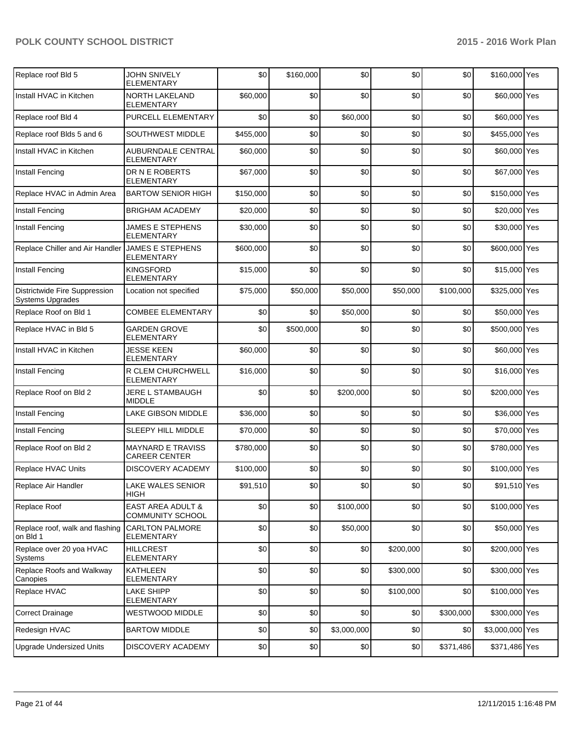| | | | | | | | | |
|---|---|---|---|---|---|---|---|---|
| Replace roof Bld 5 | JOHN SNIVELY ELEMENTARY | $0 | $160,000 | $0 | $0 | $0 | $160,000 | Yes |
| Install HVAC in Kitchen | NORTH LAKELAND ELEMENTARY | $60,000 | $0 | $0 | $0 | $0 | $60,000 | Yes |
| Replace roof Bld 4 | PURCELL ELEMENTARY | $0 | $0 | $60,000 | $0 | $0 | $60,000 | Yes |
| Replace roof Blds 5 and 6 | SOUTHWEST MIDDLE | $455,000 | $0 | $0 | $0 | $0 | $455,000 | Yes |
| Install HVAC in Kitchen | AUBURNDALE CENTRAL ELEMENTARY | $60,000 | $0 | $0 | $0 | $0 | $60,000 | Yes |
| Install Fencing | DR N E ROBERTS ELEMENTARY | $67,000 | $0 | $0 | $0 | $0 | $67,000 | Yes |
| Replace HVAC in Admin Area | BARTOW SENIOR HIGH | $150,000 | $0 | $0 | $0 | $0 | $150,000 | Yes |
| Install Fencing | BRIGHAM ACADEMY | $20,000 | $0 | $0 | $0 | $0 | $20,000 | Yes |
| Install Fencing | JAMES E STEPHENS ELEMENTARY | $30,000 | $0 | $0 | $0 | $0 | $30,000 | Yes |
| Replace Chiller and Air Handler | JAMES E STEPHENS ELEMENTARY | $600,000 | $0 | $0 | $0 | $0 | $600,000 | Yes |
| Install Fencing | KINGSFORD ELEMENTARY | $15,000 | $0 | $0 | $0 | $0 | $15,000 | Yes |
| Districtwide Fire Suppression Systems Upgrades | Location not specified | $75,000 | $50,000 | $50,000 | $50,000 | $100,000 | $325,000 | Yes |
| Replace Roof on Bld 1 | COMBEE ELEMENTARY | $0 | $0 | $50,000 | $0 | $0 | $50,000 | Yes |
| Replace HVAC in Bld 5 | GARDEN GROVE ELEMENTARY | $0 | $500,000 | $0 | $0 | $0 | $500,000 | Yes |
| Install HVAC in Kitchen | JESSE KEEN ELEMENTARY | $60,000 | $0 | $0 | $0 | $0 | $60,000 | Yes |
| Install Fencing | R CLEM CHURCHWELL ELEMENTARY | $16,000 | $0 | $0 | $0 | $0 | $16,000 | Yes |
| Replace Roof on Bld 2 | JERE L STAMBAUGH MIDDLE | $0 | $0 | $200,000 | $0 | $0 | $200,000 | Yes |
| Install Fencing | LAKE GIBSON MIDDLE | $36,000 | $0 | $0 | $0 | $0 | $36,000 | Yes |
| Install Fencing | SLEEPY HILL MIDDLE | $70,000 | $0 | $0 | $0 | $0 | $70,000 | Yes |
| Replace Roof on Bld 2 | MAYNARD E TRAVISS CAREER CENTER | $780,000 | $0 | $0 | $0 | $0 | $780,000 | Yes |
| Replace HVAC Units | DISCOVERY ACADEMY | $100,000 | $0 | $0 | $0 | $0 | $100,000 | Yes |
| Replace Air Handler | LAKE WALES SENIOR HIGH | $91,510 | $0 | $0 | $0 | $0 | $91,510 | Yes |
| Replace Roof | EAST AREA ADULT & COMMUNITY SCHOOL | $0 | $0 | $100,000 | $0 | $0 | $100,000 | Yes |
| Replace roof, walk and flashing on Bld 1 | CARLTON PALMORE ELEMENTARY | $0 | $0 | $50,000 | $0 | $0 | $50,000 | Yes |
| Replace over 20 yoa HVAC Systems | HILLCREST ELEMENTARY | $0 | $0 | $0 | $200,000 | $0 | $200,000 | Yes |
| Replace Roofs and Walkway Canopies | KATHLEEN ELEMENTARY | $0 | $0 | $0 | $300,000 | $0 | $300,000 | Yes |
| Replace HVAC | LAKE SHIPP ELEMENTARY | $0 | $0 | $0 | $100,000 | $0 | $100,000 | Yes |
| Correct Drainage | WESTWOOD MIDDLE | $0 | $0 | $0 | $0 | $300,000 | $300,000 | Yes |
| Redesign HVAC | BARTOW MIDDLE | $0 | $0 | $3,000,000 | $0 | $0 | $3,000,000 | Yes |
| Upgrade Undersized Units | DISCOVERY ACADEMY | $0 | $0 | $0 | $0 | $371,486 | $371,486 | Yes |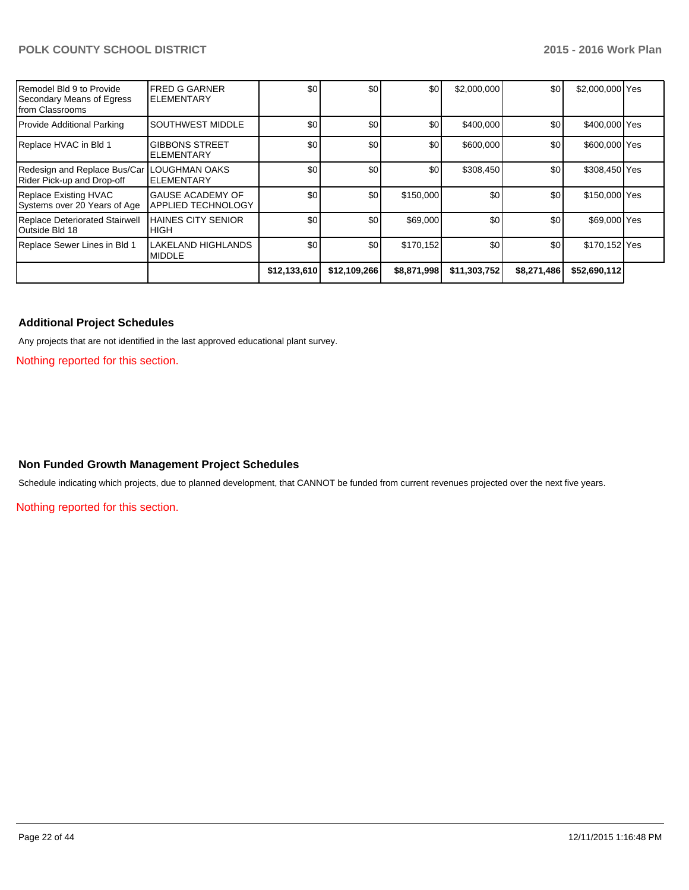| | | | | | | | | |
|---|---|---|---|---|---|---|---|---|
| Remodel Bld 9 to Provide Secondary Means of Egress from Classrooms | FRED G GARNER ELEMENTARY | $0 | $0 | $0 | $2,000,000 | $0 | $2,000,000 | Yes |
| Provide Additional Parking | SOUTHWEST MIDDLE | $0 | $0 | $0 | $400,000 | $0 | $400,000 | Yes |
| Replace HVAC in Bld 1 | GIBBONS STREET ELEMENTARY | $0 | $0 | $0 | $600,000 | $0 | $600,000 | Yes |
| Redesign and Replace Bus/Car Rider Pick-up and Drop-off | LOUGHMAN OAKS ELEMENTARY | $0 | $0 | $0 | $308,450 | $0 | $308,450 | Yes |
| Replace Existing HVAC Systems over 20 Years of Age | GAUSE ACADEMY OF APPLIED TECHNOLOGY | $0 | $0 | $150,000 | $0 | $0 | $150,000 | Yes |
| Replace Deteriorated Stairwell Outside Bld 18 | HAINES CITY SENIOR HIGH | $0 | $0 | $69,000 | $0 | $0 | $69,000 | Yes |
| Replace Sewer Lines in Bld 1 | LAKELAND HIGHLANDS MIDDLE | $0 | $0 | $170,152 | $0 | $0 | $170,152 | Yes |
| | | **$12,133,610** | **$12,109,266** | **$8,871,998** | **$11,303,752** | **$8,271,486** | **$52,690,112** | |

## Additional Project Schedules

Any projects that are not identified in the last approved educational plant survey.

Nothing reported for this section.

## Non Funded Growth Management Project Schedules

Schedule indicating which projects, due to planned development, that CANNOT be funded from current revenues projected over the next five years.

Nothing reported for this section.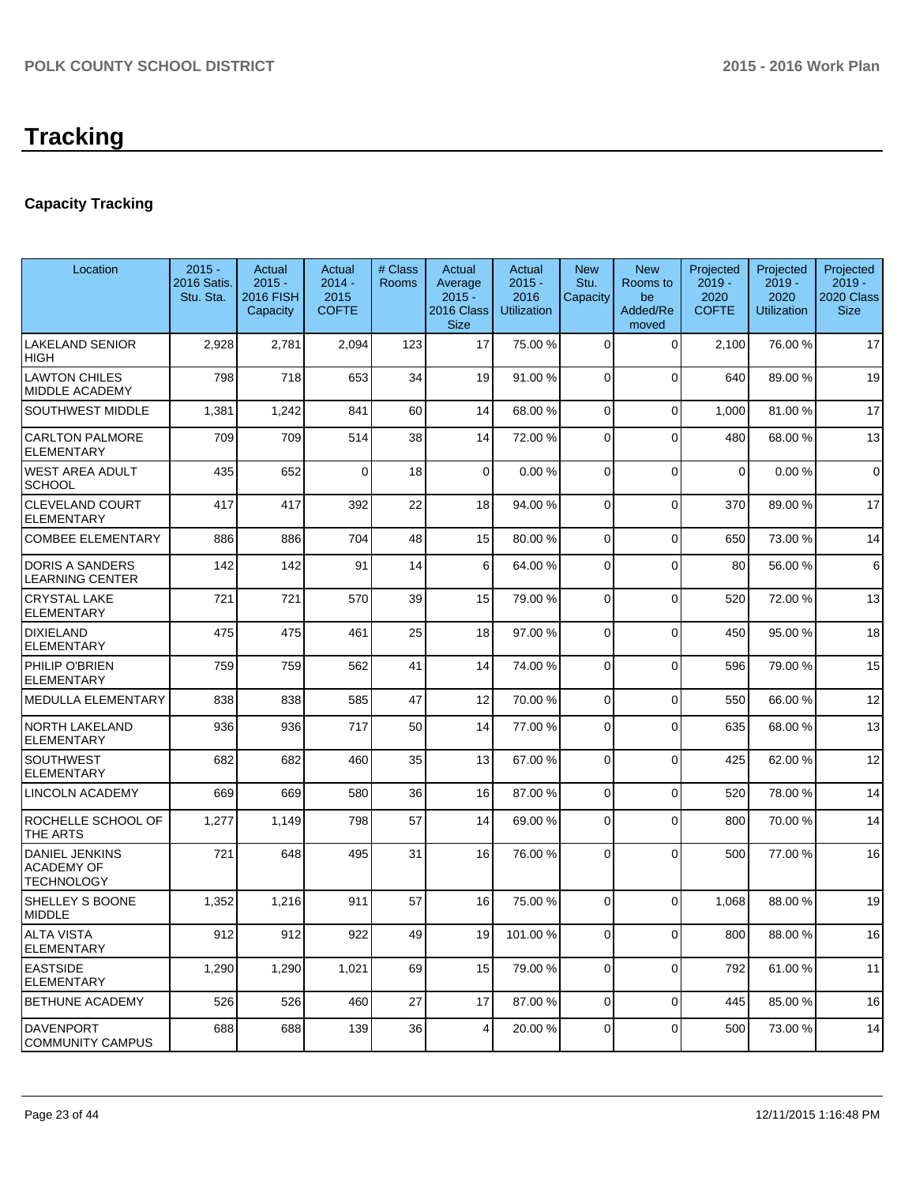# Tracking

## Capacity Tracking

| Location | 2015 - 2016 Satis. Stu. Sta. | Actual 2015 - 2016 FISH Capacity | Actual 2014 - 2015 COFTE | # Class Rooms | Actual Average 2015 - 2016 Class Size | Actual 2015 - 2016 Utilization | New Stu. Capacity | New Rooms to be Added/Removed | Projected 2019 - 2020 COFTE | Projected 2019 - 2020 Utilization | Projected 2019 - 2020 Class Size |
|---|---|---|---|---|---|---|---|---|---|---|---|
| LAKELAND SENIOR HIGH | 2,928 | 2,781 | 2,094 | 123 | 17 | 75.00 % | 0 | 0 | 2,100 | 76.00 % | 17 |
| LAWTON CHILES MIDDLE ACADEMY | 798 | 718 | 653 | 34 | 19 | 91.00 % | 0 | 0 | 640 | 89.00 % | 19 |
| SOUTHWEST MIDDLE | 1,381 | 1,242 | 841 | 60 | 14 | 68.00 % | 0 | 0 | 1,000 | 81.00 % | 17 |
| CARLTON PALMORE ELEMENTARY | 709 | 709 | 514 | 38 | 14 | 72.00 % | 0 | 0 | 480 | 68.00 % | 13 |
| WEST AREA ADULT SCHOOL | 435 | 652 | 0 | 18 | 0 | 0.00 % | 0 | 0 | 0 | 0.00 % | 0 |
| CLEVELAND COURT ELEMENTARY | 417 | 417 | 392 | 22 | 18 | 94.00 % | 0 | 0 | 370 | 89.00 % | 17 |
| COMBEE ELEMENTARY | 886 | 886 | 704 | 48 | 15 | 80.00 % | 0 | 0 | 650 | 73.00 % | 14 |
| DORIS A SANDERS LEARNING CENTER | 142 | 142 | 91 | 14 | 6 | 64.00 % | 0 | 0 | 80 | 56.00 % | 6 |
| CRYSTAL LAKE ELEMENTARY | 721 | 721 | 570 | 39 | 15 | 79.00 % | 0 | 0 | 520 | 72.00 % | 13 |
| DIXIELAND ELEMENTARY | 475 | 475 | 461 | 25 | 18 | 97.00 % | 0 | 0 | 450 | 95.00 % | 18 |
| PHILIP O'BRIEN ELEMENTARY | 759 | 759 | 562 | 41 | 14 | 74.00 % | 0 | 0 | 596 | 79.00 % | 15 |
| MEDULLA ELEMENTARY | 838 | 838 | 585 | 47 | 12 | 70.00 % | 0 | 0 | 550 | 66.00 % | 12 |
| NORTH LAKELAND ELEMENTARY | 936 | 936 | 717 | 50 | 14 | 77.00 % | 0 | 0 | 635 | 68.00 % | 13 |
| SOUTHWEST ELEMENTARY | 682 | 682 | 460 | 35 | 13 | 67.00 % | 0 | 0 | 425 | 62.00 % | 12 |
| LINCOLN ACADEMY | 669 | 669 | 580 | 36 | 16 | 87.00 % | 0 | 0 | 520 | 78.00 % | 14 |
| ROCHELLE SCHOOL OF THE ARTS | 1,277 | 1,149 | 798 | 57 | 14 | 69.00 % | 0 | 0 | 800 | 70.00 % | 14 |
| DANIEL JENKINS ACADEMY OF TECHNOLOGY | 721 | 648 | 495 | 31 | 16 | 76.00 % | 0 | 0 | 500 | 77.00 % | 16 |
| SHELLEY S BOONE MIDDLE | 1,352 | 1,216 | 911 | 57 | 16 | 75.00 % | 0 | 0 | 1,068 | 88.00 % | 19 |
| ALTA VISTA ELEMENTARY | 912 | 912 | 922 | 49 | 19 | 101.00 % | 0 | 0 | 800 | 88.00 % | 16 |
| EASTSIDE ELEMENTARY | 1,290 | 1,290 | 1,021 | 69 | 15 | 79.00 % | 0 | 0 | 792 | 61.00 % | 11 |
| BETHUNE ACADEMY | 526 | 526 | 460 | 27 | 17 | 87.00 % | 0 | 0 | 445 | 85.00 % | 16 |
| DAVENPORT COMMUNITY CAMPUS | 688 | 688 | 139 | 36 | 4 | 20.00 % | 0 | 0 | 500 | 73.00 % | 14 |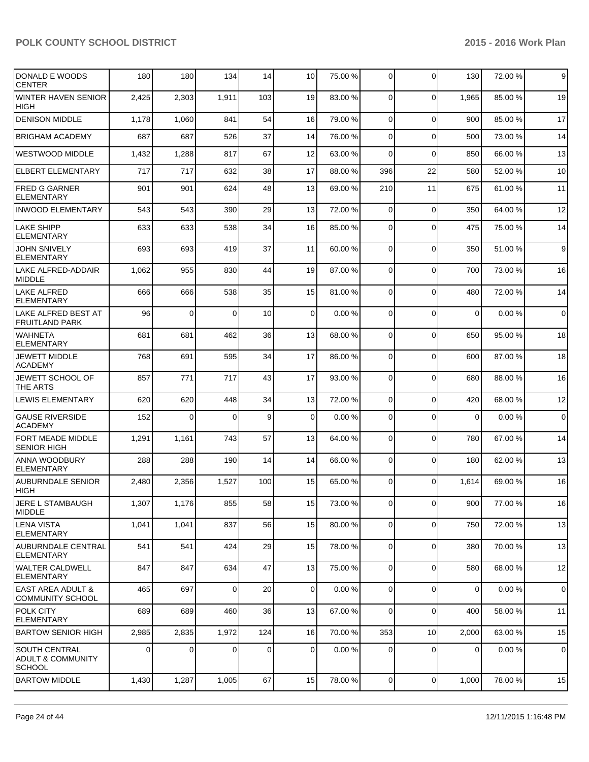| | | | | | | | | | | |
|---|---|---|---|---|---|---|---|---|---|---|
| DONALD E WOODS CENTER | 180 | 180 | 134 | 14 | 10 | 75.00 % | 0 | 0 | 130 | 72.00 % | 9 |
| WINTER HAVEN SENIOR HIGH | 2,425 | 2,303 | 1,911 | 103 | 19 | 83.00 % | 0 | 0 | 1,965 | 85.00 % | 19 |
| DENISON MIDDLE | 1,178 | 1,060 | 841 | 54 | 16 | 79.00 % | 0 | 0 | 900 | 85.00 % | 17 |
| BRIGHAM ACADEMY | 687 | 687 | 526 | 37 | 14 | 76.00 % | 0 | 0 | 500 | 73.00 % | 14 |
| WESTWOOD MIDDLE | 1,432 | 1,288 | 817 | 67 | 12 | 63.00 % | 0 | 0 | 850 | 66.00 % | 13 |
| ELBERT ELEMENTARY | 717 | 717 | 632 | 38 | 17 | 88.00 % | 396 | 22 | 580 | 52.00 % | 10 |
| FRED G GARNER ELEMENTARY | 901 | 901 | 624 | 48 | 13 | 69.00 % | 210 | 11 | 675 | 61.00 % | 11 |
| INWOOD ELEMENTARY | 543 | 543 | 390 | 29 | 13 | 72.00 % | 0 | 0 | 350 | 64.00 % | 12 |
| LAKE SHIPP ELEMENTARY | 633 | 633 | 538 | 34 | 16 | 85.00 % | 0 | 0 | 475 | 75.00 % | 14 |
| JOHN SNIVELY ELEMENTARY | 693 | 693 | 419 | 37 | 11 | 60.00 % | 0 | 0 | 350 | 51.00 % | 9 |
| LAKE ALFRED-ADDAIR MIDDLE | 1,062 | 955 | 830 | 44 | 19 | 87.00 % | 0 | 0 | 700 | 73.00 % | 16 |
| LAKE ALFRED ELEMENTARY | 666 | 666 | 538 | 35 | 15 | 81.00 % | 0 | 0 | 480 | 72.00 % | 14 |
| LAKE ALFRED BEST AT FRUITLAND PARK | 96 | 0 | 0 | 10 | 0 | 0.00 % | 0 | 0 | 0 | 0.00 % | 0 |
| WAHNETA ELEMENTARY | 681 | 681 | 462 | 36 | 13 | 68.00 % | 0 | 0 | 650 | 95.00 % | 18 |
| JEWETT MIDDLE ACADEMY | 768 | 691 | 595 | 34 | 17 | 86.00 % | 0 | 0 | 600 | 87.00 % | 18 |
| JEWETT SCHOOL OF THE ARTS | 857 | 771 | 717 | 43 | 17 | 93.00 % | 0 | 0 | 680 | 88.00 % | 16 |
| LEWIS ELEMENTARY | 620 | 620 | 448 | 34 | 13 | 72.00 % | 0 | 0 | 420 | 68.00 % | 12 |
| GAUSE RIVERSIDE ACADEMY | 152 | 0 | 0 | 9 | 0 | 0.00 % | 0 | 0 | 0 | 0.00 % | 0 |
| FORT MEADE MIDDLE SENIOR HIGH | 1,291 | 1,161 | 743 | 57 | 13 | 64.00 % | 0 | 0 | 780 | 67.00 % | 14 |
| ANNA WOODBURY ELEMENTARY | 288 | 288 | 190 | 14 | 14 | 66.00 % | 0 | 0 | 180 | 62.00 % | 13 |
| AUBURNDALE SENIOR HIGH | 2,480 | 2,356 | 1,527 | 100 | 15 | 65.00 % | 0 | 0 | 1,614 | 69.00 % | 16 |
| JERE L STAMBAUGH MIDDLE | 1,307 | 1,176 | 855 | 58 | 15 | 73.00 % | 0 | 0 | 900 | 77.00 % | 16 |
| LENA VISTA ELEMENTARY | 1,041 | 1,041 | 837 | 56 | 15 | 80.00 % | 0 | 0 | 750 | 72.00 % | 13 |
| AUBURNDALE CENTRAL ELEMENTARY | 541 | 541 | 424 | 29 | 15 | 78.00 % | 0 | 0 | 380 | 70.00 % | 13 |
| WALTER CALDWELL ELEMENTARY | 847 | 847 | 634 | 47 | 13 | 75.00 % | 0 | 0 | 580 | 68.00 % | 12 |
| EAST AREA ADULT & COMMUNITY SCHOOL | 465 | 697 | 0 | 20 | 0 | 0.00 % | 0 | 0 | 0 | 0.00 % | 0 |
| POLK CITY ELEMENTARY | 689 | 689 | 460 | 36 | 13 | 67.00 % | 0 | 0 | 400 | 58.00 % | 11 |
| BARTOW SENIOR HIGH | 2,985 | 2,835 | 1,972 | 124 | 16 | 70.00 % | 353 | 10 | 2,000 | 63.00 % | 15 |
| SOUTH CENTRAL ADULT & COMMUNITY SCHOOL | 0 | 0 | 0 | 0 | 0 | 0.00 % | 0 | 0 | 0 | 0.00 % | 0 |
| BARTOW MIDDLE | 1,430 | 1,287 | 1,005 | 67 | 15 | 78.00 % | 0 | 0 | 1,000 | 78.00 % | 15 |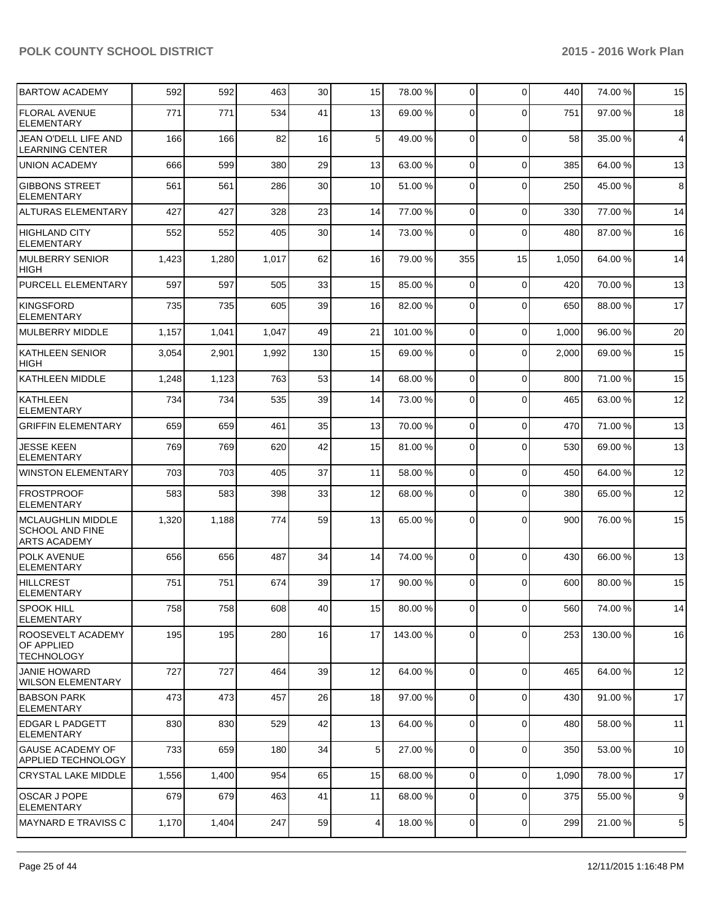| | | | | | | | | | | | |
|---|---|---|---|---|---|---|---|---|---|---|---|
| BARTOW ACADEMY | 592 | 592 | 463 | 30 | 15 | 78.00 % | 0 | 0 | 440 | 74.00 % | 15 |
| FLORAL AVENUE ELEMENTARY | 771 | 771 | 534 | 41 | 13 | 69.00 % | 0 | 0 | 751 | 97.00 % | 18 |
| JEAN O'DELL LIFE AND LEARNING CENTER | 166 | 166 | 82 | 16 | 5 | 49.00 % | 0 | 0 | 58 | 35.00 % | 4 |
| UNION ACADEMY | 666 | 599 | 380 | 29 | 13 | 63.00 % | 0 | 0 | 385 | 64.00 % | 13 |
| GIBBONS STREET ELEMENTARY | 561 | 561 | 286 | 30 | 10 | 51.00 % | 0 | 0 | 250 | 45.00 % | 8 |
| ALTURAS ELEMENTARY | 427 | 427 | 328 | 23 | 14 | 77.00 % | 0 | 0 | 330 | 77.00 % | 14 |
| HIGHLAND CITY ELEMENTARY | 552 | 552 | 405 | 30 | 14 | 73.00 % | 0 | 0 | 480 | 87.00 % | 16 |
| MULBERRY SENIOR HIGH | 1,423 | 1,280 | 1,017 | 62 | 16 | 79.00 % | 355 | 15 | 1,050 | 64.00 % | 14 |
| PURCELL ELEMENTARY | 597 | 597 | 505 | 33 | 15 | 85.00 % | 0 | 0 | 420 | 70.00 % | 13 |
| KINGSFORD ELEMENTARY | 735 | 735 | 605 | 39 | 16 | 82.00 % | 0 | 0 | 650 | 88.00 % | 17 |
| MULBERRY MIDDLE | 1,157 | 1,041 | 1,047 | 49 | 21 | 101.00 % | 0 | 0 | 1,000 | 96.00 % | 20 |
| KATHLEEN SENIOR HIGH | 3,054 | 2,901 | 1,992 | 130 | 15 | 69.00 % | 0 | 0 | 2,000 | 69.00 % | 15 |
| KATHLEEN MIDDLE | 1,248 | 1,123 | 763 | 53 | 14 | 68.00 % | 0 | 0 | 800 | 71.00 % | 15 |
| KATHLEEN ELEMENTARY | 734 | 734 | 535 | 39 | 14 | 73.00 % | 0 | 0 | 465 | 63.00 % | 12 |
| GRIFFIN ELEMENTARY | 659 | 659 | 461 | 35 | 13 | 70.00 % | 0 | 0 | 470 | 71.00 % | 13 |
| JESSE KEEN ELEMENTARY | 769 | 769 | 620 | 42 | 15 | 81.00 % | 0 | 0 | 530 | 69.00 % | 13 |
| WINSTON ELEMENTARY | 703 | 703 | 405 | 37 | 11 | 58.00 % | 0 | 0 | 450 | 64.00 % | 12 |
| FROSTPROOF ELEMENTARY | 583 | 583 | 398 | 33 | 12 | 68.00 % | 0 | 0 | 380 | 65.00 % | 12 |
| MCLAUGHLIN MIDDLE SCHOOL AND FINE ARTS ACADEMY | 1,320 | 1,188 | 774 | 59 | 13 | 65.00 % | 0 | 0 | 900 | 76.00 % | 15 |
| POLK AVENUE ELEMENTARY | 656 | 656 | 487 | 34 | 14 | 74.00 % | 0 | 0 | 430 | 66.00 % | 13 |
| HILLCREST ELEMENTARY | 751 | 751 | 674 | 39 | 17 | 90.00 % | 0 | 0 | 600 | 80.00 % | 15 |
| SPOOK HILL ELEMENTARY | 758 | 758 | 608 | 40 | 15 | 80.00 % | 0 | 0 | 560 | 74.00 % | 14 |
| ROOSEVELT ACADEMY OF APPLIED TECHNOLOGY | 195 | 195 | 280 | 16 | 17 | 143.00 % | 0 | 0 | 253 | 130.00 % | 16 |
| JANIE HOWARD WILSON ELEMENTARY | 727 | 727 | 464 | 39 | 12 | 64.00 % | 0 | 0 | 465 | 64.00 % | 12 |
| BABSON PARK ELEMENTARY | 473 | 473 | 457 | 26 | 18 | 97.00 % | 0 | 0 | 430 | 91.00 % | 17 |
| EDGAR L PADGETT ELEMENTARY | 830 | 830 | 529 | 42 | 13 | 64.00 % | 0 | 0 | 480 | 58.00 % | 11 |
| GAUSE ACADEMY OF APPLIED TECHNOLOGY | 733 | 659 | 180 | 34 | 5 | 27.00 % | 0 | 0 | 350 | 53.00 % | 10 |
| CRYSTAL LAKE MIDDLE | 1,556 | 1,400 | 954 | 65 | 15 | 68.00 % | 0 | 0 | 1,090 | 78.00 % | 17 |
| OSCAR J POPE ELEMENTARY | 679 | 679 | 463 | 41 | 11 | 68.00 % | 0 | 0 | 375 | 55.00 % | 9 |
| MAYNARD E TRAVISS C | 1,170 | 1,404 | 247 | 59 | 4 | 18.00 % | 0 | 0 | 299 | 21.00 % | 5 |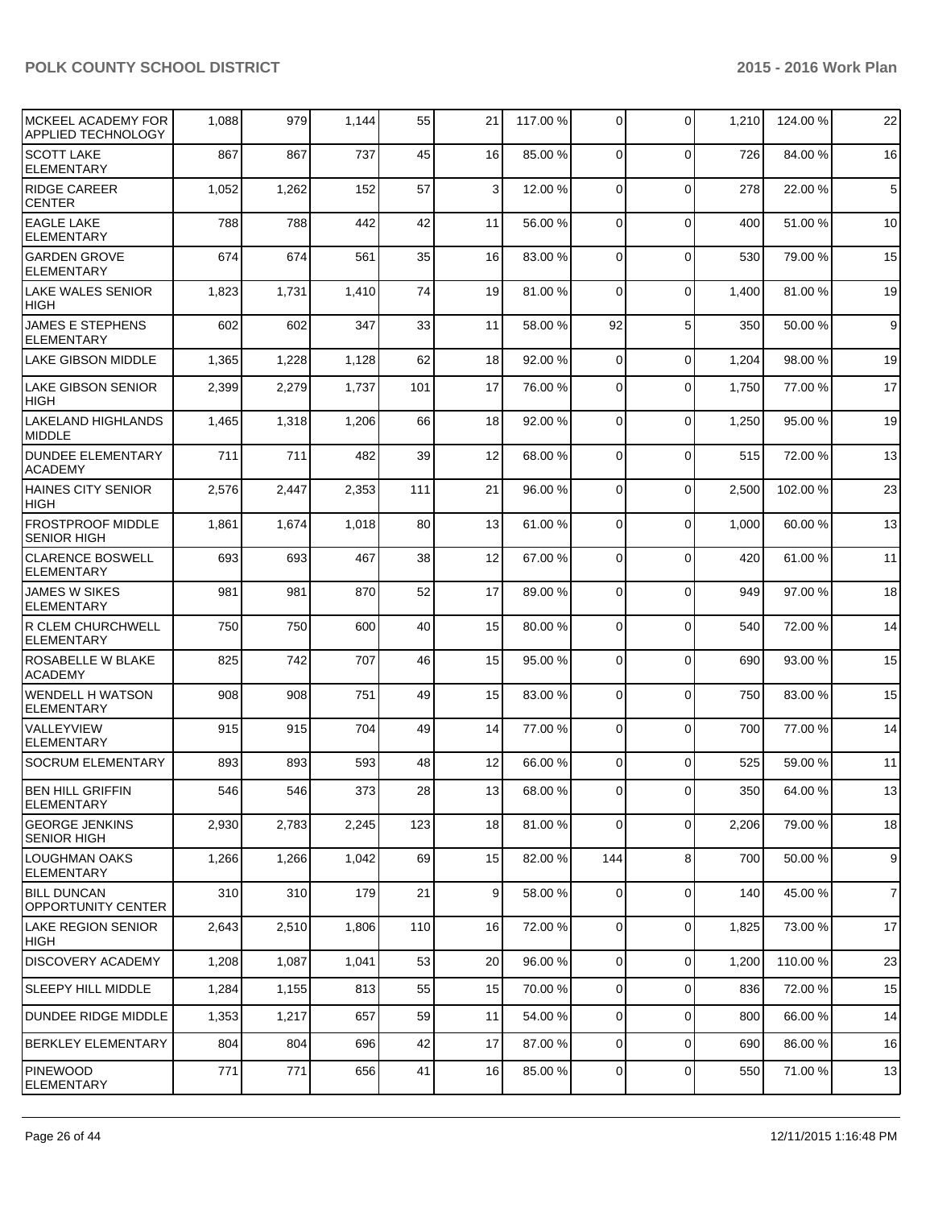| | | | | | | | | | | |
|---|---|---|---|---|---|---|---|---|---|---|
| MCKEEL ACADEMY FOR APPLIED TECHNOLOGY | 1,088 | 979 | 1,144 | 55 | 21 | 117.00 % | 0 | 0 | 1,210 | 124.00 % | 22 |
| SCOTT LAKE ELEMENTARY | 867 | 867 | 737 | 45 | 16 | 85.00 % | 0 | 0 | 726 | 84.00 % | 16 |
| RIDGE CAREER CENTER | 1,052 | 1,262 | 152 | 57 | 3 | 12.00 % | 0 | 0 | 278 | 22.00 % | 5 |
| EAGLE LAKE ELEMENTARY | 788 | 788 | 442 | 42 | 11 | 56.00 % | 0 | 0 | 400 | 51.00 % | 10 |
| GARDEN GROVE ELEMENTARY | 674 | 674 | 561 | 35 | 16 | 83.00 % | 0 | 0 | 530 | 79.00 % | 15 |
| LAKE WALES SENIOR HIGH | 1,823 | 1,731 | 1,410 | 74 | 19 | 81.00 % | 0 | 0 | 1,400 | 81.00 % | 19 |
| JAMES E STEPHENS ELEMENTARY | 602 | 602 | 347 | 33 | 11 | 58.00 % | 92 | 5 | 350 | 50.00 % | 9 |
| LAKE GIBSON MIDDLE | 1,365 | 1,228 | 1,128 | 62 | 18 | 92.00 % | 0 | 0 | 1,204 | 98.00 % | 19 |
| LAKE GIBSON SENIOR HIGH | 2,399 | 2,279 | 1,737 | 101 | 17 | 76.00 % | 0 | 0 | 1,750 | 77.00 % | 17 |
| LAKELAND HIGHLANDS MIDDLE | 1,465 | 1,318 | 1,206 | 66 | 18 | 92.00 % | 0 | 0 | 1,250 | 95.00 % | 19 |
| DUNDEE ELEMENTARY ACADEMY | 711 | 711 | 482 | 39 | 12 | 68.00 % | 0 | 0 | 515 | 72.00 % | 13 |
| HAINES CITY SENIOR HIGH | 2,576 | 2,447 | 2,353 | 111 | 21 | 96.00 % | 0 | 0 | 2,500 | 102.00 % | 23 |
| FROSTPROOF MIDDLE SENIOR HIGH | 1,861 | 1,674 | 1,018 | 80 | 13 | 61.00 % | 0 | 0 | 1,000 | 60.00 % | 13 |
| CLARENCE BOSWELL ELEMENTARY | 693 | 693 | 467 | 38 | 12 | 67.00 % | 0 | 0 | 420 | 61.00 % | 11 |
| JAMES W SIKES ELEMENTARY | 981 | 981 | 870 | 52 | 17 | 89.00 % | 0 | 0 | 949 | 97.00 % | 18 |
| R CLEM CHURCHWELL ELEMENTARY | 750 | 750 | 600 | 40 | 15 | 80.00 % | 0 | 0 | 540 | 72.00 % | 14 |
| ROSABELLE W BLAKE ACADEMY | 825 | 742 | 707 | 46 | 15 | 95.00 % | 0 | 0 | 690 | 93.00 % | 15 |
| WENDELL H WATSON ELEMENTARY | 908 | 908 | 751 | 49 | 15 | 83.00 % | 0 | 0 | 750 | 83.00 % | 15 |
| VALLEYVIEW ELEMENTARY | 915 | 915 | 704 | 49 | 14 | 77.00 % | 0 | 0 | 700 | 77.00 % | 14 |
| SOCRUM ELEMENTARY | 893 | 893 | 593 | 48 | 12 | 66.00 % | 0 | 0 | 525 | 59.00 % | 11 |
| BEN HILL GRIFFIN ELEMENTARY | 546 | 546 | 373 | 28 | 13 | 68.00 % | 0 | 0 | 350 | 64.00 % | 13 |
| GEORGE JENKINS SENIOR HIGH | 2,930 | 2,783 | 2,245 | 123 | 18 | 81.00 % | 0 | 0 | 2,206 | 79.00 % | 18 |
| LOUGHMAN OAKS ELEMENTARY | 1,266 | 1,266 | 1,042 | 69 | 15 | 82.00 % | 144 | 8 | 700 | 50.00 % | 9 |
| BILL DUNCAN OPPORTUNITY CENTER | 310 | 310 | 179 | 21 | 9 | 58.00 % | 0 | 0 | 140 | 45.00 % | 7 |
| LAKE REGION SENIOR HIGH | 2,643 | 2,510 | 1,806 | 110 | 16 | 72.00 % | 0 | 0 | 1,825 | 73.00 % | 17 |
| DISCOVERY ACADEMY | 1,208 | 1,087 | 1,041 | 53 | 20 | 96.00 % | 0 | 0 | 1,200 | 110.00 % | 23 |
| SLEEPY HILL MIDDLE | 1,284 | 1,155 | 813 | 55 | 15 | 70.00 % | 0 | 0 | 836 | 72.00 % | 15 |
| DUNDEE RIDGE MIDDLE | 1,353 | 1,217 | 657 | 59 | 11 | 54.00 % | 0 | 0 | 800 | 66.00 % | 14 |
| BERKLEY ELEMENTARY | 804 | 804 | 696 | 42 | 17 | 87.00 % | 0 | 0 | 690 | 86.00 % | 16 |
| PINEWOOD ELEMENTARY | 771 | 771 | 656 | 41 | 16 | 85.00 % | 0 | 0 | 550 | 71.00 % | 13 |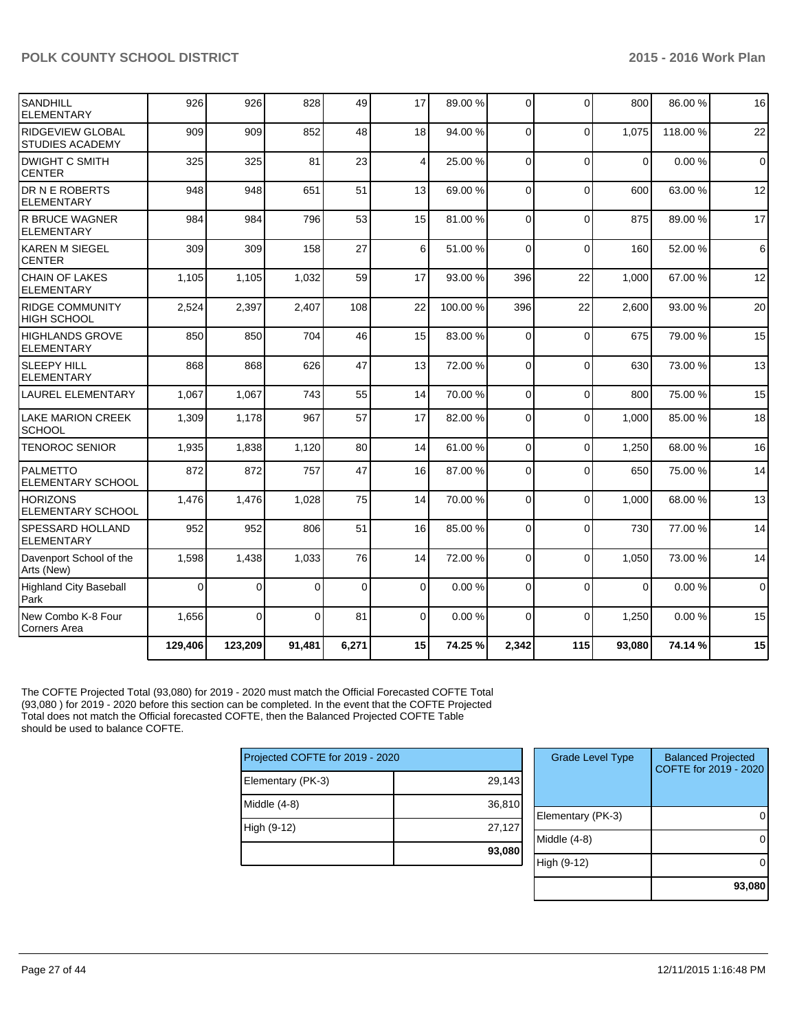| | | | | | | | | | | | |
|---|---|---|---|---|---|---|---|---|---|---|---|
| SANDHILL ELEMENTARY | 926 | 926 | 828 | 49 | 17 | 89.00 % | 0 | 0 | 800 | 86.00 % | 16 |
| RIDGEVIEW GLOBAL STUDIES ACADEMY | 909 | 909 | 852 | 48 | 18 | 94.00 % | 0 | 0 | 1,075 | 118.00 % | 22 |
| DWIGHT C SMITH CENTER | 325 | 325 | 81 | 23 | 4 | 25.00 % | 0 | 0 | 0 | 0.00 % | 0 |
| DR N E ROBERTS ELEMENTARY | 948 | 948 | 651 | 51 | 13 | 69.00 % | 0 | 0 | 600 | 63.00 % | 12 |
| R BRUCE WAGNER ELEMENTARY | 984 | 984 | 796 | 53 | 15 | 81.00 % | 0 | 0 | 875 | 89.00 % | 17 |
| KAREN M SIEGEL CENTER | 309 | 309 | 158 | 27 | 6 | 51.00 % | 0 | 0 | 160 | 52.00 % | 6 |
| CHAIN OF LAKES ELEMENTARY | 1,105 | 1,105 | 1,032 | 59 | 17 | 93.00 % | 396 | 22 | 1,000 | 67.00 % | 12 |
| RIDGE COMMUNITY HIGH SCHOOL | 2,524 | 2,397 | 2,407 | 108 | 22 | 100.00 % | 396 | 22 | 2,600 | 93.00 % | 20 |
| HIGHLANDS GROVE ELEMENTARY | 850 | 850 | 704 | 46 | 15 | 83.00 % | 0 | 0 | 675 | 79.00 % | 15 |
| SLEEPY HILL ELEMENTARY | 868 | 868 | 626 | 47 | 13 | 72.00 % | 0 | 0 | 630 | 73.00 % | 13 |
| LAUREL ELEMENTARY | 1,067 | 1,067 | 743 | 55 | 14 | 70.00 % | 0 | 0 | 800 | 75.00 % | 15 |
| LAKE MARION CREEK SCHOOL | 1,309 | 1,178 | 967 | 57 | 17 | 82.00 % | 0 | 0 | 1,000 | 85.00 % | 18 |
| TENOROC SENIOR | 1,935 | 1,838 | 1,120 | 80 | 14 | 61.00 % | 0 | 0 | 1,250 | 68.00 % | 16 |
| PALMETTO ELEMENTARY SCHOOL | 872 | 872 | 757 | 47 | 16 | 87.00 % | 0 | 0 | 650 | 75.00 % | 14 |
| HORIZONS ELEMENTARY SCHOOL | 1,476 | 1,476 | 1,028 | 75 | 14 | 70.00 % | 0 | 0 | 1,000 | 68.00 % | 13 |
| SPESSARD HOLLAND ELEMENTARY | 952 | 952 | 806 | 51 | 16 | 85.00 % | 0 | 0 | 730 | 77.00 % | 14 |
| Davenport School of the Arts (New) | 1,598 | 1,438 | 1,033 | 76 | 14 | 72.00 % | 0 | 0 | 1,050 | 73.00 % | 14 |
| Highland City Baseball Park | 0 | 0 | 0 | 0 | 0 | 0.00 % | 0 | 0 | 0 | 0.00 % | 0 |
| New Combo K-8 Four Corners Area | 1,656 | 0 | 0 | 81 | 0 | 0.00 % | 0 | 0 | 1,250 | 0.00 % | 15 |
| | **129,406** | **123,209** | **91,481** | **6,271** | **15** | **74.25 %** | **2,342** | **115** | **93,080** | **74.14 %** | **15** |

The COFTE Projected Total (93,080) for 2019 - 2020 must match the Official Forecasted COFTE Total (93,080 ) for 2019 - 2020 before this section can be completed. In the event that the COFTE Projected Total does not match the Official forecasted COFTE, then the Balanced Projected COFTE Table should be used to balance COFTE.

| Projected COFTE for 2019 - 2020 | |
|---|---|
| Elementary (PK-3) | 29,143 |
| Middle (4-8) | 36,810 |
| High (9-12) | 27,127 |
| | **93,080** |

| Grade Level Type | Balanced Projected COFTE for 2019 - 2020 |
|---|---|
| Elementary (PK-3) | 0 |
| Middle (4-8) | 0 |
| High (9-12) | 0 |
| | **93,080** |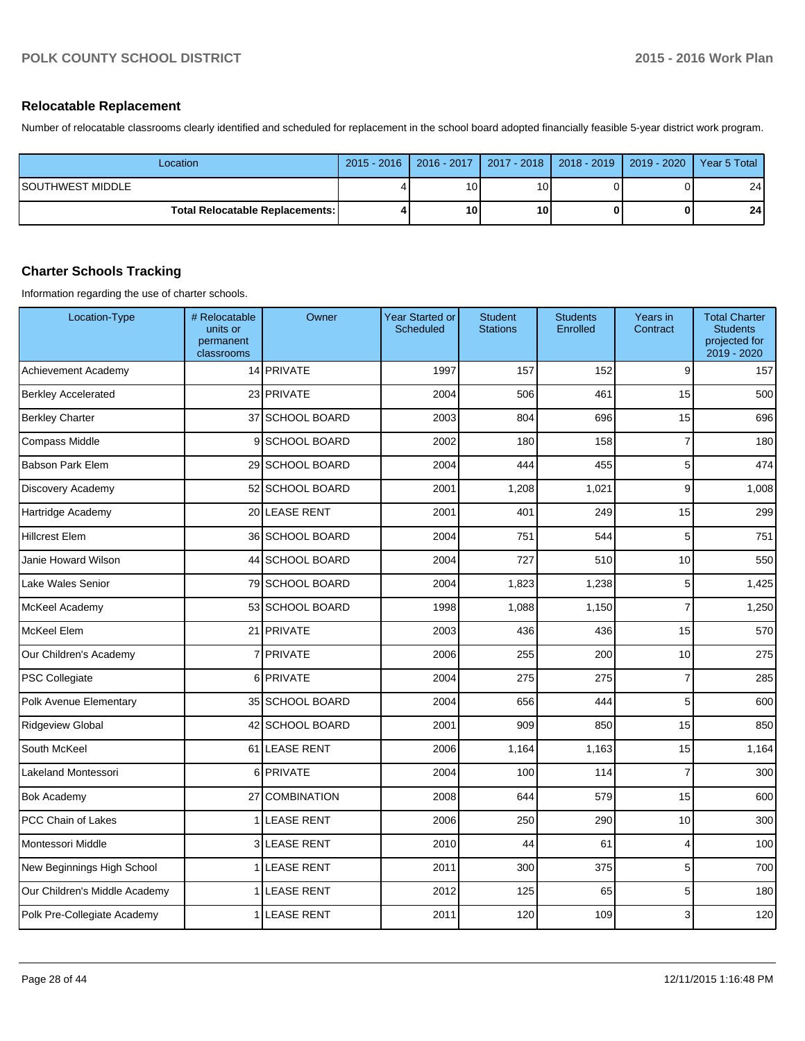## Relocatable Replacement

Number of relocatable classrooms clearly identified and scheduled for replacement in the school board adopted financially feasible 5-year district work program.

| Location | 2015 - 2016 | 2016 - 2017 | 2017 - 2018 | 2018 - 2019 | 2019 - 2020 | Year 5 Total |
|---|---|---|---|---|---|---|
| SOUTHWEST MIDDLE | 4 | 10 | 10 | 0 | 0 | 24 |
| **Total Relocatable Replacements:** | **4** | **10** | **10** | **0** | **0** | **24** |

## Charter Schools Tracking

Information regarding the use of charter schools.

| Location-Type | # Relocatable units or permanent classrooms | Owner | Year Started or Scheduled | Student Stations | Students Enrolled | Years in Contract | Total Charter Students projected for 2019 - 2020 |
|---|---|---|---|---|---|---|---|
| Achievement Academy | 14 | PRIVATE | 1997 | 157 | 152 | 9 | 157 |
| Berkley Accelerated | 23 | PRIVATE | 2004 | 506 | 461 | 15 | 500 |
| Berkley Charter | 37 | SCHOOL BOARD | 2003 | 804 | 696 | 15 | 696 |
| Compass Middle | 9 | SCHOOL BOARD | 2002 | 180 | 158 | 7 | 180 |
| Babson Park Elem | 29 | SCHOOL BOARD | 2004 | 444 | 455 | 5 | 474 |
| Discovery Academy | 52 | SCHOOL BOARD | 2001 | 1,208 | 1,021 | 9 | 1,008 |
| Hartridge Academy | 20 | LEASE RENT | 2001 | 401 | 249 | 15 | 299 |
| Hillcrest Elem | 36 | SCHOOL BOARD | 2004 | 751 | 544 | 5 | 751 |
| Janie Howard Wilson | 44 | SCHOOL BOARD | 2004 | 727 | 510 | 10 | 550 |
| Lake Wales Senior | 79 | SCHOOL BOARD | 2004 | 1,823 | 1,238 | 5 | 1,425 |
| McKeel Academy | 53 | SCHOOL BOARD | 1998 | 1,088 | 1,150 | 7 | 1,250 |
| McKeel Elem | 21 | PRIVATE | 2003 | 436 | 436 | 15 | 570 |
| Our Children's Academy | 7 | PRIVATE | 2006 | 255 | 200 | 10 | 275 |
| PSC Collegiate | 6 | PRIVATE | 2004 | 275 | 275 | 7 | 285 |
| Polk Avenue Elementary | 35 | SCHOOL BOARD | 2004 | 656 | 444 | 5 | 600 |
| Ridgeview Global | 42 | SCHOOL BOARD | 2001 | 909 | 850 | 15 | 850 |
| South McKeel | 61 | LEASE RENT | 2006 | 1,164 | 1,163 | 15 | 1,164 |
| Lakeland Montessori | 6 | PRIVATE | 2004 | 100 | 114 | 7 | 300 |
| Bok Academy | 27 | COMBINATION | 2008 | 644 | 579 | 15 | 600 |
| PCC Chain of Lakes | 1 | LEASE RENT | 2006 | 250 | 290 | 10 | 300 |
| Montessori Middle | 3 | LEASE RENT | 2010 | 44 | 61 | 4 | 100 |
| New Beginnings High School | 1 | LEASE RENT | 2011 | 300 | 375 | 5 | 700 |
| Our Children's Middle Academy | 1 | LEASE RENT | 2012 | 125 | 65 | 5 | 180 |
| Polk Pre-Collegiate Academy | 1 | LEASE RENT | 2011 | 120 | 109 | 3 | 120 |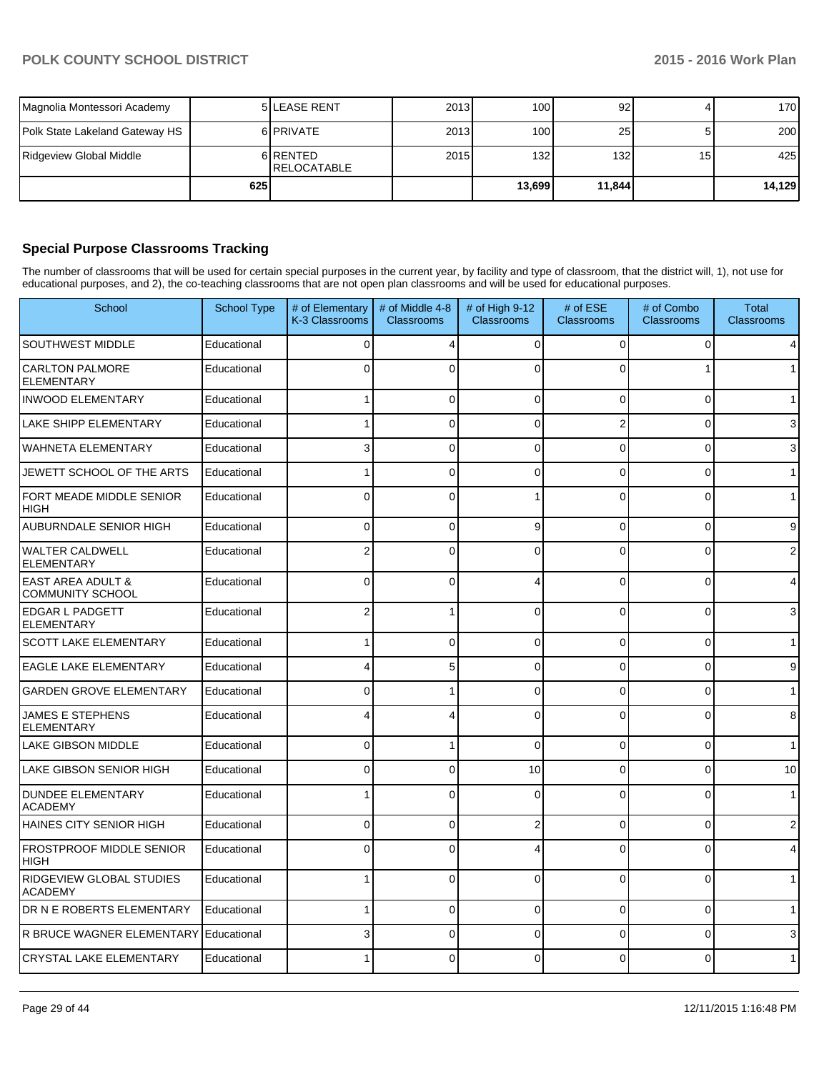| Magnolia Montessori Academy | 5 | LEASE RENT | 2013 | 100 | 92 | 4 | 170 |
|---|---|---|---|---|---|---|---|
| Polk State Lakeland Gateway HS | 6 | PRIVATE | 2013 | 100 | 25 | 5 | 200 |
| Ridgeview Global Middle | 6 | RENTED RELOCATABLE | 2015 | 132 | 132 | 15 | 425 |
| | 625 | | | 13,699 | 11,844 | | 14,129 |

### Special Purpose Classrooms Tracking

The number of classrooms that will be used for certain special purposes in the current year, by facility and type of classroom, that the district will, 1), not use for educational purposes, and 2), the co-teaching classrooms that are not open plan classrooms and will be used for educational purposes.

| School | School Type | # of Elementary K-3 Classrooms | # of Middle 4-8 Classrooms | # of High 9-12 Classrooms | # of ESE Classrooms | # of Combo Classrooms | Total Classrooms |
|---|---|---|---|---|---|---|---|
| SOUTHWEST MIDDLE | Educational | 0 | 4 | 0 | 0 | 0 | 4 |
| CARLTON PALMORE ELEMENTARY | Educational | 0 | 0 | 0 | 0 | 1 | 1 |
| INWOOD ELEMENTARY | Educational | 1 | 0 | 0 | 0 | 0 | 1 |
| LAKE SHIPP ELEMENTARY | Educational | 1 | 0 | 0 | 2 | 0 | 3 |
| WAHNETA ELEMENTARY | Educational | 3 | 0 | 0 | 0 | 0 | 3 |
| JEWETT SCHOOL OF THE ARTS | Educational | 1 | 0 | 0 | 0 | 0 | 1 |
| FORT MEADE MIDDLE SENIOR HIGH | Educational | 0 | 0 | 1 | 0 | 0 | 1 |
| AUBURNDALE SENIOR HIGH | Educational | 0 | 0 | 9 | 0 | 0 | 9 |
| WALTER CALDWELL ELEMENTARY | Educational | 2 | 0 | 0 | 0 | 0 | 2 |
| EAST AREA ADULT & COMMUNITY SCHOOL | Educational | 0 | 0 | 4 | 0 | 0 | 4 |
| EDGAR L PADGETT ELEMENTARY | Educational | 2 | 1 | 0 | 0 | 0 | 3 |
| SCOTT LAKE ELEMENTARY | Educational | 1 | 0 | 0 | 0 | 0 | 1 |
| EAGLE LAKE ELEMENTARY | Educational | 4 | 5 | 0 | 0 | 0 | 9 |
| GARDEN GROVE ELEMENTARY | Educational | 0 | 1 | 0 | 0 | 0 | 1 |
| JAMES E STEPHENS ELEMENTARY | Educational | 4 | 4 | 0 | 0 | 0 | 8 |
| LAKE GIBSON MIDDLE | Educational | 0 | 1 | 0 | 0 | 0 | 1 |
| LAKE GIBSON SENIOR HIGH | Educational | 0 | 0 | 10 | 0 | 0 | 10 |
| DUNDEE ELEMENTARY ACADEMY | Educational | 1 | 0 | 0 | 0 | 0 | 1 |
| HAINES CITY SENIOR HIGH | Educational | 0 | 0 | 2 | 0 | 0 | 2 |
| FROSTPROOF MIDDLE SENIOR HIGH | Educational | 0 | 0 | 4 | 0 | 0 | 4 |
| RIDGEVIEW GLOBAL STUDIES ACADEMY | Educational | 1 | 0 | 0 | 0 | 0 | 1 |
| DR N E ROBERTS ELEMENTARY | Educational | 1 | 0 | 0 | 0 | 0 | 1 |
| R BRUCE WAGNER ELEMENTARY | Educational | 3 | 0 | 0 | 0 | 0 | 3 |
| CRYSTAL LAKE ELEMENTARY | Educational | 1 | 0 | 0 | 0 | 0 | 1 |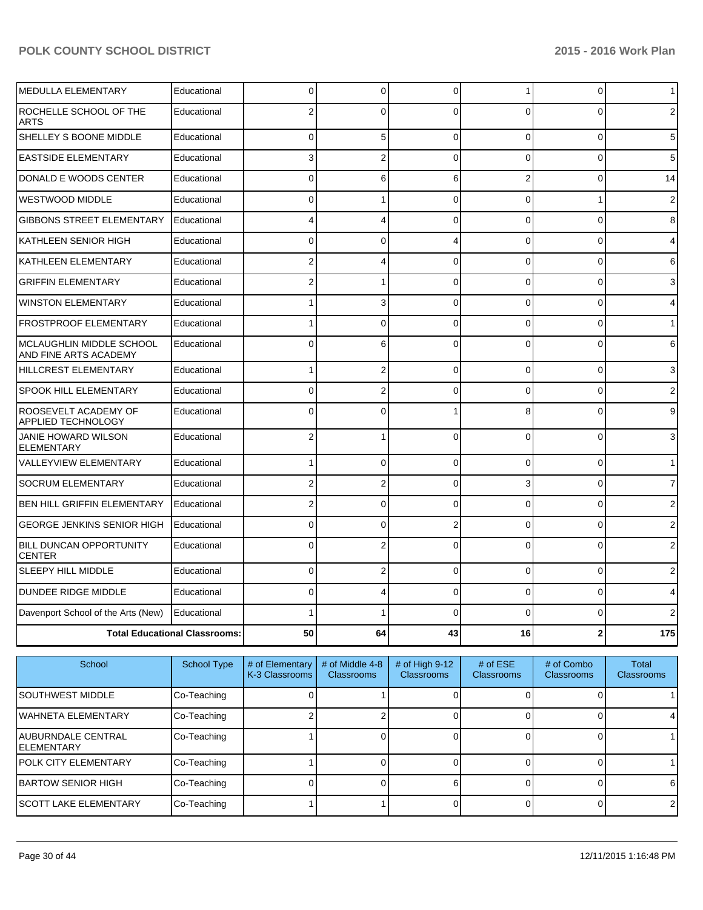| School | School Type | # of Elementary K-3 Classrooms | # of Middle 4-8 Classrooms | # of High 9-12 Classrooms | # of ESE Classrooms | # of Combo Classrooms | Total Classrooms |
|---|---|---|---|---|---|---|---|
| MEDULLA ELEMENTARY | Educational | 0 | 0 | 0 | 1 | 0 | 1 |
| ROCHELLE SCHOOL OF THE ARTS | Educational | 2 | 0 | 0 | 0 | 0 | 2 |
| SHELLEY S BOONE MIDDLE | Educational | 0 | 5 | 0 | 0 | 0 | 5 |
| EASTSIDE ELEMENTARY | Educational | 3 | 2 | 0 | 0 | 0 | 5 |
| DONALD E WOODS CENTER | Educational | 0 | 6 | 6 | 2 | 0 | 14 |
| WESTWOOD MIDDLE | Educational | 0 | 1 | 0 | 0 | 1 | 2 |
| GIBBONS STREET ELEMENTARY | Educational | 4 | 4 | 0 | 0 | 0 | 8 |
| KATHLEEN SENIOR HIGH | Educational | 0 | 0 | 4 | 0 | 0 | 4 |
| KATHLEEN ELEMENTARY | Educational | 2 | 4 | 0 | 0 | 0 | 6 |
| GRIFFIN ELEMENTARY | Educational | 2 | 1 | 0 | 0 | 0 | 3 |
| WINSTON ELEMENTARY | Educational | 1 | 3 | 0 | 0 | 0 | 4 |
| FROSTPROOF ELEMENTARY | Educational | 1 | 0 | 0 | 0 | 0 | 1 |
| MCLAUGHLIN MIDDLE SCHOOL AND FINE ARTS ACADEMY | Educational | 0 | 6 | 0 | 0 | 0 | 6 |
| HILLCREST ELEMENTARY | Educational | 1 | 2 | 0 | 0 | 0 | 3 |
| SPOOK HILL ELEMENTARY | Educational | 0 | 2 | 0 | 0 | 0 | 2 |
| ROOSEVELT ACADEMY OF APPLIED TECHNOLOGY | Educational | 0 | 0 | 1 | 8 | 0 | 9 |
| JANIE HOWARD WILSON ELEMENTARY | Educational | 2 | 1 | 0 | 0 | 0 | 3 |
| VALLEYVIEW ELEMENTARY | Educational | 1 | 0 | 0 | 0 | 0 | 1 |
| SOCRUM ELEMENTARY | Educational | 2 | 2 | 0 | 3 | 0 | 7 |
| BEN HILL GRIFFIN ELEMENTARY | Educational | 2 | 0 | 0 | 0 | 0 | 2 |
| GEORGE JENKINS SENIOR HIGH | Educational | 0 | 0 | 2 | 0 | 0 | 2 |
| BILL DUNCAN OPPORTUNITY CENTER | Educational | 0 | 2 | 0 | 0 | 0 | 2 |
| SLEEPY HILL MIDDLE | Educational | 0 | 2 | 0 | 0 | 0 | 2 |
| DUNDEE RIDGE MIDDLE | Educational | 0 | 4 | 0 | 0 | 0 | 4 |
| Davenport School of the Arts (New) | Educational | 1 | 1 | 0 | 0 | 0 | 2 |
| **Total Educational Classrooms:** | | **50** | **64** | **43** | **16** | **2** | **175** |

| School | School Type | # of Elementary K-3 Classrooms | # of Middle 4-8 Classrooms | # of High 9-12 Classrooms | # of ESE Classrooms | # of Combo Classrooms | Total Classrooms |
|---|---|---|---|---|---|---|---|
| SOUTHWEST MIDDLE | Co-Teaching | 0 | 1 | 0 | 0 | 0 | 1 |
| WAHNETA ELEMENTARY | Co-Teaching | 2 | 2 | 0 | 0 | 0 | 4 |
| AUBURNDALE CENTRAL ELEMENTARY | Co-Teaching | 1 | 0 | 0 | 0 | 0 | 1 |
| POLK CITY ELEMENTARY | Co-Teaching | 1 | 0 | 0 | 0 | 0 | 1 |
| BARTOW SENIOR HIGH | Co-Teaching | 0 | 0 | 6 | 0 | 0 | 6 |
| SCOTT LAKE ELEMENTARY | Co-Teaching | 1 | 1 | 0 | 0 | 0 | 2 |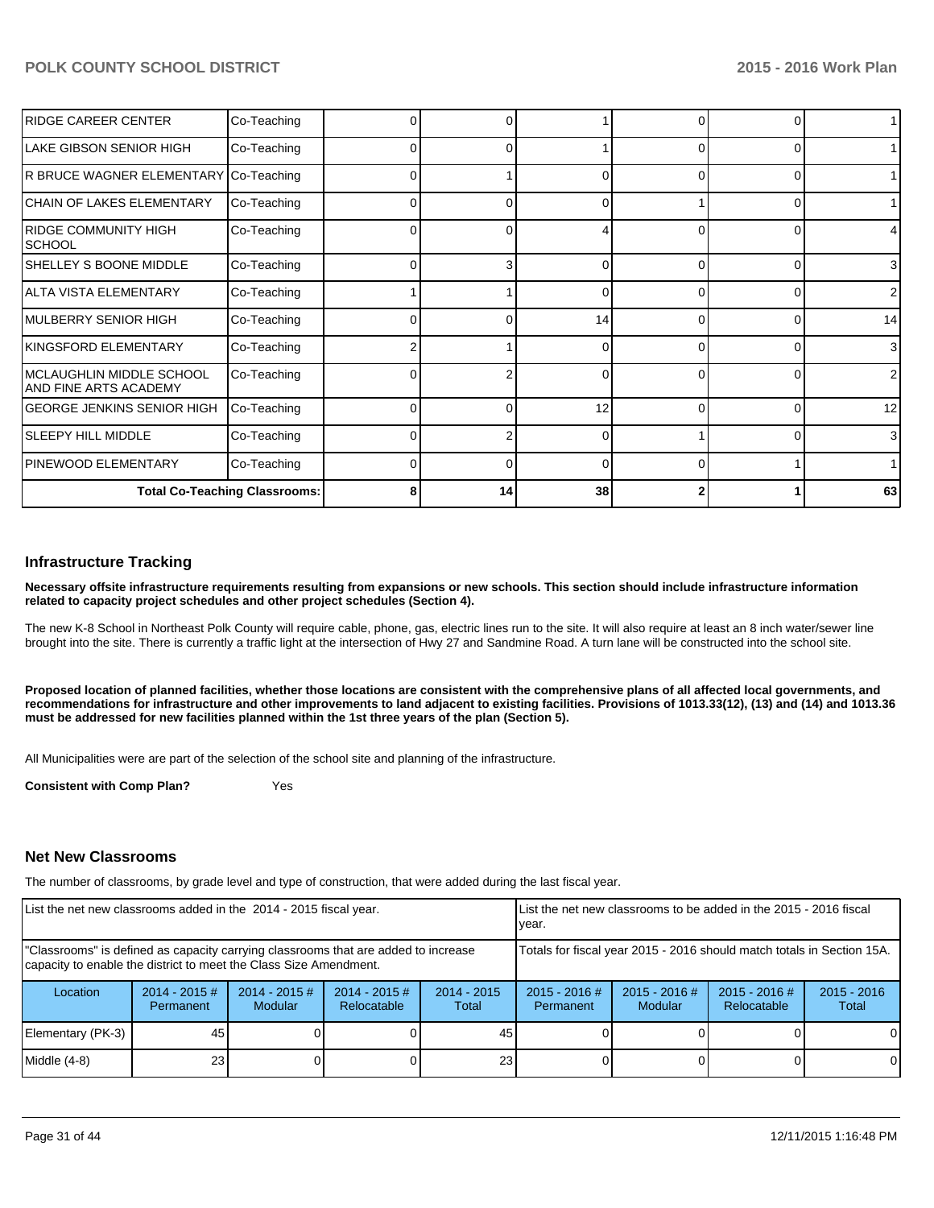| | | | | | | | |
|---|---|---|---|---|---|---|---|
| RIDGE CAREER CENTER | Co-Teaching | 0 | 0 | 1 | 0 | 0 | 1 |
| LAKE GIBSON SENIOR HIGH | Co-Teaching | 0 | 0 | 1 | 0 | 0 | 1 |
| R BRUCE WAGNER ELEMENTARY | Co-Teaching | 0 | 1 | 0 | 0 | 0 | 1 |
| CHAIN OF LAKES ELEMENTARY | Co-Teaching | 0 | 0 | 0 | 1 | 0 | 1 |
| RIDGE COMMUNITY HIGH SCHOOL | Co-Teaching | 0 | 0 | 4 | 0 | 0 | 4 |
| SHELLEY S BOONE MIDDLE | Co-Teaching | 0 | 3 | 0 | 0 | 0 | 3 |
| ALTA VISTA ELEMENTARY | Co-Teaching | 1 | 1 | 0 | 0 | 0 | 2 |
| MULBERRY SENIOR HIGH | Co-Teaching | 0 | 0 | 14 | 0 | 0 | 14 |
| KINGSFORD ELEMENTARY | Co-Teaching | 2 | 1 | 0 | 0 | 0 | 3 |
| MCLAUGHLIN MIDDLE SCHOOL AND FINE ARTS ACADEMY | Co-Teaching | 0 | 2 | 0 | 0 | 0 | 2 |
| GEORGE JENKINS SENIOR HIGH | Co-Teaching | 0 | 0 | 12 | 0 | 0 | 12 |
| SLEEPY HILL MIDDLE | Co-Teaching | 0 | 2 | 0 | 1 | 0 | 3 |
| PINEWOOD ELEMENTARY | Co-Teaching | 0 | 0 | 0 | 0 | 1 | 1 |
| **Total Co-Teaching Classrooms:** | | **8** | **14** | **38** | **2** | **1** | **63** |

## Infrastructure Tracking

**Necessary offsite infrastructure requirements resulting from expansions or new schools. This section should include infrastructure information related to capacity project schedules and other project schedules (Section 4).**

The new K-8 School in Northeast Polk County will require cable, phone, gas, electric lines run to the site. It will also require at least an 8 inch water/sewer line brought into the site. There is currently a traffic light at the intersection of Hwy 27 and Sandmine Road. A turn lane will be constructed into the school site.

**Proposed location of planned facilities, whether those locations are consistent with the comprehensive plans of all affected local governments, and recommendations for infrastructure and other improvements to land adjacent to existing facilities. Provisions of 1013.33(12), (13) and (14) and 1013.36 must be addressed for new facilities planned within the 1st three years of the plan (Section 5).**

All Municipalities were are part of the selection of the school site and planning of the infrastructure.

**Consistent with Comp Plan?** Yes

## Net New Classrooms

The number of classrooms, by grade level and type of construction, that were added during the last fiscal year.

| List the net new classrooms added in the 2014 - 2015 fiscal year. | | | | | List the net new classrooms to be added in the 2015 - 2016 fiscal year. | | | |
|---|---|---|---|---|---|---|---|---|
| "Classrooms" is defined as capacity carrying classrooms that are added to increase capacity to enable the district to meet the Class Size Amendment. | | | | | Totals for fiscal year 2015 - 2016 should match totals in Section 15A. | | | |
| Location | 2014 - 2015 # Permanent | 2014 - 2015 # Modular | 2014 - 2015 # Relocatable | 2014 - 2015 Total | 2015 - 2016 # Permanent | 2015 - 2016 # Modular | 2015 - 2016 # Relocatable | 2015 - 2016 Total |
| Elementary (PK-3) | 45 | 0 | 0 | 45 | 0 | 0 | 0 | 0 |
| Middle (4-8) | 23 | 0 | 0 | 23 | 0 | 0 | 0 | 0 |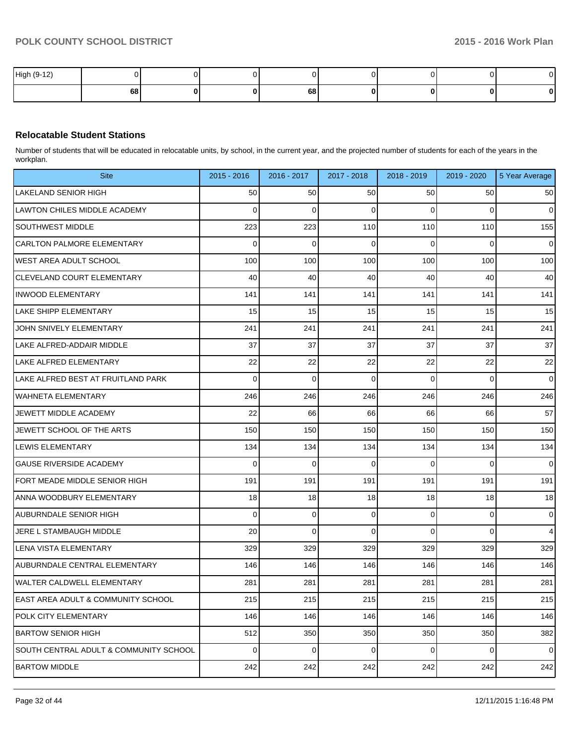| High (9-12) | 0 | 0 | 0 | 0 | 0 | 0 | 0 | 0 |
|---|---|---|---|---|---|---|---|---|
| | **68** | **0** | **0** | **68** | **0** | **0** | **0** | **0** |

### Relocatable Student Stations

Number of students that will be educated in relocatable units, by school, in the current year, and the projected number of students for each of the years in the workplan.

| Site | 2015 - 2016 | 2016 - 2017 | 2017 - 2018 | 2018 - 2019 | 2019 - 2020 | 5 Year Average |
|---|---|---|---|---|---|---|
| LAKELAND SENIOR HIGH | 50 | 50 | 50 | 50 | 50 | 50 |
| LAWTON CHILES MIDDLE ACADEMY | 0 | 0 | 0 | 0 | 0 | 0 |
| SOUTHWEST MIDDLE | 223 | 223 | 110 | 110 | 110 | 155 |
| CARLTON PALMORE ELEMENTARY | 0 | 0 | 0 | 0 | 0 | 0 |
| WEST AREA ADULT SCHOOL | 100 | 100 | 100 | 100 | 100 | 100 |
| CLEVELAND COURT ELEMENTARY | 40 | 40 | 40 | 40 | 40 | 40 |
| INWOOD ELEMENTARY | 141 | 141 | 141 | 141 | 141 | 141 |
| LAKE SHIPP ELEMENTARY | 15 | 15 | 15 | 15 | 15 | 15 |
| JOHN SNIVELY ELEMENTARY | 241 | 241 | 241 | 241 | 241 | 241 |
| LAKE ALFRED-ADDAIR MIDDLE | 37 | 37 | 37 | 37 | 37 | 37 |
| LAKE ALFRED ELEMENTARY | 22 | 22 | 22 | 22 | 22 | 22 |
| LAKE ALFRED BEST AT FRUITLAND PARK | 0 | 0 | 0 | 0 | 0 | 0 |
| WAHNETA ELEMENTARY | 246 | 246 | 246 | 246 | 246 | 246 |
| JEWETT MIDDLE ACADEMY | 22 | 66 | 66 | 66 | 66 | 57 |
| JEWETT SCHOOL OF THE ARTS | 150 | 150 | 150 | 150 | 150 | 150 |
| LEWIS ELEMENTARY | 134 | 134 | 134 | 134 | 134 | 134 |
| GAUSE RIVERSIDE ACADEMY | 0 | 0 | 0 | 0 | 0 | 0 |
| FORT MEADE MIDDLE SENIOR HIGH | 191 | 191 | 191 | 191 | 191 | 191 |
| ANNA WOODBURY ELEMENTARY | 18 | 18 | 18 | 18 | 18 | 18 |
| AUBURNDALE SENIOR HIGH | 0 | 0 | 0 | 0 | 0 | 0 |
| JERE L STAMBAUGH MIDDLE | 20 | 0 | 0 | 0 | 0 | 4 |
| LENA VISTA ELEMENTARY | 329 | 329 | 329 | 329 | 329 | 329 |
| AUBURNDALE CENTRAL ELEMENTARY | 146 | 146 | 146 | 146 | 146 | 146 |
| WALTER CALDWELL ELEMENTARY | 281 | 281 | 281 | 281 | 281 | 281 |
| EAST AREA ADULT & COMMUNITY SCHOOL | 215 | 215 | 215 | 215 | 215 | 215 |
| POLK CITY ELEMENTARY | 146 | 146 | 146 | 146 | 146 | 146 |
| BARTOW SENIOR HIGH | 512 | 350 | 350 | 350 | 350 | 382 |
| SOUTH CENTRAL ADULT & COMMUNITY SCHOOL | 0 | 0 | 0 | 0 | 0 | 0 |
| BARTOW MIDDLE | 242 | 242 | 242 | 242 | 242 | 242 |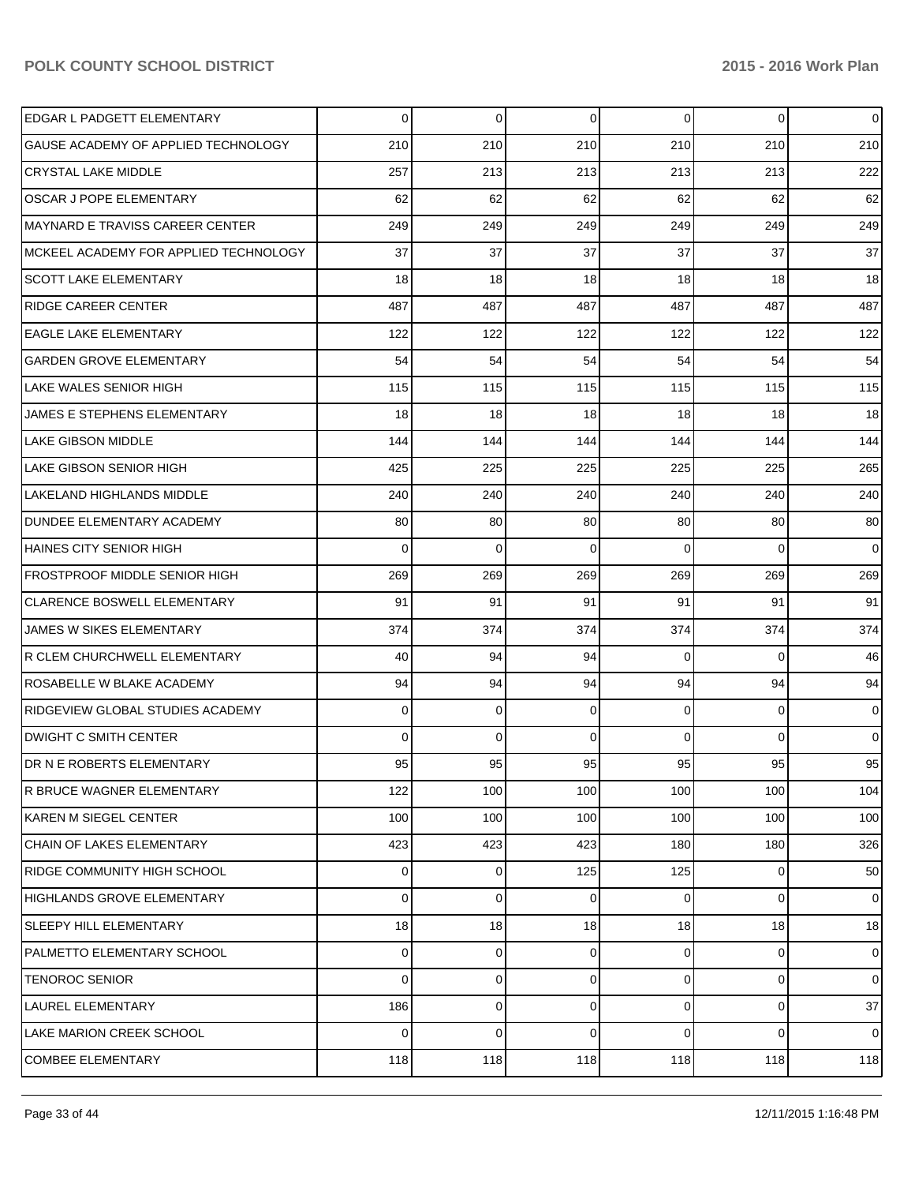| | | | | | | |
|---|---|---|---|---|---|---|
| EDGAR L PADGETT ELEMENTARY | 0 | 0 | 0 | 0 | 0 | 0 |
| GAUSE ACADEMY OF APPLIED TECHNOLOGY | 210 | 210 | 210 | 210 | 210 | 210 |
| CRYSTAL LAKE MIDDLE | 257 | 213 | 213 | 213 | 213 | 222 |
| OSCAR J POPE ELEMENTARY | 62 | 62 | 62 | 62 | 62 | 62 |
| MAYNARD E TRAVISS CAREER CENTER | 249 | 249 | 249 | 249 | 249 | 249 |
| MCKEEL ACADEMY FOR APPLIED TECHNOLOGY | 37 | 37 | 37 | 37 | 37 | 37 |
| SCOTT LAKE ELEMENTARY | 18 | 18 | 18 | 18 | 18 | 18 |
| RIDGE CAREER CENTER | 487 | 487 | 487 | 487 | 487 | 487 |
| EAGLE LAKE ELEMENTARY | 122 | 122 | 122 | 122 | 122 | 122 |
| GARDEN GROVE ELEMENTARY | 54 | 54 | 54 | 54 | 54 | 54 |
| LAKE WALES SENIOR HIGH | 115 | 115 | 115 | 115 | 115 | 115 |
| JAMES E STEPHENS ELEMENTARY | 18 | 18 | 18 | 18 | 18 | 18 |
| LAKE GIBSON MIDDLE | 144 | 144 | 144 | 144 | 144 | 144 |
| LAKE GIBSON SENIOR HIGH | 425 | 225 | 225 | 225 | 225 | 265 |
| LAKELAND HIGHLANDS MIDDLE | 240 | 240 | 240 | 240 | 240 | 240 |
| DUNDEE ELEMENTARY ACADEMY | 80 | 80 | 80 | 80 | 80 | 80 |
| HAINES CITY SENIOR HIGH | 0 | 0 | 0 | 0 | 0 | 0 |
| FROSTPROOF MIDDLE SENIOR HIGH | 269 | 269 | 269 | 269 | 269 | 269 |
| CLARENCE BOSWELL ELEMENTARY | 91 | 91 | 91 | 91 | 91 | 91 |
| JAMES W SIKES ELEMENTARY | 374 | 374 | 374 | 374 | 374 | 374 |
| R CLEM CHURCHWELL ELEMENTARY | 40 | 94 | 94 | 0 | 0 | 46 |
| ROSABELLE W BLAKE ACADEMY | 94 | 94 | 94 | 94 | 94 | 94 |
| RIDGEVIEW GLOBAL STUDIES ACADEMY | 0 | 0 | 0 | 0 | 0 | 0 |
| DWIGHT C SMITH CENTER | 0 | 0 | 0 | 0 | 0 | 0 |
| DR N E ROBERTS ELEMENTARY | 95 | 95 | 95 | 95 | 95 | 95 |
| R BRUCE WAGNER ELEMENTARY | 122 | 100 | 100 | 100 | 100 | 104 |
| KAREN M SIEGEL CENTER | 100 | 100 | 100 | 100 | 100 | 100 |
| CHAIN OF LAKES ELEMENTARY | 423 | 423 | 423 | 180 | 180 | 326 |
| RIDGE COMMUNITY HIGH SCHOOL | 0 | 0 | 125 | 125 | 0 | 50 |
| HIGHLANDS GROVE ELEMENTARY | 0 | 0 | 0 | 0 | 0 | 0 |
| SLEEPY HILL ELEMENTARY | 18 | 18 | 18 | 18 | 18 | 18 |
| PALMETTO ELEMENTARY SCHOOL | 0 | 0 | 0 | 0 | 0 | 0 |
| TENOROC SENIOR | 0 | 0 | 0 | 0 | 0 | 0 |
| LAUREL ELEMENTARY | 186 | 0 | 0 | 0 | 0 | 37 |
| LAKE MARION CREEK SCHOOL | 0 | 0 | 0 | 0 | 0 | 0 |
| COMBEE ELEMENTARY | 118 | 118 | 118 | 118 | 118 | 118 |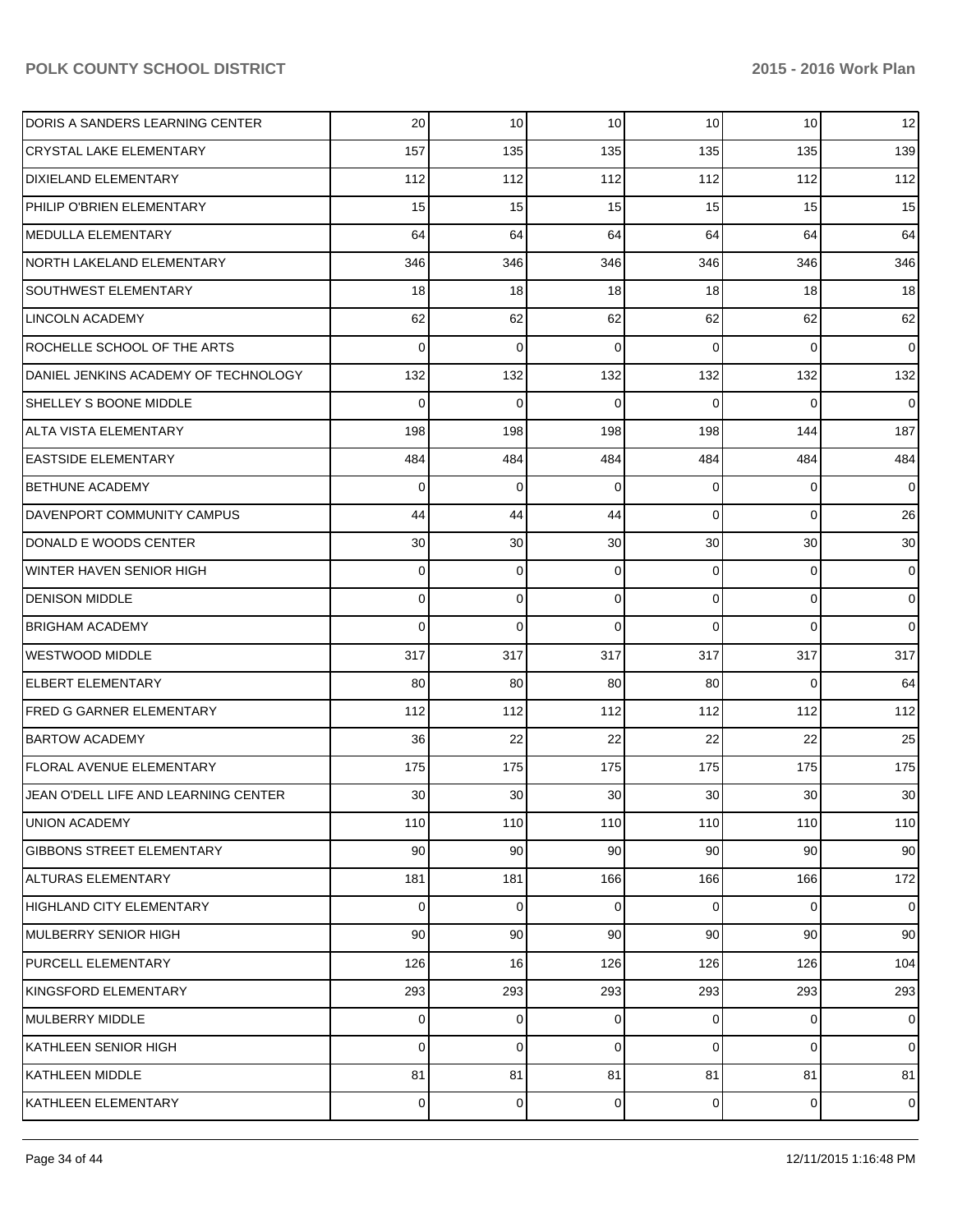| | | | | | | |
|---|---|---|---|---|---|---|
| DORIS A SANDERS LEARNING CENTER | 20 | 10 | 10 | 10 | 10 | 12 |
| CRYSTAL LAKE ELEMENTARY | 157 | 135 | 135 | 135 | 135 | 139 |
| DIXIELAND ELEMENTARY | 112 | 112 | 112 | 112 | 112 | 112 |
| PHILIP O'BRIEN ELEMENTARY | 15 | 15 | 15 | 15 | 15 | 15 |
| MEDULLA ELEMENTARY | 64 | 64 | 64 | 64 | 64 | 64 |
| NORTH LAKELAND ELEMENTARY | 346 | 346 | 346 | 346 | 346 | 346 |
| SOUTHWEST ELEMENTARY | 18 | 18 | 18 | 18 | 18 | 18 |
| LINCOLN ACADEMY | 62 | 62 | 62 | 62 | 62 | 62 |
| ROCHELLE SCHOOL OF THE ARTS | 0 | 0 | 0 | 0 | 0 | 0 |
| DANIEL JENKINS ACADEMY OF TECHNOLOGY | 132 | 132 | 132 | 132 | 132 | 132 |
| SHELLEY S BOONE MIDDLE | 0 | 0 | 0 | 0 | 0 | 0 |
| ALTA VISTA ELEMENTARY | 198 | 198 | 198 | 198 | 144 | 187 |
| EASTSIDE ELEMENTARY | 484 | 484 | 484 | 484 | 484 | 484 |
| BETHUNE ACADEMY | 0 | 0 | 0 | 0 | 0 | 0 |
| DAVENPORT COMMUNITY CAMPUS | 44 | 44 | 44 | 0 | 0 | 26 |
| DONALD E WOODS CENTER | 30 | 30 | 30 | 30 | 30 | 30 |
| WINTER HAVEN SENIOR HIGH | 0 | 0 | 0 | 0 | 0 | 0 |
| DENISON MIDDLE | 0 | 0 | 0 | 0 | 0 | 0 |
| BRIGHAM ACADEMY | 0 | 0 | 0 | 0 | 0 | 0 |
| WESTWOOD MIDDLE | 317 | 317 | 317 | 317 | 317 | 317 |
| ELBERT ELEMENTARY | 80 | 80 | 80 | 80 | 0 | 64 |
| FRED G GARNER ELEMENTARY | 112 | 112 | 112 | 112 | 112 | 112 |
| BARTOW ACADEMY | 36 | 22 | 22 | 22 | 22 | 25 |
| FLORAL AVENUE ELEMENTARY | 175 | 175 | 175 | 175 | 175 | 175 |
| JEAN O'DELL LIFE AND LEARNING CENTER | 30 | 30 | 30 | 30 | 30 | 30 |
| UNION ACADEMY | 110 | 110 | 110 | 110 | 110 | 110 |
| GIBBONS STREET ELEMENTARY | 90 | 90 | 90 | 90 | 90 | 90 |
| ALTURAS ELEMENTARY | 181 | 181 | 166 | 166 | 166 | 172 |
| HIGHLAND CITY ELEMENTARY | 0 | 0 | 0 | 0 | 0 | 0 |
| MULBERRY SENIOR HIGH | 90 | 90 | 90 | 90 | 90 | 90 |
| PURCELL ELEMENTARY | 126 | 16 | 126 | 126 | 126 | 104 |
| KINGSFORD ELEMENTARY | 293 | 293 | 293 | 293 | 293 | 293 |
| MULBERRY MIDDLE | 0 | 0 | 0 | 0 | 0 | 0 |
| KATHLEEN SENIOR HIGH | 0 | 0 | 0 | 0 | 0 | 0 |
| KATHLEEN MIDDLE | 81 | 81 | 81 | 81 | 81 | 81 |
| KATHLEEN ELEMENTARY | 0 | 0 | 0 | 0 | 0 | 0 |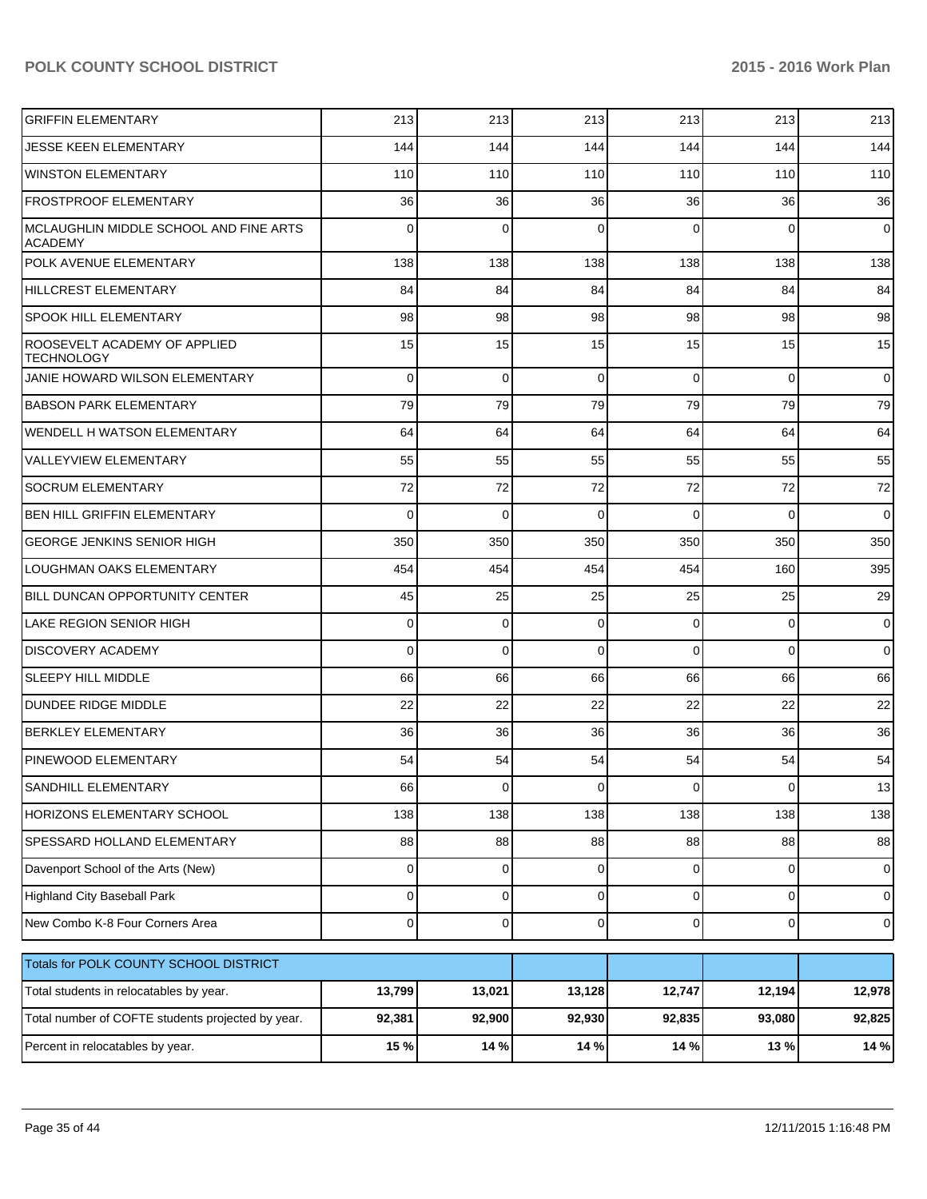| | | | | | | |
|---|---|---|---|---|---|---|
| GRIFFIN ELEMENTARY | 213 | 213 | 213 | 213 | 213 | 213 |
| JESSE KEEN ELEMENTARY | 144 | 144 | 144 | 144 | 144 | 144 |
| WINSTON ELEMENTARY | 110 | 110 | 110 | 110 | 110 | 110 |
| FROSTPROOF ELEMENTARY | 36 | 36 | 36 | 36 | 36 | 36 |
| MCLAUGHLIN MIDDLE SCHOOL AND FINE ARTS ACADEMY | 0 | 0 | 0 | 0 | 0 | 0 |
| POLK AVENUE ELEMENTARY | 138 | 138 | 138 | 138 | 138 | 138 |
| HILLCREST ELEMENTARY | 84 | 84 | 84 | 84 | 84 | 84 |
| SPOOK HILL ELEMENTARY | 98 | 98 | 98 | 98 | 98 | 98 |
| ROOSEVELT ACADEMY OF APPLIED TECHNOLOGY | 15 | 15 | 15 | 15 | 15 | 15 |
| JANIE HOWARD WILSON ELEMENTARY | 0 | 0 | 0 | 0 | 0 | 0 |
| BABSON PARK ELEMENTARY | 79 | 79 | 79 | 79 | 79 | 79 |
| WENDELL H WATSON ELEMENTARY | 64 | 64 | 64 | 64 | 64 | 64 |
| VALLEYVIEW ELEMENTARY | 55 | 55 | 55 | 55 | 55 | 55 |
| SOCRUM ELEMENTARY | 72 | 72 | 72 | 72 | 72 | 72 |
| BEN HILL GRIFFIN ELEMENTARY | 0 | 0 | 0 | 0 | 0 | 0 |
| GEORGE JENKINS SENIOR HIGH | 350 | 350 | 350 | 350 | 350 | 350 |
| LOUGHMAN OAKS ELEMENTARY | 454 | 454 | 454 | 454 | 160 | 395 |
| BILL DUNCAN OPPORTUNITY CENTER | 45 | 25 | 25 | 25 | 25 | 29 |
| LAKE REGION SENIOR HIGH | 0 | 0 | 0 | 0 | 0 | 0 |
| DISCOVERY ACADEMY | 0 | 0 | 0 | 0 | 0 | 0 |
| SLEEPY HILL MIDDLE | 66 | 66 | 66 | 66 | 66 | 66 |
| DUNDEE RIDGE MIDDLE | 22 | 22 | 22 | 22 | 22 | 22 |
| BERKLEY ELEMENTARY | 36 | 36 | 36 | 36 | 36 | 36 |
| PINEWOOD ELEMENTARY | 54 | 54 | 54 | 54 | 54 | 54 |
| SANDHILL ELEMENTARY | 66 | 0 | 0 | 0 | 0 | 13 |
| HORIZONS ELEMENTARY SCHOOL | 138 | 138 | 138 | 138 | 138 | 138 |
| SPESSARD HOLLAND ELEMENTARY | 88 | 88 | 88 | 88 | 88 | 88 |
| Davenport School of the Arts (New) | 0 | 0 | 0 | 0 | 0 | 0 |
| Highland City Baseball Park | 0 | 0 | 0 | 0 | 0 | 0 |
| New Combo K-8 Four Corners Area | 0 | 0 | 0 | 0 | 0 | 0 |

| Totals for POLK COUNTY SCHOOL DISTRICT | | | | | | |
|---|---|---|---|---|---|---|
| Total students in relocatables by year. | **13,799** | **13,021** | **13,128** | **12,747** | **12,194** | **12,978** |
| Total number of COFTE students projected by year. | **92,381** | **92,900** | **92,930** | **92,835** | **93,080** | **92,825** |
| Percent in relocatables by year. | **15 %** | **14 %** | **14 %** | **14 %** | **13 %** | **14 %** |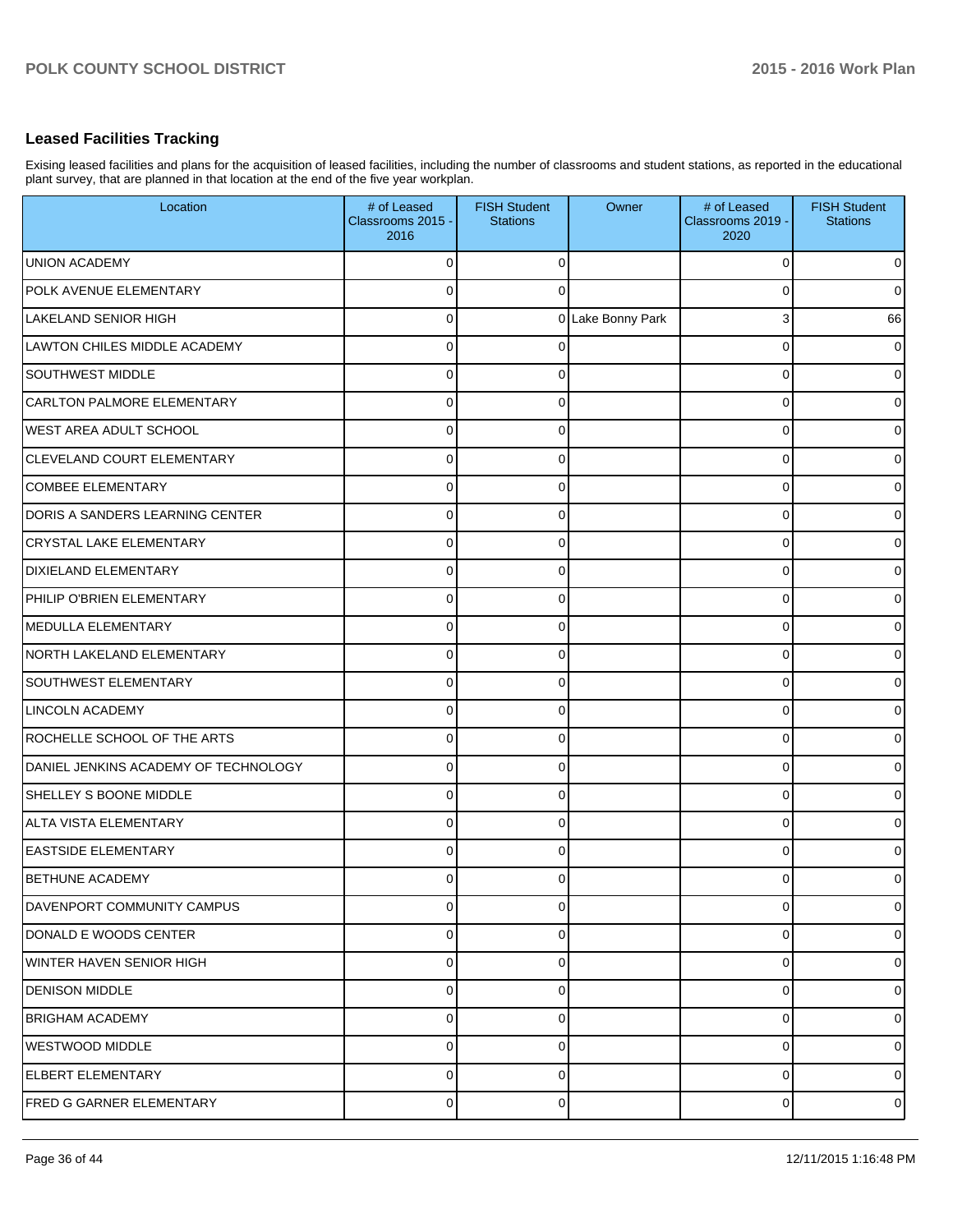## Leased Facilities Tracking

Exising leased facilities and plans for the acquisition of leased facilities, including the number of classrooms and student stations, as reported in the educational plant survey, that are planned in that location at the end of the five year workplan.

| Location | # of Leased Classrooms 2015 - 2016 | FISH Student Stations | Owner | # of Leased Classrooms 2019 - 2020 | FISH Student Stations |
|---|---|---|---|---|---|
| UNION ACADEMY | 0 | 0 | | 0 | 0 |
| POLK AVENUE ELEMENTARY | 0 | 0 | | 0 | 0 |
| LAKELAND SENIOR HIGH | 0 | 0 | Lake Bonny Park | 3 | 66 |
| LAWTON CHILES MIDDLE ACADEMY | 0 | 0 | | 0 | 0 |
| SOUTHWEST MIDDLE | 0 | 0 | | 0 | 0 |
| CARLTON PALMORE ELEMENTARY | 0 | 0 | | 0 | 0 |
| WEST AREA ADULT SCHOOL | 0 | 0 | | 0 | 0 |
| CLEVELAND COURT ELEMENTARY | 0 | 0 | | 0 | 0 |
| COMBEE ELEMENTARY | 0 | 0 | | 0 | 0 |
| DORIS A SANDERS LEARNING CENTER | 0 | 0 | | 0 | 0 |
| CRYSTAL LAKE ELEMENTARY | 0 | 0 | | 0 | 0 |
| DIXIELAND ELEMENTARY | 0 | 0 | | 0 | 0 |
| PHILIP O'BRIEN ELEMENTARY | 0 | 0 | | 0 | 0 |
| MEDULLA ELEMENTARY | 0 | 0 | | 0 | 0 |
| NORTH LAKELAND ELEMENTARY | 0 | 0 | | 0 | 0 |
| SOUTHWEST ELEMENTARY | 0 | 0 | | 0 | 0 |
| LINCOLN ACADEMY | 0 | 0 | | 0 | 0 |
| ROCHELLE SCHOOL OF THE ARTS | 0 | 0 | | 0 | 0 |
| DANIEL JENKINS ACADEMY OF TECHNOLOGY | 0 | 0 | | 0 | 0 |
| SHELLEY S BOONE MIDDLE | 0 | 0 | | 0 | 0 |
| ALTA VISTA ELEMENTARY | 0 | 0 | | 0 | 0 |
| EASTSIDE ELEMENTARY | 0 | 0 | | 0 | 0 |
| BETHUNE ACADEMY | 0 | 0 | | 0 | 0 |
| DAVENPORT COMMUNITY CAMPUS | 0 | 0 | | 0 | 0 |
| DONALD E WOODS CENTER | 0 | 0 | | 0 | 0 |
| WINTER HAVEN SENIOR HIGH | 0 | 0 | | 0 | 0 |
| DENISON MIDDLE | 0 | 0 | | 0 | 0 |
| BRIGHAM ACADEMY | 0 | 0 | | 0 | 0 |
| WESTWOOD MIDDLE | 0 | 0 | | 0 | 0 |
| ELBERT ELEMENTARY | 0 | 0 | | 0 | 0 |
| FRED G GARNER ELEMENTARY | 0 | 0 | | 0 | 0 |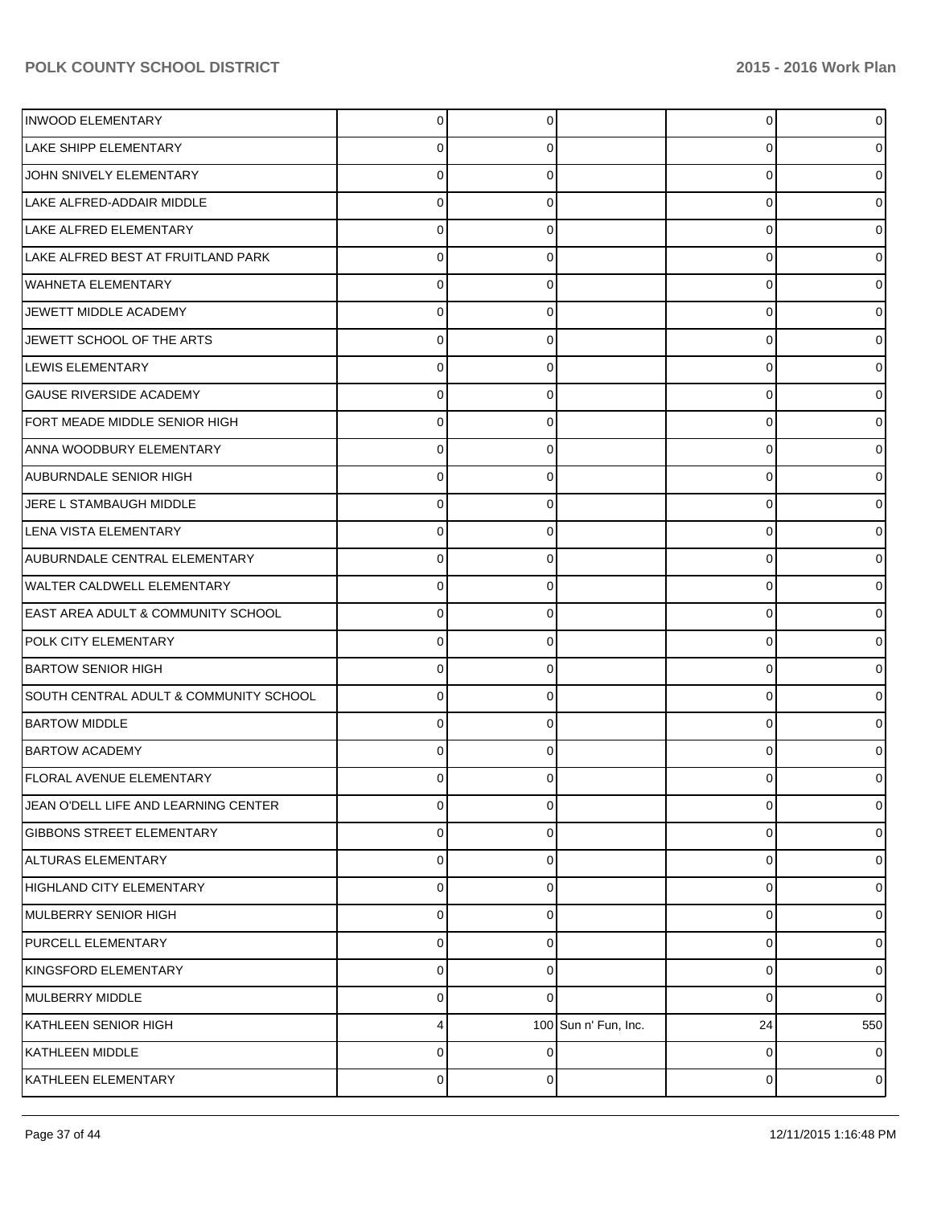| | | | | | |
|---|---|---|---|---|---|
| INWOOD ELEMENTARY | 0 | 0 | | 0 | 0 |
| LAKE SHIPP ELEMENTARY | 0 | 0 | | 0 | 0 |
| JOHN SNIVELY ELEMENTARY | 0 | 0 | | 0 | 0 |
| LAKE ALFRED-ADDAIR MIDDLE | 0 | 0 | | 0 | 0 |
| LAKE ALFRED ELEMENTARY | 0 | 0 | | 0 | 0 |
| LAKE ALFRED BEST AT FRUITLAND PARK | 0 | 0 | | 0 | 0 |
| WAHNETA ELEMENTARY | 0 | 0 | | 0 | 0 |
| JEWETT MIDDLE ACADEMY | 0 | 0 | | 0 | 0 |
| JEWETT SCHOOL OF THE ARTS | 0 | 0 | | 0 | 0 |
| LEWIS ELEMENTARY | 0 | 0 | | 0 | 0 |
| GAUSE RIVERSIDE ACADEMY | 0 | 0 | | 0 | 0 |
| FORT MEADE MIDDLE SENIOR HIGH | 0 | 0 | | 0 | 0 |
| ANNA WOODBURY ELEMENTARY | 0 | 0 | | 0 | 0 |
| AUBURNDALE SENIOR HIGH | 0 | 0 | | 0 | 0 |
| JERE L STAMBAUGH MIDDLE | 0 | 0 | | 0 | 0 |
| LENA VISTA ELEMENTARY | 0 | 0 | | 0 | 0 |
| AUBURNDALE CENTRAL ELEMENTARY | 0 | 0 | | 0 | 0 |
| WALTER CALDWELL ELEMENTARY | 0 | 0 | | 0 | 0 |
| EAST AREA ADULT & COMMUNITY SCHOOL | 0 | 0 | | 0 | 0 |
| POLK CITY ELEMENTARY | 0 | 0 | | 0 | 0 |
| BARTOW SENIOR HIGH | 0 | 0 | | 0 | 0 |
| SOUTH CENTRAL ADULT & COMMUNITY SCHOOL | 0 | 0 | | 0 | 0 |
| BARTOW MIDDLE | 0 | 0 | | 0 | 0 |
| BARTOW ACADEMY | 0 | 0 | | 0 | 0 |
| FLORAL AVENUE ELEMENTARY | 0 | 0 | | 0 | 0 |
| JEAN O'DELL LIFE AND LEARNING CENTER | 0 | 0 | | 0 | 0 |
| GIBBONS STREET ELEMENTARY | 0 | 0 | | 0 | 0 |
| ALTURAS ELEMENTARY | 0 | 0 | | 0 | 0 |
| HIGHLAND CITY ELEMENTARY | 0 | 0 | | 0 | 0 |
| MULBERRY SENIOR HIGH | 0 | 0 | | 0 | 0 |
| PURCELL ELEMENTARY | 0 | 0 | | 0 | 0 |
| KINGSFORD ELEMENTARY | 0 | 0 | | 0 | 0 |
| MULBERRY MIDDLE | 0 | 0 | | 0 | 0 |
| KATHLEEN SENIOR HIGH | 4 | 100 | Sun n' Fun, Inc. | 24 | 550 |
| KATHLEEN MIDDLE | 0 | 0 | | 0 | 0 |
| KATHLEEN ELEMENTARY | 0 | 0 | | 0 | 0 |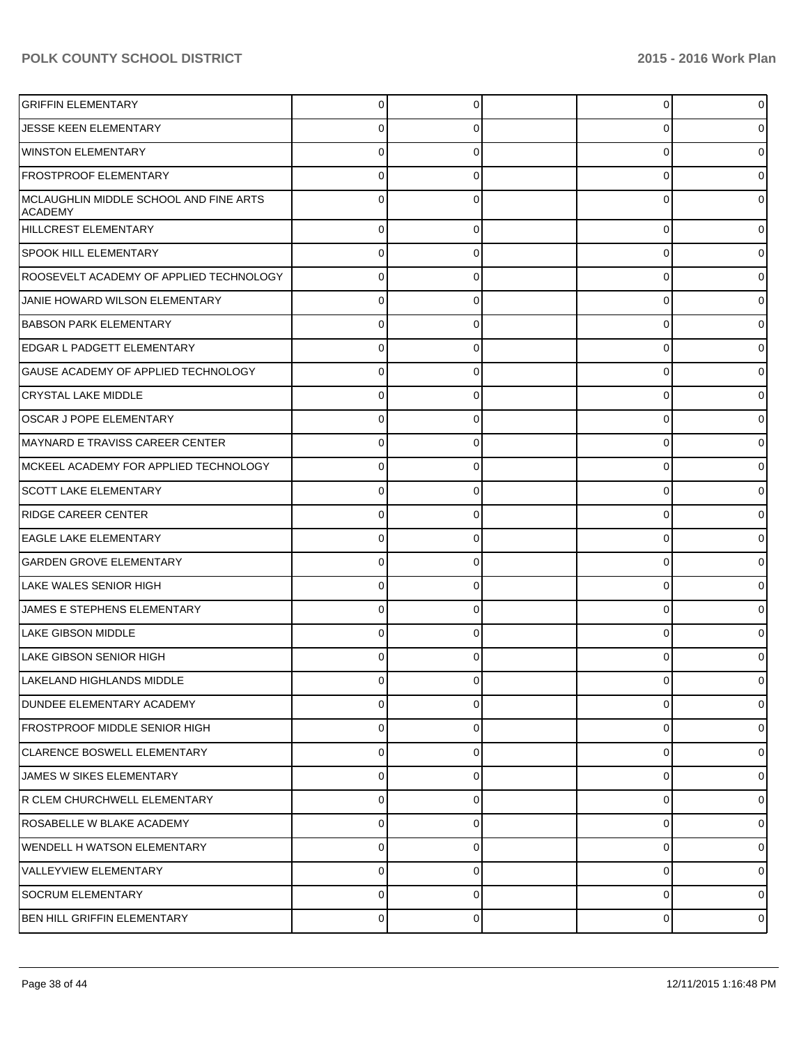| | | | | | |
|---|---|---|---|---|---|
| GRIFFIN ELEMENTARY | 0 | 0 | | 0 | 0 |
| JESSE KEEN ELEMENTARY | 0 | 0 | | 0 | 0 |
| WINSTON ELEMENTARY | 0 | 0 | | 0 | 0 |
| FROSTPROOF ELEMENTARY | 0 | 0 | | 0 | 0 |
| MCLAUGHLIN MIDDLE SCHOOL AND FINE ARTS ACADEMY | 0 | 0 | | 0 | 0 |
| HILLCREST ELEMENTARY | 0 | 0 | | 0 | 0 |
| SPOOK HILL ELEMENTARY | 0 | 0 | | 0 | 0 |
| ROOSEVELT ACADEMY OF APPLIED TECHNOLOGY | 0 | 0 | | 0 | 0 |
| JANIE HOWARD WILSON ELEMENTARY | 0 | 0 | | 0 | 0 |
| BABSON PARK ELEMENTARY | 0 | 0 | | 0 | 0 |
| EDGAR L PADGETT ELEMENTARY | 0 | 0 | | 0 | 0 |
| GAUSE ACADEMY OF APPLIED TECHNOLOGY | 0 | 0 | | 0 | 0 |
| CRYSTAL LAKE MIDDLE | 0 | 0 | | 0 | 0 |
| OSCAR J POPE ELEMENTARY | 0 | 0 | | 0 | 0 |
| MAYNARD E TRAVISS CAREER CENTER | 0 | 0 | | 0 | 0 |
| MCKEEL ACADEMY FOR APPLIED TECHNOLOGY | 0 | 0 | | 0 | 0 |
| SCOTT LAKE ELEMENTARY | 0 | 0 | | 0 | 0 |
| RIDGE CAREER CENTER | 0 | 0 | | 0 | 0 |
| EAGLE LAKE ELEMENTARY | 0 | 0 | | 0 | 0 |
| GARDEN GROVE ELEMENTARY | 0 | 0 | | 0 | 0 |
| LAKE WALES SENIOR HIGH | 0 | 0 | | 0 | 0 |
| JAMES E STEPHENS ELEMENTARY | 0 | 0 | | 0 | 0 |
| LAKE GIBSON MIDDLE | 0 | 0 | | 0 | 0 |
| LAKE GIBSON SENIOR HIGH | 0 | 0 | | 0 | 0 |
| LAKELAND HIGHLANDS MIDDLE | 0 | 0 | | 0 | 0 |
| DUNDEE ELEMENTARY ACADEMY | 0 | 0 | | 0 | 0 |
| FROSTPROOF MIDDLE SENIOR HIGH | 0 | 0 | | 0 | 0 |
| CLARENCE BOSWELL ELEMENTARY | 0 | 0 | | 0 | 0 |
| JAMES W SIKES ELEMENTARY | 0 | 0 | | 0 | 0 |
| R CLEM CHURCHWELL ELEMENTARY | 0 | 0 | | 0 | 0 |
| ROSABELLE W BLAKE ACADEMY | 0 | 0 | | 0 | 0 |
| WENDELL H WATSON ELEMENTARY | 0 | 0 | | 0 | 0 |
| VALLEYVIEW ELEMENTARY | 0 | 0 | | 0 | 0 |
| SOCRUM ELEMENTARY | 0 | 0 | | 0 | 0 |
| BEN HILL GRIFFIN ELEMENTARY | 0 | 0 | | 0 | 0 |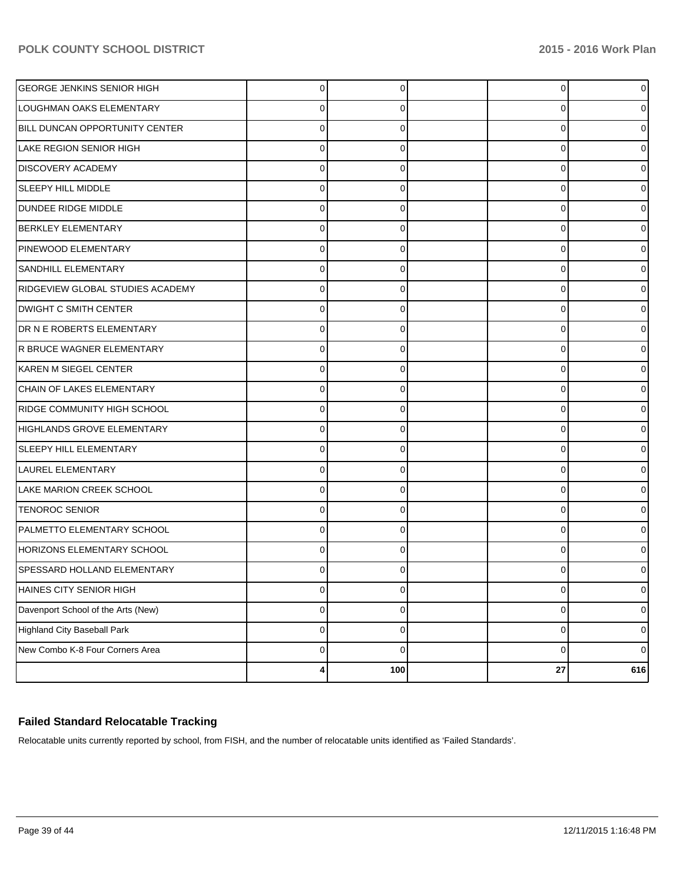| | | | | | |
|---|---|---|---|---|---|
| GEORGE JENKINS SENIOR HIGH | 0 | 0 | | 0 | 0 |
| LOUGHMAN OAKS ELEMENTARY | 0 | 0 | | 0 | 0 |
| BILL DUNCAN OPPORTUNITY CENTER | 0 | 0 | | 0 | 0 |
| LAKE REGION SENIOR HIGH | 0 | 0 | | 0 | 0 |
| DISCOVERY ACADEMY | 0 | 0 | | 0 | 0 |
| SLEEPY HILL MIDDLE | 0 | 0 | | 0 | 0 |
| DUNDEE RIDGE MIDDLE | 0 | 0 | | 0 | 0 |
| BERKLEY ELEMENTARY | 0 | 0 | | 0 | 0 |
| PINEWOOD ELEMENTARY | 0 | 0 | | 0 | 0 |
| SANDHILL ELEMENTARY | 0 | 0 | | 0 | 0 |
| RIDGEVIEW GLOBAL STUDIES ACADEMY | 0 | 0 | | 0 | 0 |
| DWIGHT C SMITH CENTER | 0 | 0 | | 0 | 0 |
| DR N E ROBERTS ELEMENTARY | 0 | 0 | | 0 | 0 |
| R BRUCE WAGNER ELEMENTARY | 0 | 0 | | 0 | 0 |
| KAREN M SIEGEL CENTER | 0 | 0 | | 0 | 0 |
| CHAIN OF LAKES ELEMENTARY | 0 | 0 | | 0 | 0 |
| RIDGE COMMUNITY HIGH SCHOOL | 0 | 0 | | 0 | 0 |
| HIGHLANDS GROVE ELEMENTARY | 0 | 0 | | 0 | 0 |
| SLEEPY HILL ELEMENTARY | 0 | 0 | | 0 | 0 |
| LAUREL ELEMENTARY | 0 | 0 | | 0 | 0 |
| LAKE MARION CREEK SCHOOL | 0 | 0 | | 0 | 0 |
| TENOROC SENIOR | 0 | 0 | | 0 | 0 |
| PALMETTO ELEMENTARY SCHOOL | 0 | 0 | | 0 | 0 |
| HORIZONS ELEMENTARY SCHOOL | 0 | 0 | | 0 | 0 |
| SPESSARD HOLLAND ELEMENTARY | 0 | 0 | | 0 | 0 |
| HAINES CITY SENIOR HIGH | 0 | 0 | | 0 | 0 |
| Davenport School of the Arts (New) | 0 | 0 | | 0 | 0 |
| Highland City Baseball Park | 0 | 0 | | 0 | 0 |
| New Combo K-8 Four Corners Area | 0 | 0 | | 0 | 0 |
| | **4** | **100** | | **27** | **616** |

## Failed Standard Relocatable Tracking

Relocatable units currently reported by school, from FISH, and the number of relocatable units identified as 'Failed Standards'.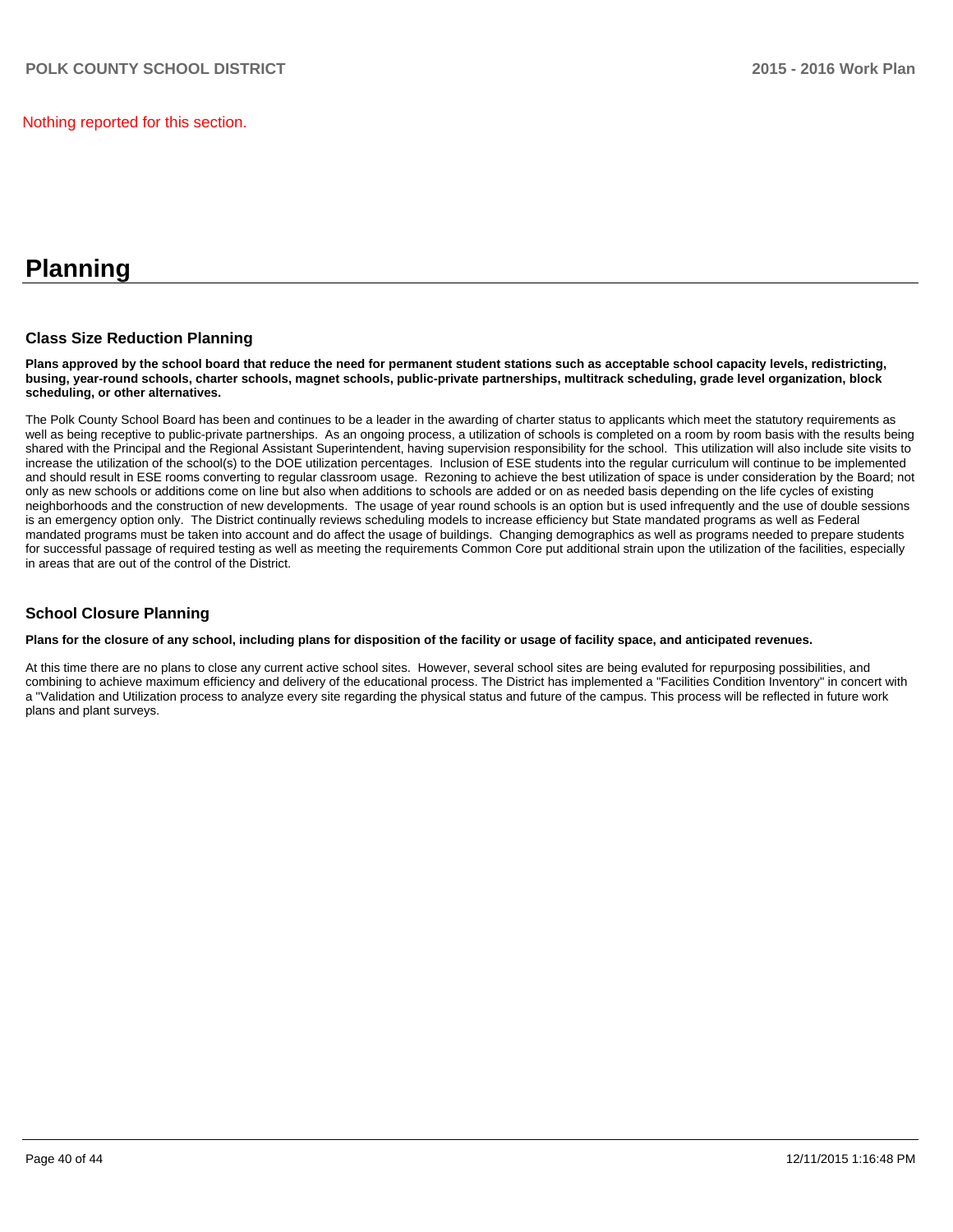Nothing reported for this section.

# Planning

## Class Size Reduction Planning

**Plans approved by the school board that reduce the need for permanent student stations such as acceptable school capacity levels, redistricting, busing, year-round schools, charter schools, magnet schools, public-private partnerships, multitrack scheduling, grade level organization, block scheduling, or other alternatives.**

The Polk County School Board has been and continues to be a leader in the awarding of charter status to applicants which meet the statutory requirements as well as being receptive to public-private partnerships. As an ongoing process, a utilization of schools is completed on a room by room basis with the results being shared with the Principal and the Regional Assistant Superintendent, having supervision responsibility for the school. This utilization will also include site visits to increase the utilization of the school(s) to the DOE utilization percentages. Inclusion of ESE students into the regular curriculum will continue to be implemented and should result in ESE rooms converting to regular classroom usage. Rezoning to achieve the best utilization of space is under consideration by the Board; not only as new schools or additions come on line but also when additions to schools are added or on as needed basis depending on the life cycles of existing neighborhoods and the construction of new developments. The usage of year round schools is an option but is used infrequently and the use of double sessions is an emergency option only. The District continually reviews scheduling models to increase efficiency but State mandated programs as well as Federal mandated programs must be taken into account and do affect the usage of buildings. Changing demographics as well as programs needed to prepare students for successful passage of required testing as well as meeting the requirements Common Core put additional strain upon the utilization of the facilities, especially in areas that are out of the control of the District.

## School Closure Planning

**Plans for the closure of any school, including plans for disposition of the facility or usage of facility space, and anticipated revenues.**

At this time there are no plans to close any current active school sites. However, several school sites are being evaluted for repurposing possibilities, and combining to achieve maximum efficiency and delivery of the educational process. The District has implemented a "Facilities Condition Inventory" in concert with a "Validation and Utilization process to analyze every site regarding the physical status and future of the campus. This process will be reflected in future work plans and plant surveys.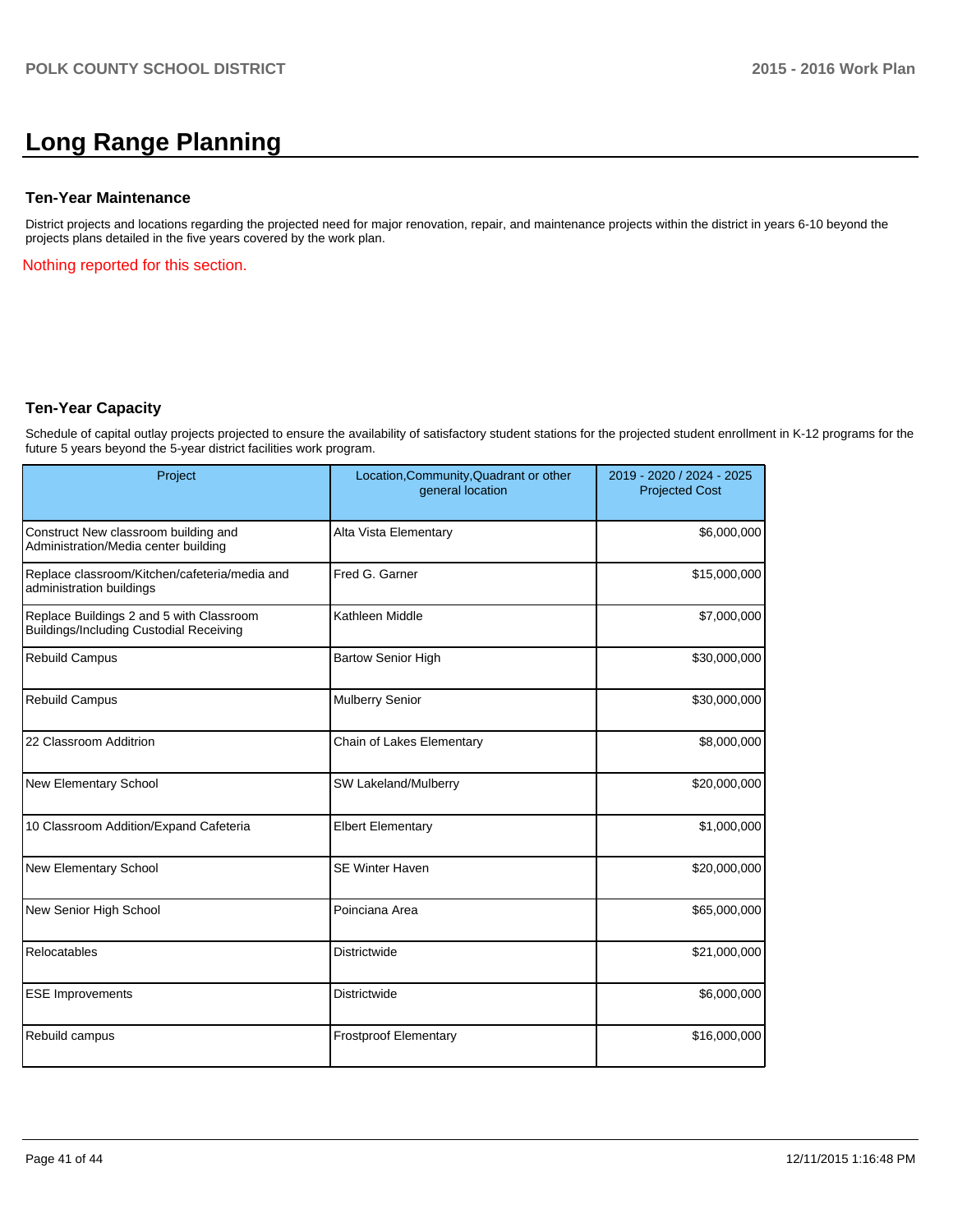# Long Range Planning

### Ten-Year Maintenance

District projects and locations regarding the projected need for major renovation, repair, and maintenance projects within the district in years 6-10 beyond the projects plans detailed in the five years covered by the work plan.

Nothing reported for this section.

### Ten-Year Capacity

Schedule of capital outlay projects projected to ensure the availability of satisfactory student stations for the projected student enrollment in K-12 programs for the future 5 years beyond the 5-year district facilities work program.

| Project | Location,Community,Quadrant or other general location | 2019 - 2020 / 2024 - 2025 Projected Cost |
|---|---|---|
| Construct New classroom building and Administration/Media center building | Alta Vista Elementary | $6,000,000 |
| Replace classroom/Kitchen/cafeteria/media and administration buildings | Fred G. Garner | $15,000,000 |
| Replace Buildings 2 and 5 with Classroom Buildings/Including Custodial Receiving | Kathleen Middle | $7,000,000 |
| Rebuild Campus | Bartow Senior High | $30,000,000 |
| Rebuild Campus | Mulberry Senior | $30,000,000 |
| 22 Classroom Additrion | Chain of Lakes Elementary | $8,000,000 |
| New Elementary School | SW Lakeland/Mulberry | $20,000,000 |
| 10 Classroom Addition/Expand Cafeteria | Elbert Elementary | $1,000,000 |
| New Elementary School | SE Winter Haven | $20,000,000 |
| New Senior High School | Poinciana Area | $65,000,000 |
| Relocatables | Districtwide | $21,000,000 |
| ESE Improvements | Districtwide | $6,000,000 |
| Rebuild campus | Frostproof Elementary | $16,000,000 |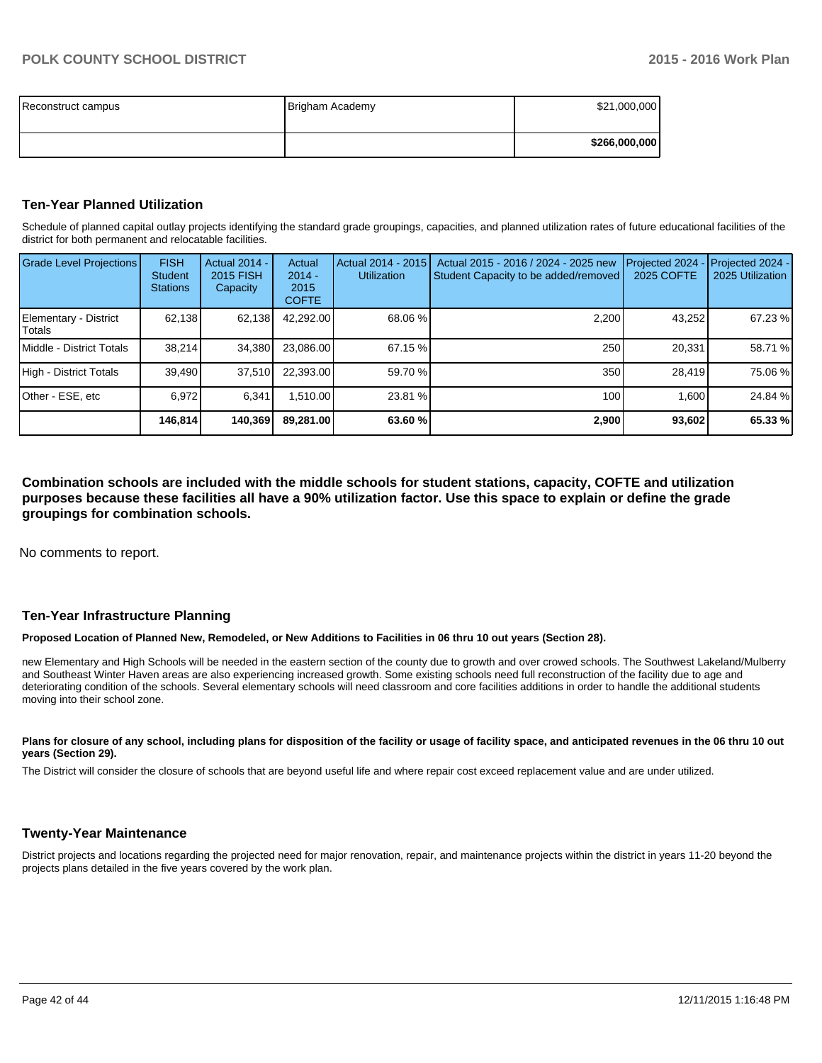| Reconstruct campus | Brigham Academy | $21,000,000 |
|---|---|---|
| | | **$266,000,000** |

### Ten-Year Planned Utilization

Schedule of planned capital outlay projects identifying the standard grade groupings, capacities, and planned utilization rates of future educational facilities of the district for both permanent and relocatable facilities.

| Grade Level Projections | FISH Student Stations | Actual 2014 - 2015 FISH Capacity | Actual 2014 - 2015 COFTE | Actual 2014 - 2015 Utilization | Actual 2015 - 2016 / 2024 - 2025 new Student Capacity to be added/removed | Projected 2024 - 2025 COFTE | Projected 2024 - 2025 Utilization |
|---|---|---|---|---|---|---|---|
| Elementary - District Totals | 62,138 | 62,138 | 42,292.00 | 68.06 % | 2,200 | 43,252 | 67.23 % |
| Middle - District Totals | 38,214 | 34,380 | 23,086.00 | 67.15 % | 250 | 20,331 | 58.71 % |
| High - District Totals | 39,490 | 37,510 | 22,393.00 | 59.70 % | 350 | 28,419 | 75.06 % |
| Other - ESE, etc | 6,972 | 6,341 | 1,510.00 | 23.81 % | 100 | 1,600 | 24.84 % |
| | **146,814** | **140,369** | **89,281.00** | **63.60 %** | **2,900** | **93,602** | **65.33 %** |

**Combination schools are included with the middle schools for student stations, capacity, COFTE and utilization purposes because these facilities all have a 90% utilization factor. Use this space to explain or define the grade groupings for combination schools.**

No comments to report.

### Ten-Year Infrastructure Planning

**Proposed Location of Planned New, Remodeled, or New Additions to Facilities in 06 thru 10 out years (Section 28).**

new Elementary and High Schools will be needed in the eastern section of the county due to growth and over crowed schools. The Southwest Lakeland/Mulberry and Southeast Winter Haven areas are also experiencing increased growth. Some existing schools need full reconstruction of the facility due to age and deteriorating condition of the schools. Several elementary schools will need classroom and core facilities additions in order to handle the additional students moving into their school zone.

**Plans for closure of any school, including plans for disposition of the facility or usage of facility space, and anticipated revenues in the 06 thru 10 out years (Section 29).**

The District will consider the closure of schools that are beyond useful life and where repair cost exceed replacement value and are under utilized.

### Twenty-Year Maintenance

District projects and locations regarding the projected need for major renovation, repair, and maintenance projects within the district in years 11-20 beyond the projects plans detailed in the five years covered by the work plan.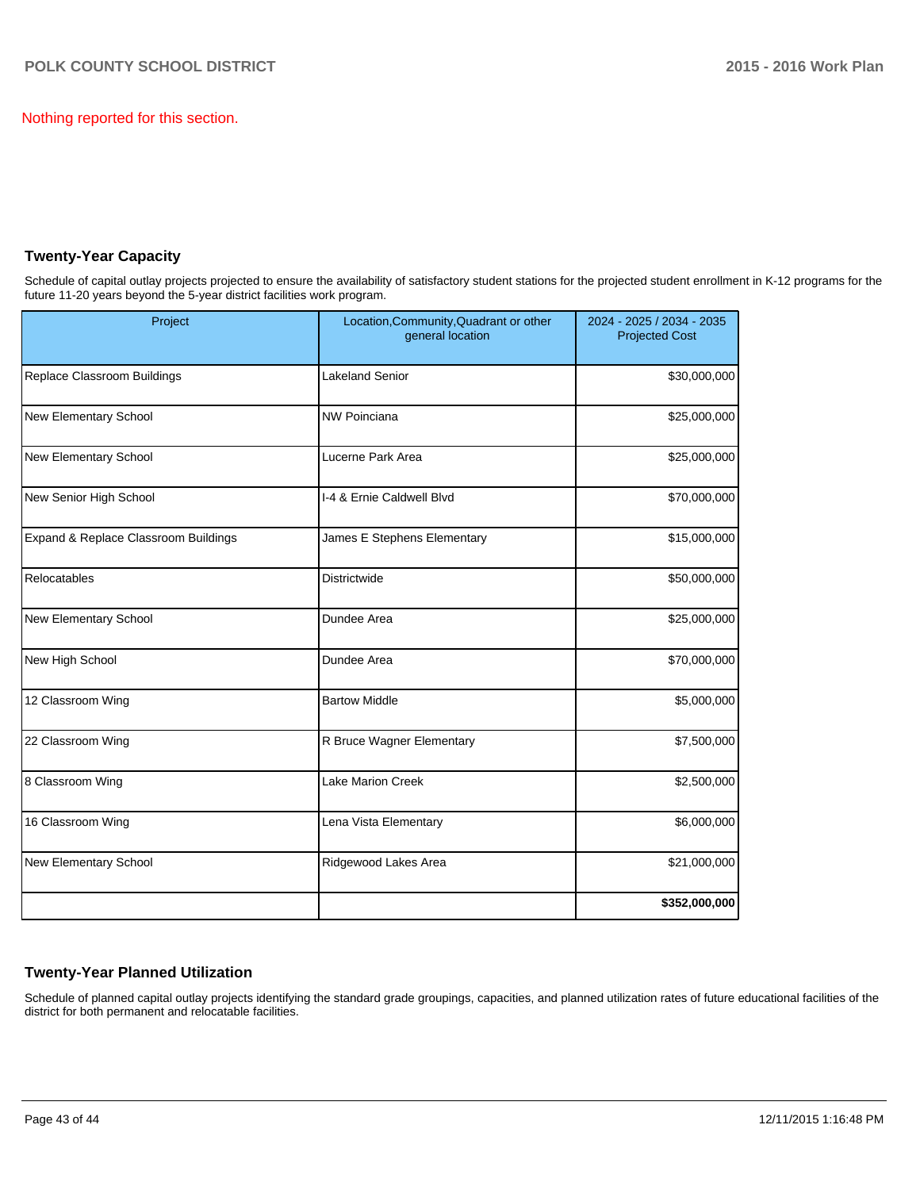Nothing reported for this section.

## Twenty-Year Capacity

Schedule of capital outlay projects projected to ensure the availability of satisfactory student stations for the projected student enrollment in K-12 programs for the future 11-20 years beyond the 5-year district facilities work program.

| Project | Location,Community,Quadrant or other general location | 2024 - 2025 / 2034 - 2035 Projected Cost |
|---|---|---|
| Replace Classroom Buildings | Lakeland Senior | $30,000,000 |
| New Elementary School | NW Poinciana | $25,000,000 |
| New Elementary School | Lucerne Park Area | $25,000,000 |
| New Senior High School | I-4 & Ernie Caldwell Blvd | $70,000,000 |
| Expand & Replace Classroom Buildings | James E Stephens Elementary | $15,000,000 |
| Relocatables | Districtwide | $50,000,000 |
| New Elementary School | Dundee Area | $25,000,000 |
| New High School | Dundee Area | $70,000,000 |
| 12 Classroom Wing | Bartow Middle | $5,000,000 |
| 22 Classroom Wing | R Bruce Wagner Elementary | $7,500,000 |
| 8 Classroom Wing | Lake Marion Creek | $2,500,000 |
| 16 Classroom Wing | Lena Vista Elementary | $6,000,000 |
| New Elementary School | Ridgewood Lakes Area | $21,000,000 |
| | | **$352,000,000** |

## Twenty-Year Planned Utilization

Schedule of planned capital outlay projects identifying the standard grade groupings, capacities, and planned utilization rates of future educational facilities of the district for both permanent and relocatable facilities.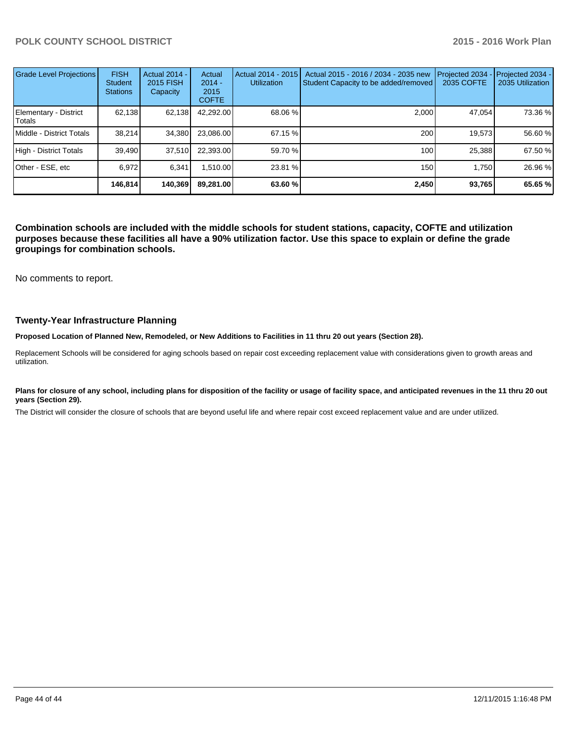| Grade Level Projections | FISH Student Stations | Actual 2014 - 2015 FISH Capacity | Actual 2014 - 2015 COFTE | Actual 2014 - 2015 Utilization | Actual 2015 - 2016 / 2034 - 2035 new Student Capacity to be added/removed | Projected 2034 - 2035 COFTE | Projected 2034 - 2035 Utilization |
|---|---|---|---|---|---|---|---|
| Elementary - District Totals | 62,138 | 62,138 | 42,292.00 | 68.06 % | 2,000 | 47,054 | 73.36 % |
| Middle - District Totals | 38,214 | 34,380 | 23,086.00 | 67.15 % | 200 | 19,573 | 56.60 % |
| High - District Totals | 39,490 | 37,510 | 22,393.00 | 59.70 % | 100 | 25,388 | 67.50 % |
| Other - ESE, etc | 6,972 | 6,341 | 1,510.00 | 23.81 % | 150 | 1,750 | 26.96 % |
| | **146,814** | **140,369** | **89,281.00** | **63.60 %** | **2,450** | **93,765** | **65.65 %** |

**Combination schools are included with the middle schools for student stations, capacity, COFTE and utilization purposes because these facilities all have a 90% utilization factor. Use this space to explain or define the grade groupings for combination schools.**

No comments to report.

## Twenty-Year Infrastructure Planning

**Proposed Location of Planned New, Remodeled, or New Additions to Facilities in 11 thru 20 out years (Section 28).**

Replacement Schools will be considered for aging schools based on repair cost exceeding replacement value with considerations given to growth areas and utilization.

**Plans for closure of any school, including plans for disposition of the facility or usage of facility space, and anticipated revenues in the 11 thru 20 out years (Section 29).**

The District will consider the closure of schools that are beyond useful life and where repair cost exceed replacement value and are under utilized.